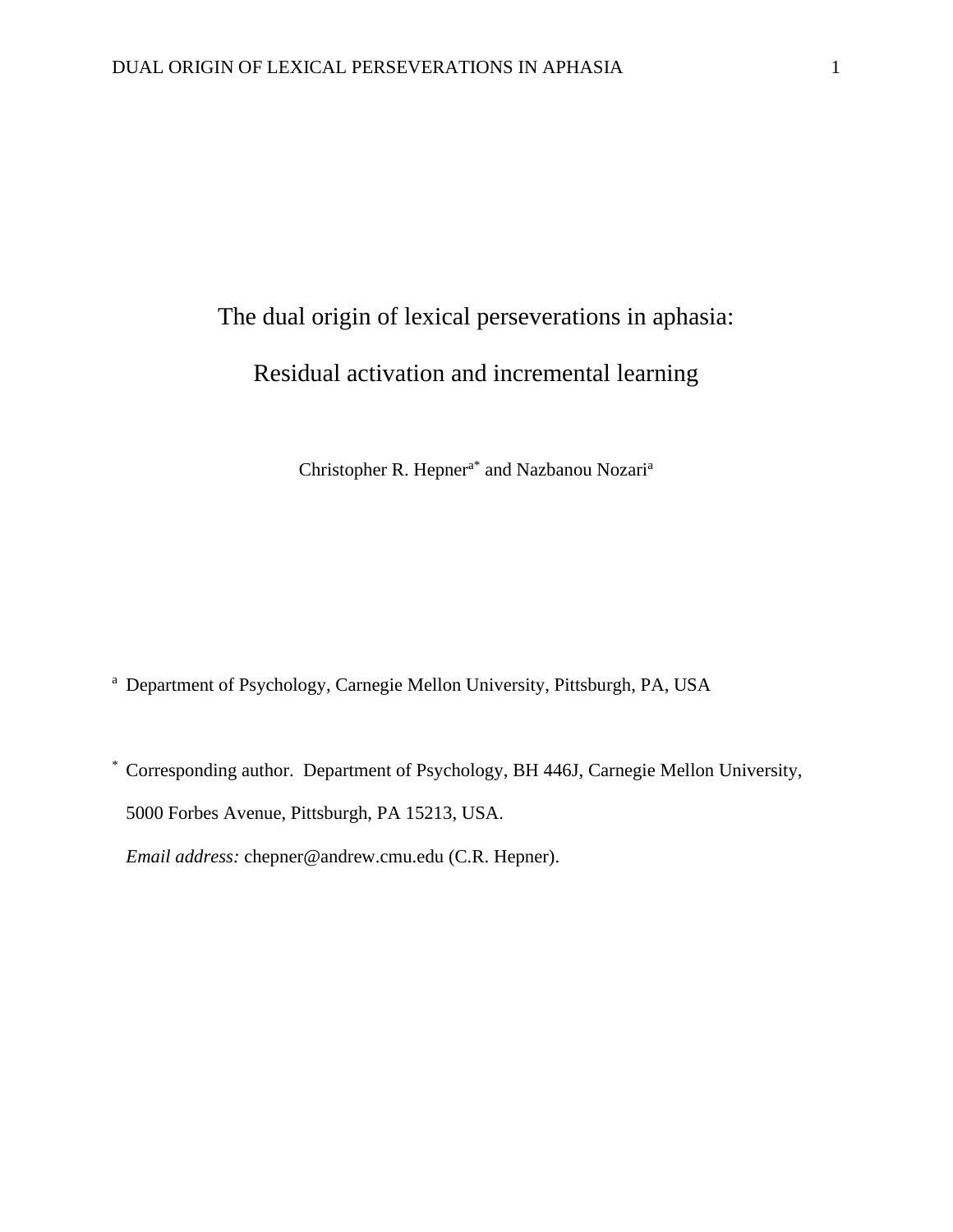# The dual origin of lexical perseverations in aphasia:

# Residual activation and incremental learning

Christopher R. Hepner[a*] and Nazbanou Nozari[a]

[a] Department of Psychology, Carnegie Mellon University, Pittsburgh, PA, USA

[*] Corresponding author. Department of Psychology, BH 446J, Carnegie Mellon University, 5000 Forbes Avenue, Pittsburgh, PA 15213, USA.

*Email address:* chepner@andrew.cmu.edu (C.R. Hepner).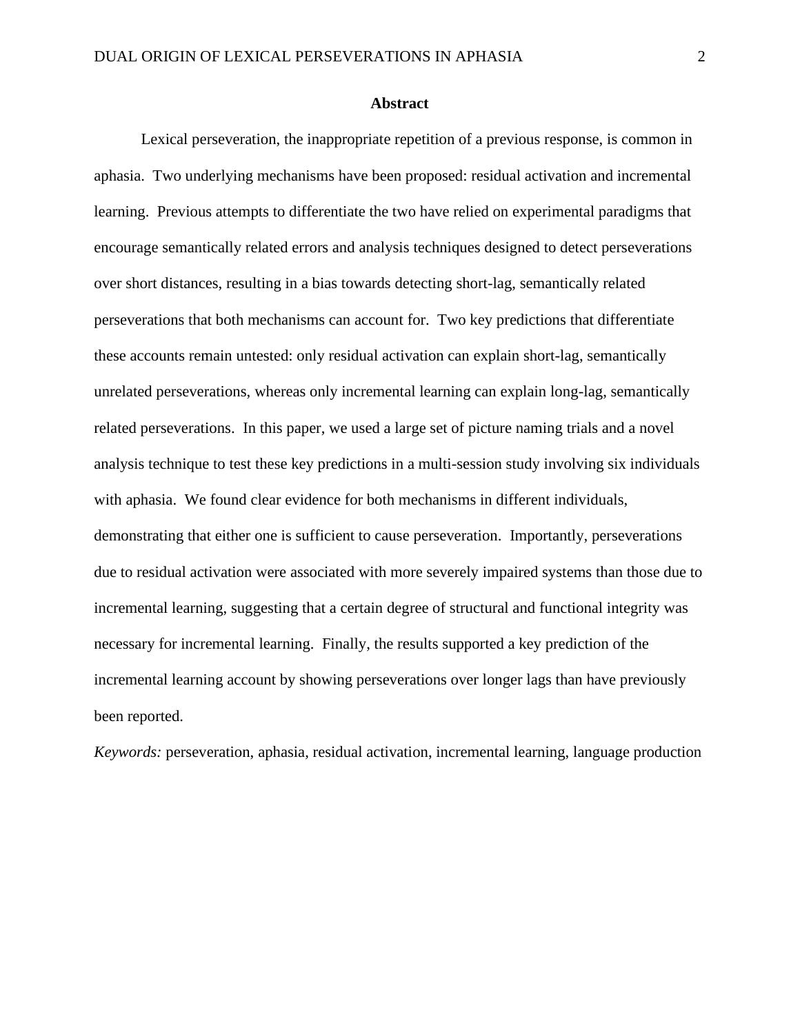## Abstract

Lexical perseveration, the inappropriate repetition of a previous response, is common in aphasia. Two underlying mechanisms have been proposed: residual activation and incremental learning. Previous attempts to differentiate the two have relied on experimental paradigms that encourage semantically related errors and analysis techniques designed to detect perseverations over short distances, resulting in a bias towards detecting short-lag, semantically related perseverations that both mechanisms can account for. Two key predictions that differentiate these accounts remain untested: only residual activation can explain short-lag, semantically unrelated perseverations, whereas only incremental learning can explain long-lag, semantically related perseverations. In this paper, we used a large set of picture naming trials and a novel analysis technique to test these key predictions in a multi-session study involving six individuals with aphasia. We found clear evidence for both mechanisms in different individuals, demonstrating that either one is sufficient to cause perseveration. Importantly, perseverations due to residual activation were associated with more severely impaired systems than those due to incremental learning, suggesting that a certain degree of structural and functional integrity was necessary for incremental learning. Finally, the results supported a key prediction of the incremental learning account by showing perseverations over longer lags than have previously been reported.

*Keywords:* perseveration, aphasia, residual activation, incremental learning, language production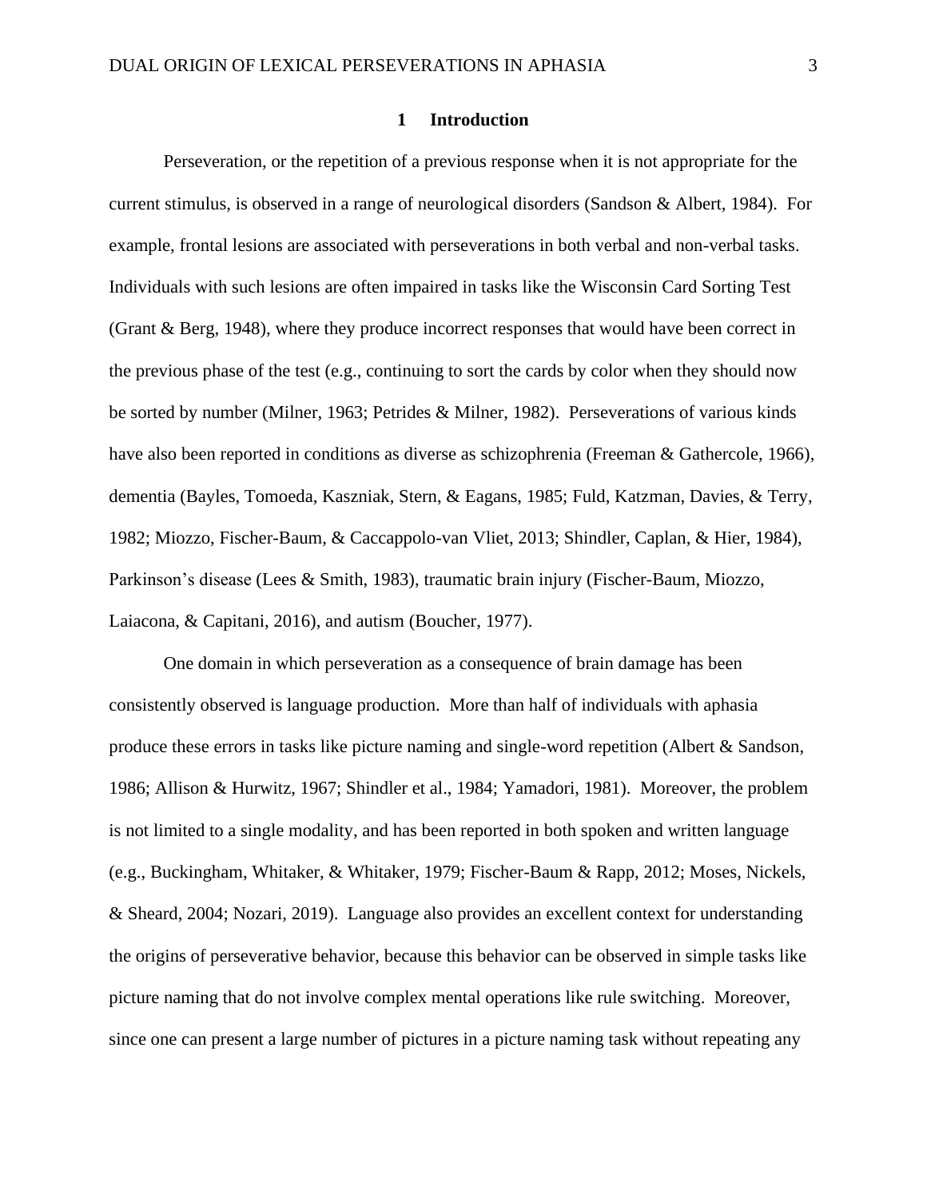# 1 Introduction

Perseveration, or the repetition of a previous response when it is not appropriate for the current stimulus, is observed in a range of neurological disorders (Sandson & Albert, 1984). For example, frontal lesions are associated with perseverations in both verbal and non-verbal tasks. Individuals with such lesions are often impaired in tasks like the Wisconsin Card Sorting Test (Grant & Berg, 1948), where they produce incorrect responses that would have been correct in the previous phase of the test (e.g., continuing to sort the cards by color when they should now be sorted by number (Milner, 1963; Petrides & Milner, 1982). Perseverations of various kinds have also been reported in conditions as diverse as schizophrenia (Freeman & Gathercole, 1966), dementia (Bayles, Tomoeda, Kaszniak, Stern, & Eagans, 1985; Fuld, Katzman, Davies, & Terry, 1982; Miozzo, Fischer-Baum, & Caccappolo-van Vliet, 2013; Shindler, Caplan, & Hier, 1984), Parkinson's disease (Lees & Smith, 1983), traumatic brain injury (Fischer-Baum, Miozzo, Laiacona, & Capitani, 2016), and autism (Boucher, 1977).

One domain in which perseveration as a consequence of brain damage has been consistently observed is language production. More than half of individuals with aphasia produce these errors in tasks like picture naming and single-word repetition (Albert & Sandson, 1986; Allison & Hurwitz, 1967; Shindler et al., 1984; Yamadori, 1981). Moreover, the problem is not limited to a single modality, and has been reported in both spoken and written language (e.g., Buckingham, Whitaker, & Whitaker, 1979; Fischer-Baum & Rapp, 2012; Moses, Nickels, & Sheard, 2004; Nozari, 2019). Language also provides an excellent context for understanding the origins of perseverative behavior, because this behavior can be observed in simple tasks like picture naming that do not involve complex mental operations like rule switching. Moreover, since one can present a large number of pictures in a picture naming task without repeating any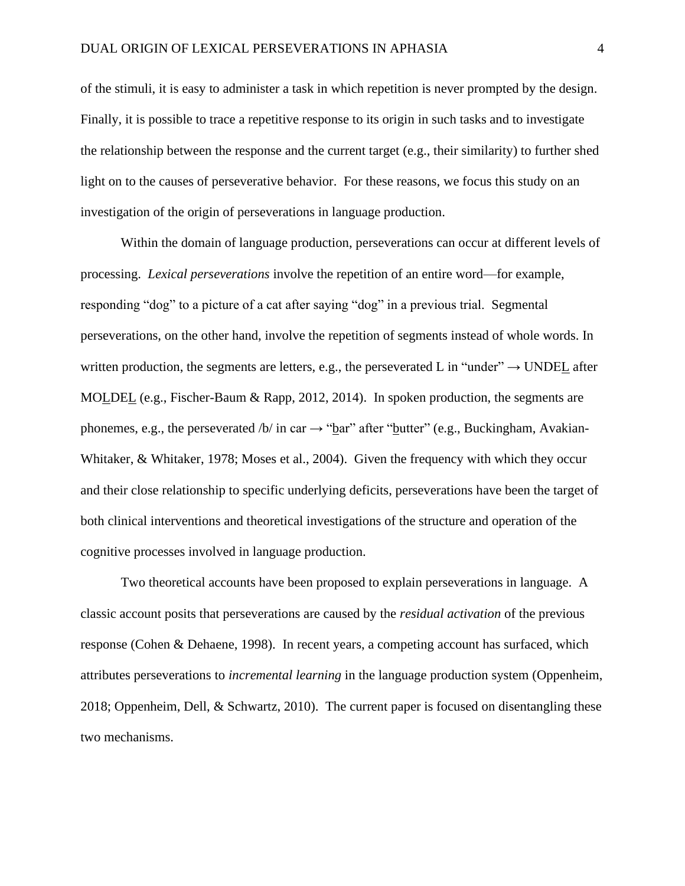of the stimuli, it is easy to administer a task in which repetition is never prompted by the design. Finally, it is possible to trace a repetitive response to its origin in such tasks and to investigate the relationship between the response and the current target (e.g., their similarity) to further shed light on to the causes of perseverative behavior. For these reasons, we focus this study on an investigation of the origin of perseverations in language production.

Within the domain of language production, perseverations can occur at different levels of processing. *Lexical perseverations* involve the repetition of an entire word—for example, responding "dog" to a picture of a cat after saying "dog" in a previous trial. Segmental perseverations, on the other hand, involve the repetition of segments instead of whole words. In written production, the segments are letters, e.g., the perseverated L in "under" → UNDE<u>L</u> after MO<u>L</u>DE<u>L</u> (e.g., Fischer-Baum & Rapp, 2012, 2014). In spoken production, the segments are phonemes, e.g., the perseverated /b/ in car → "<u>b</u>ar" after "<u>b</u>utter" (e.g., Buckingham, Avakian-Whitaker, & Whitaker, 1978; Moses et al., 2004). Given the frequency with which they occur and their close relationship to specific underlying deficits, perseverations have been the target of both clinical interventions and theoretical investigations of the structure and operation of the cognitive processes involved in language production.

Two theoretical accounts have been proposed to explain perseverations in language. A classic account posits that perseverations are caused by the *residual activation* of the previous response (Cohen & Dehaene, 1998). In recent years, a competing account has surfaced, which attributes perseverations to *incremental learning* in the language production system (Oppenheim, 2018; Oppenheim, Dell, & Schwartz, 2010). The current paper is focused on disentangling these two mechanisms.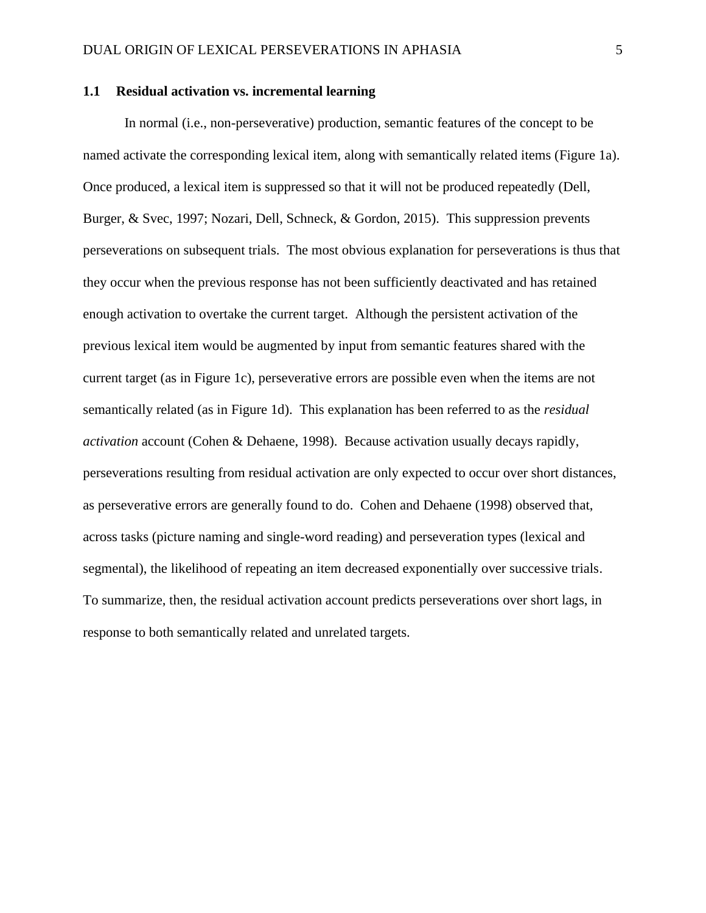## 1.1 Residual activation vs. incremental learning

In normal (i.e., non-perseverative) production, semantic features of the concept to be named activate the corresponding lexical item, along with semantically related items (Figure 1a). Once produced, a lexical item is suppressed so that it will not be produced repeatedly (Dell, Burger, & Svec, 1997; Nozari, Dell, Schneck, & Gordon, 2015). This suppression prevents perseverations on subsequent trials. The most obvious explanation for perseverations is thus that they occur when the previous response has not been sufficiently deactivated and has retained enough activation to overtake the current target. Although the persistent activation of the previous lexical item would be augmented by input from semantic features shared with the current target (as in Figure 1c), perseverative errors are possible even when the items are not semantically related (as in Figure 1d). This explanation has been referred to as the *residual activation* account (Cohen & Dehaene, 1998). Because activation usually decays rapidly, perseverations resulting from residual activation are only expected to occur over short distances, as perseverative errors are generally found to do. Cohen and Dehaene (1998) observed that, across tasks (picture naming and single-word reading) and perseveration types (lexical and segmental), the likelihood of repeating an item decreased exponentially over successive trials. To summarize, then, the residual activation account predicts perseverations over short lags, in response to both semantically related and unrelated targets.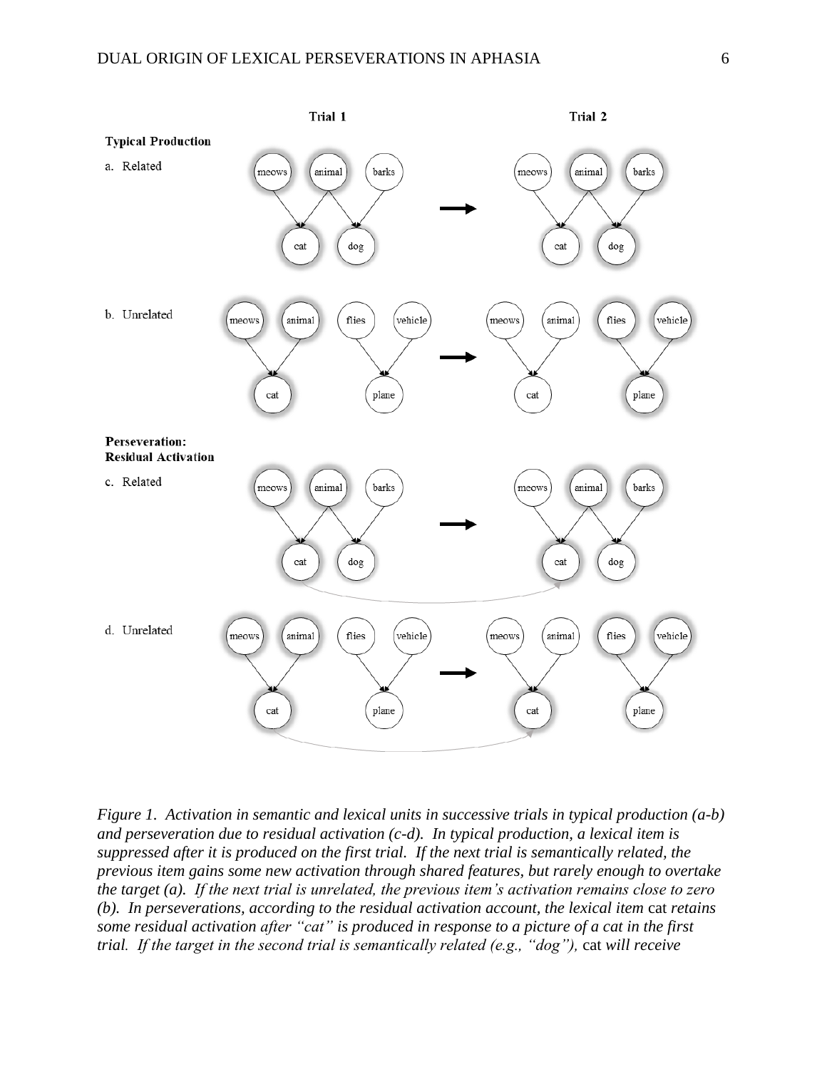*Figure 1.* *Activation in semantic and lexical units in successive trials in typical production (a-b) and perseveration due to residual activation (c-d). In typical production, a lexical item is suppressed after it is produced on the first trial. If the next trial is semantically related, the previous item gains some new activation through shared features, but rarely enough to overtake the target (a). If the next trial is unrelated, the previous item's activation remains close to zero (b). In perseverations, according to the residual activation account, the lexical item* cat *retains some residual activation after "cat" is produced in response to a picture of a cat in the first trial. If the target in the second trial is semantically related (e.g., "dog"),* cat *will receive*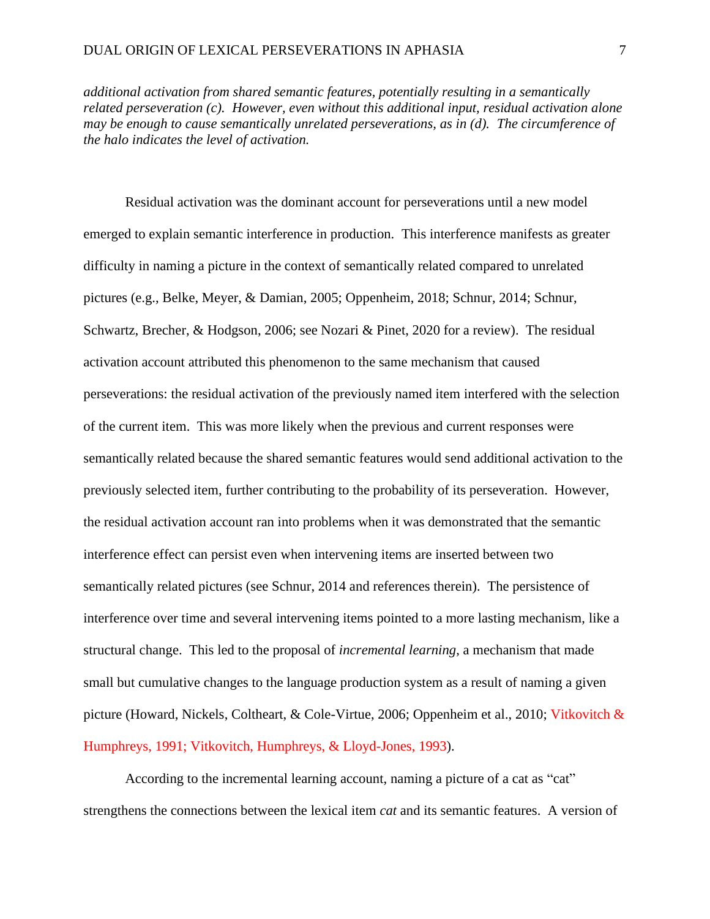*additional activation from shared semantic features, potentially resulting in a semantically related perseveration (c). However, even without this additional input, residual activation alone may be enough to cause semantically unrelated perseverations, as in (d). The circumference of the halo indicates the level of activation.*

Residual activation was the dominant account for perseverations until a new model emerged to explain semantic interference in production. This interference manifests as greater difficulty in naming a picture in the context of semantically related compared to unrelated pictures (e.g., Belke, Meyer, & Damian, 2005; Oppenheim, 2018; Schnur, 2014; Schnur, Schwartz, Brecher, & Hodgson, 2006; see Nozari & Pinet, 2020 for a review). The residual activation account attributed this phenomenon to the same mechanism that caused perseverations: the residual activation of the previously named item interfered with the selection of the current item. This was more likely when the previous and current responses were semantically related because the shared semantic features would send additional activation to the previously selected item, further contributing to the probability of its perseveration. However, the residual activation account ran into problems when it was demonstrated that the semantic interference effect can persist even when intervening items are inserted between two semantically related pictures (see Schnur, 2014 and references therein). The persistence of interference over time and several intervening items pointed to a more lasting mechanism, like a structural change. This led to the proposal of *incremental learning*, a mechanism that made small but cumulative changes to the language production system as a result of naming a given picture (Howard, Nickels, Coltheart, & Cole-Virtue, 2006; Oppenheim et al., 2010; Vitkovitch & Humphreys, 1991; Vitkovitch, Humphreys, & Lloyd-Jones, 1993).

According to the incremental learning account, naming a picture of a cat as "cat" strengthens the connections between the lexical item *cat* and its semantic features. A version of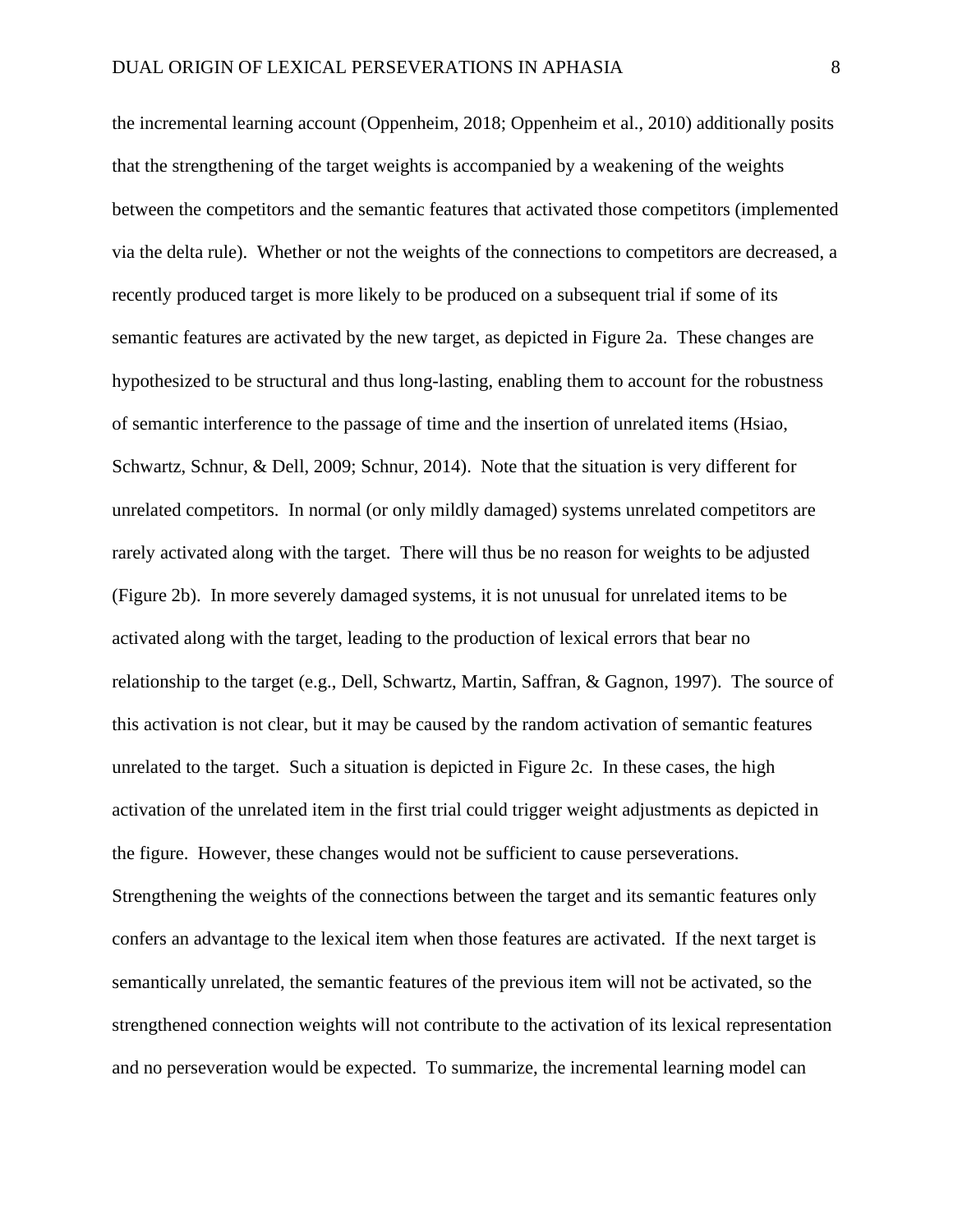the incremental learning account (Oppenheim, 2018; Oppenheim et al., 2010) additionally posits that the strengthening of the target weights is accompanied by a weakening of the weights between the competitors and the semantic features that activated those competitors (implemented via the delta rule). Whether or not the weights of the connections to competitors are decreased, a recently produced target is more likely to be produced on a subsequent trial if some of its semantic features are activated by the new target, as depicted in Figure 2a. These changes are hypothesized to be structural and thus long-lasting, enabling them to account for the robustness of semantic interference to the passage of time and the insertion of unrelated items (Hsiao, Schwartz, Schnur, & Dell, 2009; Schnur, 2014). Note that the situation is very different for unrelated competitors. In normal (or only mildly damaged) systems unrelated competitors are rarely activated along with the target. There will thus be no reason for weights to be adjusted (Figure 2b). In more severely damaged systems, it is not unusual for unrelated items to be activated along with the target, leading to the production of lexical errors that bear no relationship to the target (e.g., Dell, Schwartz, Martin, Saffran, & Gagnon, 1997). The source of this activation is not clear, but it may be caused by the random activation of semantic features unrelated to the target. Such a situation is depicted in Figure 2c. In these cases, the high activation of the unrelated item in the first trial could trigger weight adjustments as depicted in the figure. However, these changes would not be sufficient to cause perseverations. Strengthening the weights of the connections between the target and its semantic features only confers an advantage to the lexical item when those features are activated. If the next target is semantically unrelated, the semantic features of the previous item will not be activated, so the strengthened connection weights will not contribute to the activation of its lexical representation and no perseveration would be expected. To summarize, the incremental learning model can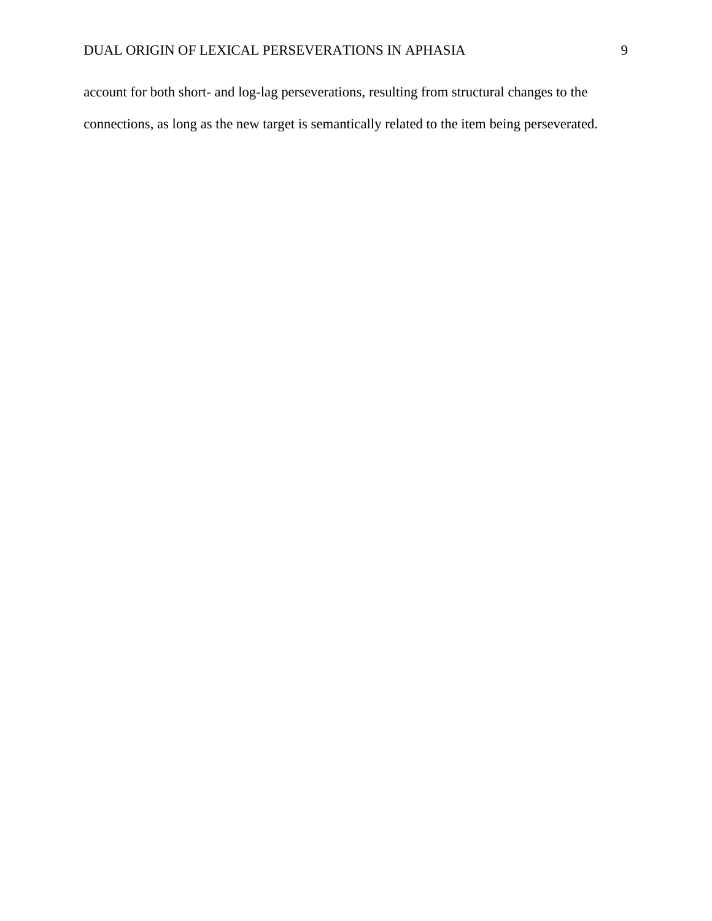account for both short- and log-lag perseverations, resulting from structural changes to the connections, as long as the new target is semantically related to the item being perseverated.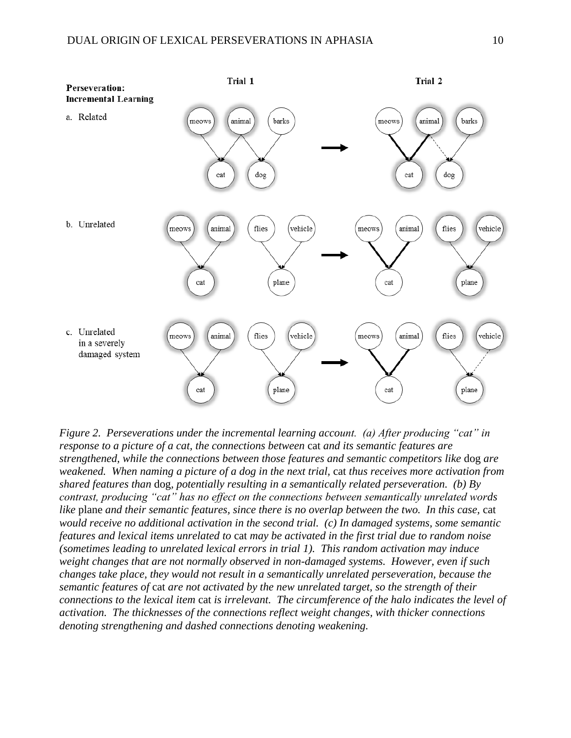*Figure 2. Perseverations under the incremental learning account. (a) After producing "cat" in response to a picture of a cat, the connections between* cat *and its semantic features are strengthened, while the connections between those features and semantic competitors like* dog *are weakened. When naming a picture of a dog in the next trial,* cat *thus receives more activation from shared features than* dog, *potentially resulting in a semantically related perseveration. (b) By contrast, producing "cat" has no effect on the connections between semantically unrelated words like* plane *and their semantic features, since there is no overlap between the two. In this case,* cat *would receive no additional activation in the second trial. (c) In damaged systems, some semantic features and lexical items unrelated to* cat *may be activated in the first trial due to random noise (sometimes leading to unrelated lexical errors in trial 1). This random activation may induce weight changes that are not normally observed in non-damaged systems. However, even if such changes take place, they would not result in a semantically unrelated perseveration, because the semantic features of* cat *are not activated by the new unrelated target, so the strength of their connections to the lexical item* cat *is irrelevant. The circumference of the halo indicates the level of activation. The thicknesses of the connections reflect weight changes, with thicker connections denoting strengthening and dashed connections denoting weakening.*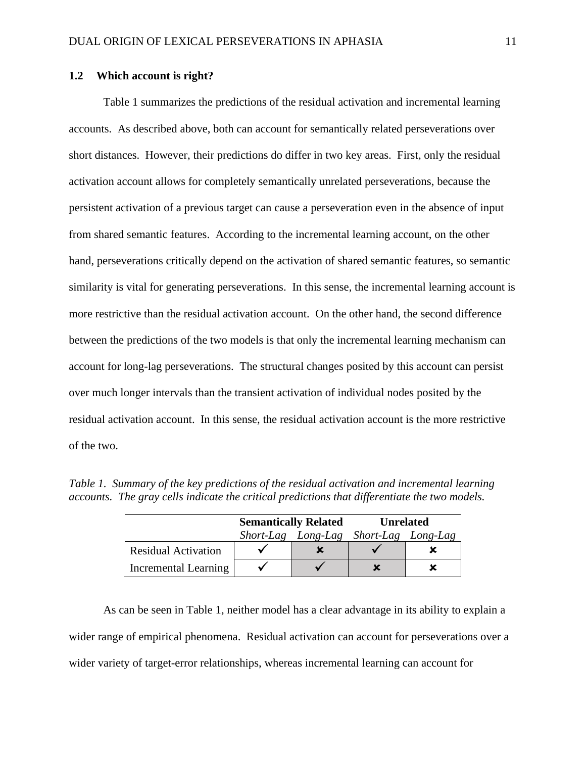## 1.2 Which account is right?

Table 1 summarizes the predictions of the residual activation and incremental learning accounts. As described above, both can account for semantically related perseverations over short distances. However, their predictions do differ in two key areas. First, only the residual activation account allows for completely semantically unrelated perseverations, because the persistent activation of a previous target can cause a perseveration even in the absence of input from shared semantic features. According to the incremental learning account, on the other hand, perseverations critically depend on the activation of shared semantic features, so semantic similarity is vital for generating perseverations. In this sense, the incremental learning account is more restrictive than the residual activation account. On the other hand, the second difference between the predictions of the two models is that only the incremental learning mechanism can account for long-lag perseverations. The structural changes posited by this account can persist over much longer intervals than the transient activation of individual nodes posited by the residual activation account. In this sense, the residual activation account is the more restrictive of the two.

*Table 1. Summary of the key predictions of the residual activation and incremental learning accounts. The gray cells indicate the critical predictions that differentiate the two models.*

| | **Semantically Related** | | **Unrelated** | |
|---|---|---|---|---|
| | *Short-Lag* | *Long-Lag* | *Short-Lag* | *Long-Lag* |
| Residual Activation | ✓ | ✗ | ✓ | ✗ |
| Incremental Learning | ✓ | ✓ | ✗ | ✗ |

As can be seen in Table 1, neither model has a clear advantage in its ability to explain a wider range of empirical phenomena. Residual activation can account for perseverations over a wider variety of target-error relationships, whereas incremental learning can account for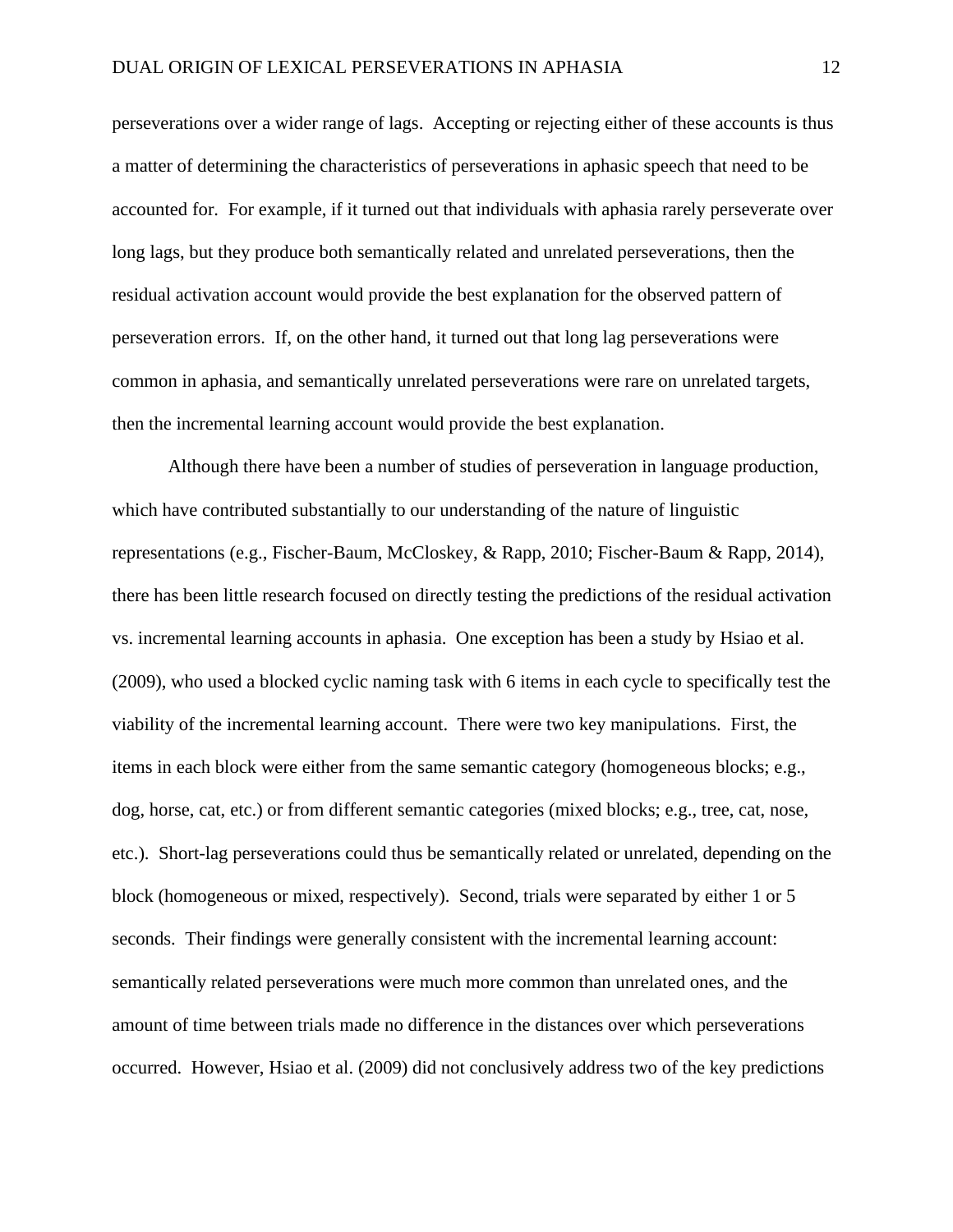perseverations over a wider range of lags.  Accepting or rejecting either of these accounts is thus a matter of determining the characteristics of perseverations in aphasic speech that need to be accounted for.  For example, if it turned out that individuals with aphasia rarely perseverate over long lags, but they produce both semantically related and unrelated perseverations, then the residual activation account would provide the best explanation for the observed pattern of perseveration errors.  If, on the other hand, it turned out that long lag perseverations were common in aphasia, and semantically unrelated perseverations were rare on unrelated targets, then the incremental learning account would provide the best explanation.

Although there have been a number of studies of perseveration in language production, which have contributed substantially to our understanding of the nature of linguistic representations (e.g., Fischer-Baum, McCloskey, & Rapp, 2010; Fischer-Baum & Rapp, 2014), there has been little research focused on directly testing the predictions of the residual activation vs. incremental learning accounts in aphasia.  One exception has been a study by Hsiao et al. (2009), who used a blocked cyclic naming task with 6 items in each cycle to specifically test the viability of the incremental learning account.  There were two key manipulations.  First, the items in each block were either from the same semantic category (homogeneous blocks; e.g., dog, horse, cat, etc.) or from different semantic categories (mixed blocks; e.g., tree, cat, nose, etc.).  Short-lag perseverations could thus be semantically related or unrelated, depending on the block (homogeneous or mixed, respectively).  Second, trials were separated by either 1 or 5 seconds.  Their findings were generally consistent with the incremental learning account: semantically related perseverations were much more common than unrelated ones, and the amount of time between trials made no difference in the distances over which perseverations occurred.  However, Hsiao et al. (2009) did not conclusively address two of the key predictions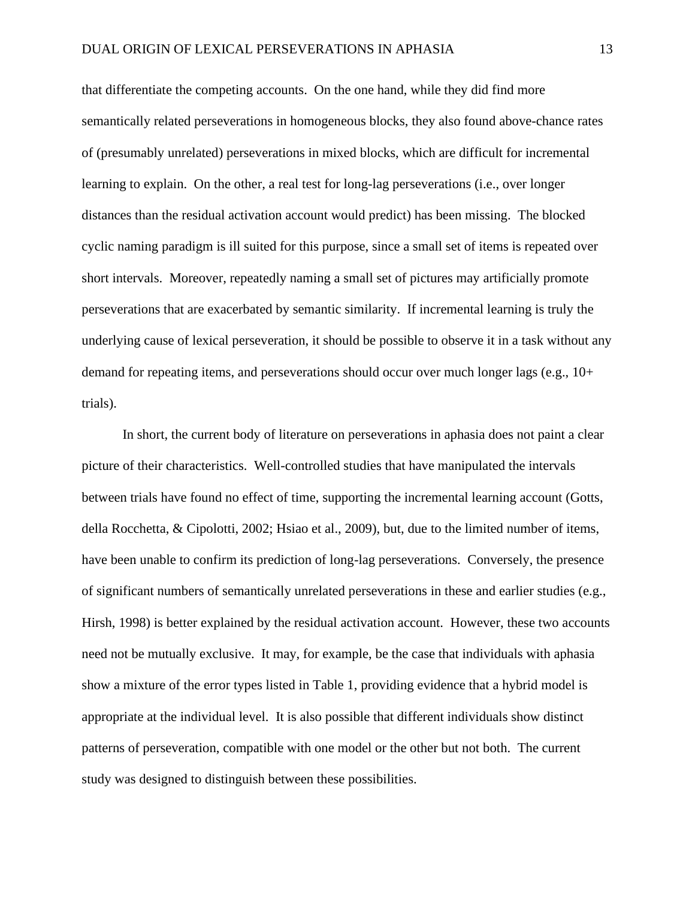that differentiate the competing accounts. On the one hand, while they did find more semantically related perseverations in homogeneous blocks, they also found above-chance rates of (presumably unrelated) perseverations in mixed blocks, which are difficult for incremental learning to explain. On the other, a real test for long-lag perseverations (i.e., over longer distances than the residual activation account would predict) has been missing. The blocked cyclic naming paradigm is ill suited for this purpose, since a small set of items is repeated over short intervals. Moreover, repeatedly naming a small set of pictures may artificially promote perseverations that are exacerbated by semantic similarity. If incremental learning is truly the underlying cause of lexical perseveration, it should be possible to observe it in a task without any demand for repeating items, and perseverations should occur over much longer lags (e.g., 10+ trials).

In short, the current body of literature on perseverations in aphasia does not paint a clear picture of their characteristics. Well-controlled studies that have manipulated the intervals between trials have found no effect of time, supporting the incremental learning account (Gotts, della Rocchetta, & Cipolotti, 2002; Hsiao et al., 2009), but, due to the limited number of items, have been unable to confirm its prediction of long-lag perseverations. Conversely, the presence of significant numbers of semantically unrelated perseverations in these and earlier studies (e.g., Hirsh, 1998) is better explained by the residual activation account. However, these two accounts need not be mutually exclusive. It may, for example, be the case that individuals with aphasia show a mixture of the error types listed in Table 1, providing evidence that a hybrid model is appropriate at the individual level. It is also possible that different individuals show distinct patterns of perseveration, compatible with one model or the other but not both. The current study was designed to distinguish between these possibilities.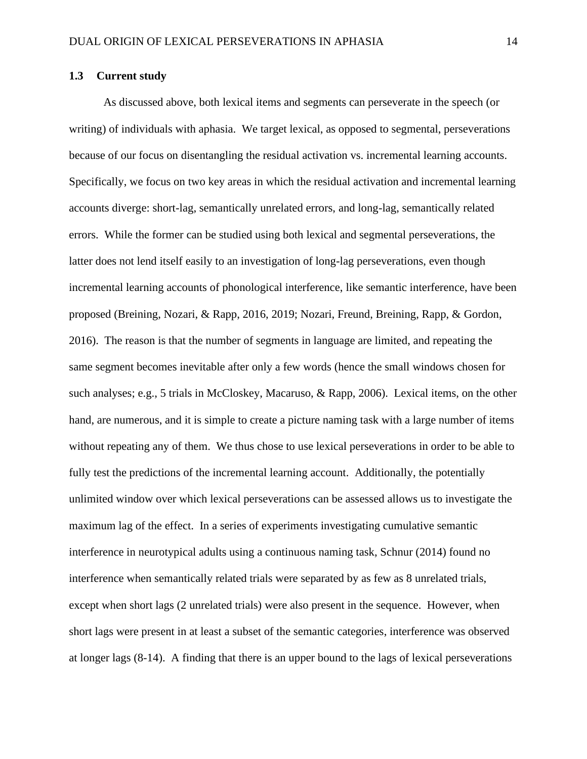### 1.3 Current study

As discussed above, both lexical items and segments can perseverate in the speech (or writing) of individuals with aphasia. We target lexical, as opposed to segmental, perseverations because of our focus on disentangling the residual activation vs. incremental learning accounts. Specifically, we focus on two key areas in which the residual activation and incremental learning accounts diverge: short-lag, semantically unrelated errors, and long-lag, semantically related errors. While the former can be studied using both lexical and segmental perseverations, the latter does not lend itself easily to an investigation of long-lag perseverations, even though incremental learning accounts of phonological interference, like semantic interference, have been proposed (Breining, Nozari, & Rapp, 2016, 2019; Nozari, Freund, Breining, Rapp, & Gordon, 2016). The reason is that the number of segments in language are limited, and repeating the same segment becomes inevitable after only a few words (hence the small windows chosen for such analyses; e.g., 5 trials in McCloskey, Macaruso, & Rapp, 2006). Lexical items, on the other hand, are numerous, and it is simple to create a picture naming task with a large number of items without repeating any of them. We thus chose to use lexical perseverations in order to be able to fully test the predictions of the incremental learning account. Additionally, the potentially unlimited window over which lexical perseverations can be assessed allows us to investigate the maximum lag of the effect. In a series of experiments investigating cumulative semantic interference in neurotypical adults using a continuous naming task, Schnur (2014) found no interference when semantically related trials were separated by as few as 8 unrelated trials, except when short lags (2 unrelated trials) were also present in the sequence. However, when short lags were present in at least a subset of the semantic categories, interference was observed at longer lags (8-14). A finding that there is an upper bound to the lags of lexical perseverations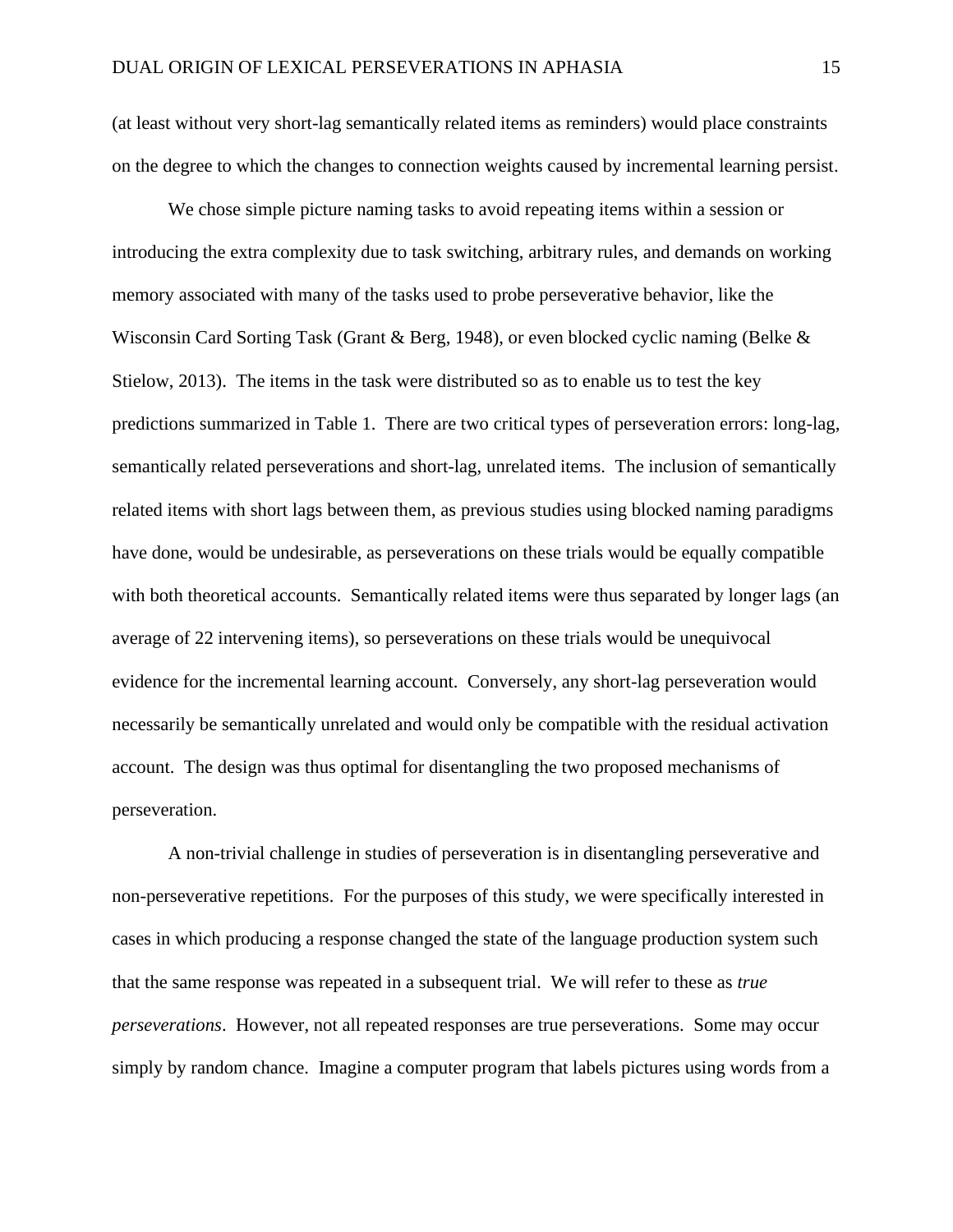(at least without very short-lag semantically related items as reminders) would place constraints on the degree to which the changes to connection weights caused by incremental learning persist.

We chose simple picture naming tasks to avoid repeating items within a session or introducing the extra complexity due to task switching, arbitrary rules, and demands on working memory associated with many of the tasks used to probe perseverative behavior, like the Wisconsin Card Sorting Task (Grant & Berg, 1948), or even blocked cyclic naming (Belke & Stielow, 2013). The items in the task were distributed so as to enable us to test the key predictions summarized in Table 1. There are two critical types of perseveration errors: long-lag, semantically related perseverations and short-lag, unrelated items. The inclusion of semantically related items with short lags between them, as previous studies using blocked naming paradigms have done, would be undesirable, as perseverations on these trials would be equally compatible with both theoretical accounts. Semantically related items were thus separated by longer lags (an average of 22 intervening items), so perseverations on these trials would be unequivocal evidence for the incremental learning account. Conversely, any short-lag perseveration would necessarily be semantically unrelated and would only be compatible with the residual activation account. The design was thus optimal for disentangling the two proposed mechanisms of perseveration.

A non-trivial challenge in studies of perseveration is in disentangling perseverative and non-perseverative repetitions. For the purposes of this study, we were specifically interested in cases in which producing a response changed the state of the language production system such that the same response was repeated in a subsequent trial. We will refer to these as *true perseverations*. However, not all repeated responses are true perseverations. Some may occur simply by random chance. Imagine a computer program that labels pictures using words from a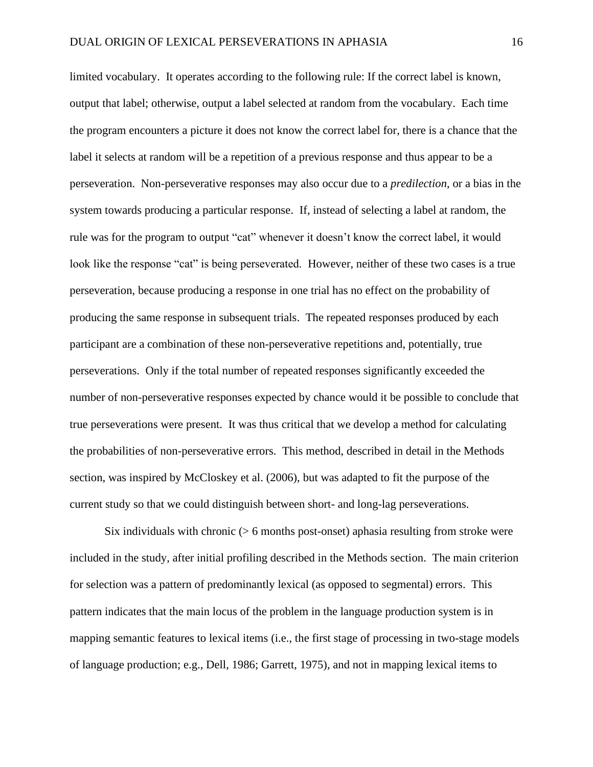limited vocabulary. It operates according to the following rule: If the correct label is known, output that label; otherwise, output a label selected at random from the vocabulary. Each time the program encounters a picture it does not know the correct label for, there is a chance that the label it selects at random will be a repetition of a previous response and thus appear to be a perseveration. Non-perseverative responses may also occur due to a *predilection*, or a bias in the system towards producing a particular response. If, instead of selecting a label at random, the rule was for the program to output "cat" whenever it doesn't know the correct label, it would look like the response "cat" is being perseverated. However, neither of these two cases is a true perseveration, because producing a response in one trial has no effect on the probability of producing the same response in subsequent trials. The repeated responses produced by each participant are a combination of these non-perseverative repetitions and, potentially, true perseverations. Only if the total number of repeated responses significantly exceeded the number of non-perseverative responses expected by chance would it be possible to conclude that true perseverations were present. It was thus critical that we develop a method for calculating the probabilities of non-perseverative errors. This method, described in detail in the Methods section, was inspired by McCloskey et al. (2006), but was adapted to fit the purpose of the current study so that we could distinguish between short- and long-lag perseverations.

Six individuals with chronic (> 6 months post-onset) aphasia resulting from stroke were included in the study, after initial profiling described in the Methods section. The main criterion for selection was a pattern of predominantly lexical (as opposed to segmental) errors. This pattern indicates that the main locus of the problem in the language production system is in mapping semantic features to lexical items (i.e., the first stage of processing in two-stage models of language production; e.g., Dell, 1986; Garrett, 1975), and not in mapping lexical items to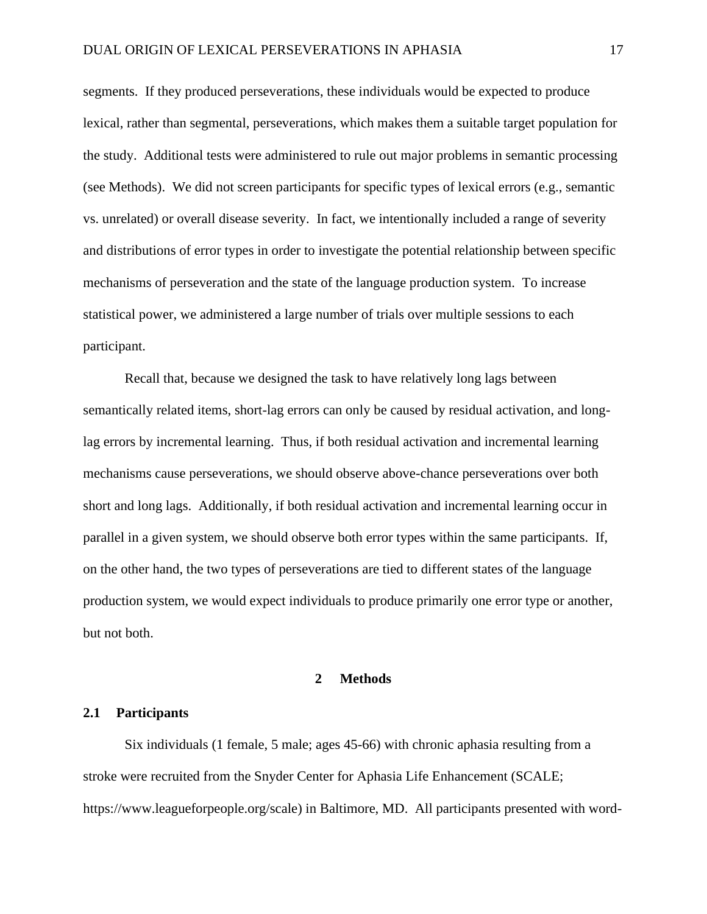segments. If they produced perseverations, these individuals would be expected to produce lexical, rather than segmental, perseverations, which makes them a suitable target population for the study. Additional tests were administered to rule out major problems in semantic processing (see Methods). We did not screen participants for specific types of lexical errors (e.g., semantic vs. unrelated) or overall disease severity. In fact, we intentionally included a range of severity and distributions of error types in order to investigate the potential relationship between specific mechanisms of perseveration and the state of the language production system. To increase statistical power, we administered a large number of trials over multiple sessions to each participant.

Recall that, because we designed the task to have relatively long lags between semantically related items, short-lag errors can only be caused by residual activation, and long-lag errors by incremental learning. Thus, if both residual activation and incremental learning mechanisms cause perseverations, we should observe above-chance perseverations over both short and long lags. Additionally, if both residual activation and incremental learning occur in parallel in a given system, we should observe both error types within the same participants. If, on the other hand, the two types of perseverations are tied to different states of the language production system, we would expect individuals to produce primarily one error type or another, but not both.

# 2 Methods

## 2.1 Participants

Six individuals (1 female, 5 male; ages 45-66) with chronic aphasia resulting from a stroke were recruited from the Snyder Center for Aphasia Life Enhancement (SCALE; https://www.leagueforpeople.org/scale) in Baltimore, MD. All participants presented with word-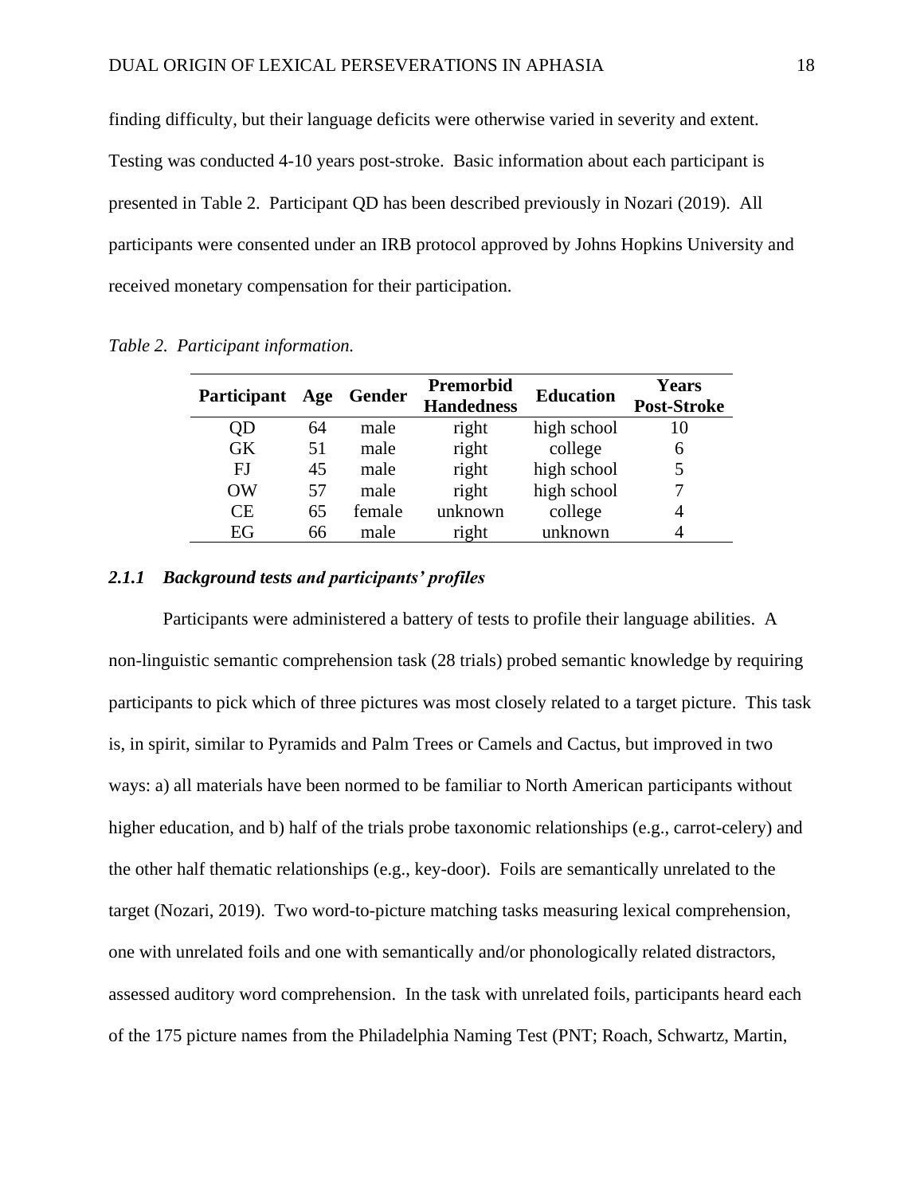finding difficulty, but their language deficits were otherwise varied in severity and extent. Testing was conducted 4-10 years post-stroke. Basic information about each participant is presented in Table 2. Participant QD has been described previously in Nozari (2019). All participants were consented under an IRB protocol approved by Johns Hopkins University and received monetary compensation for their participation.

*Table 2. Participant information.*

| Participant | Age | Gender | Premorbid Handedness | Education | Years Post-Stroke |
|---|---|---|---|---|---|
| QD | 64 | male | right | high school | 10 |
| GK | 51 | male | right | college | 6 |
| FJ | 45 | male | right | high school | 5 |
| OW | 57 | male | right | high school | 7 |
| CE | 65 | female | unknown | college | 4 |
| EG | 66 | male | right | unknown | 4 |

### *2.1.1 Background tests and participants' profiles*

Participants were administered a battery of tests to profile their language abilities. A non-linguistic semantic comprehension task (28 trials) probed semantic knowledge by requiring participants to pick which of three pictures was most closely related to a target picture. This task is, in spirit, similar to Pyramids and Palm Trees or Camels and Cactus, but improved in two ways: a) all materials have been normed to be familiar to North American participants without higher education, and b) half of the trials probe taxonomic relationships (e.g., carrot-celery) and the other half thematic relationships (e.g., key-door). Foils are semantically unrelated to the target (Nozari, 2019). Two word-to-picture matching tasks measuring lexical comprehension, one with unrelated foils and one with semantically and/or phonologically related distractors, assessed auditory word comprehension. In the task with unrelated foils, participants heard each of the 175 picture names from the Philadelphia Naming Test (PNT; Roach, Schwartz, Martin,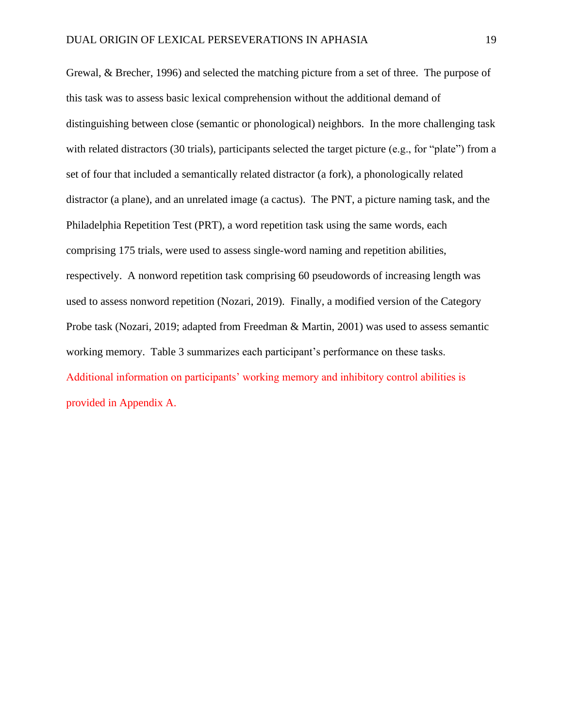Grewal, & Brecher, 1996) and selected the matching picture from a set of three. The purpose of this task was to assess basic lexical comprehension without the additional demand of distinguishing between close (semantic or phonological) neighbors. In the more challenging task with related distractors (30 trials), participants selected the target picture (e.g., for "plate") from a set of four that included a semantically related distractor (a fork), a phonologically related distractor (a plane), and an unrelated image (a cactus). The PNT, a picture naming task, and the Philadelphia Repetition Test (PRT), a word repetition task using the same words, each comprising 175 trials, were used to assess single-word naming and repetition abilities, respectively. A nonword repetition task comprising 60 pseudowords of increasing length was used to assess nonword repetition (Nozari, 2019). Finally, a modified version of the Category Probe task (Nozari, 2019; adapted from Freedman & Martin, 2001) was used to assess semantic working memory. Table 3 summarizes each participant's performance on these tasks. Additional information on participants' working memory and inhibitory control abilities is provided in Appendix A.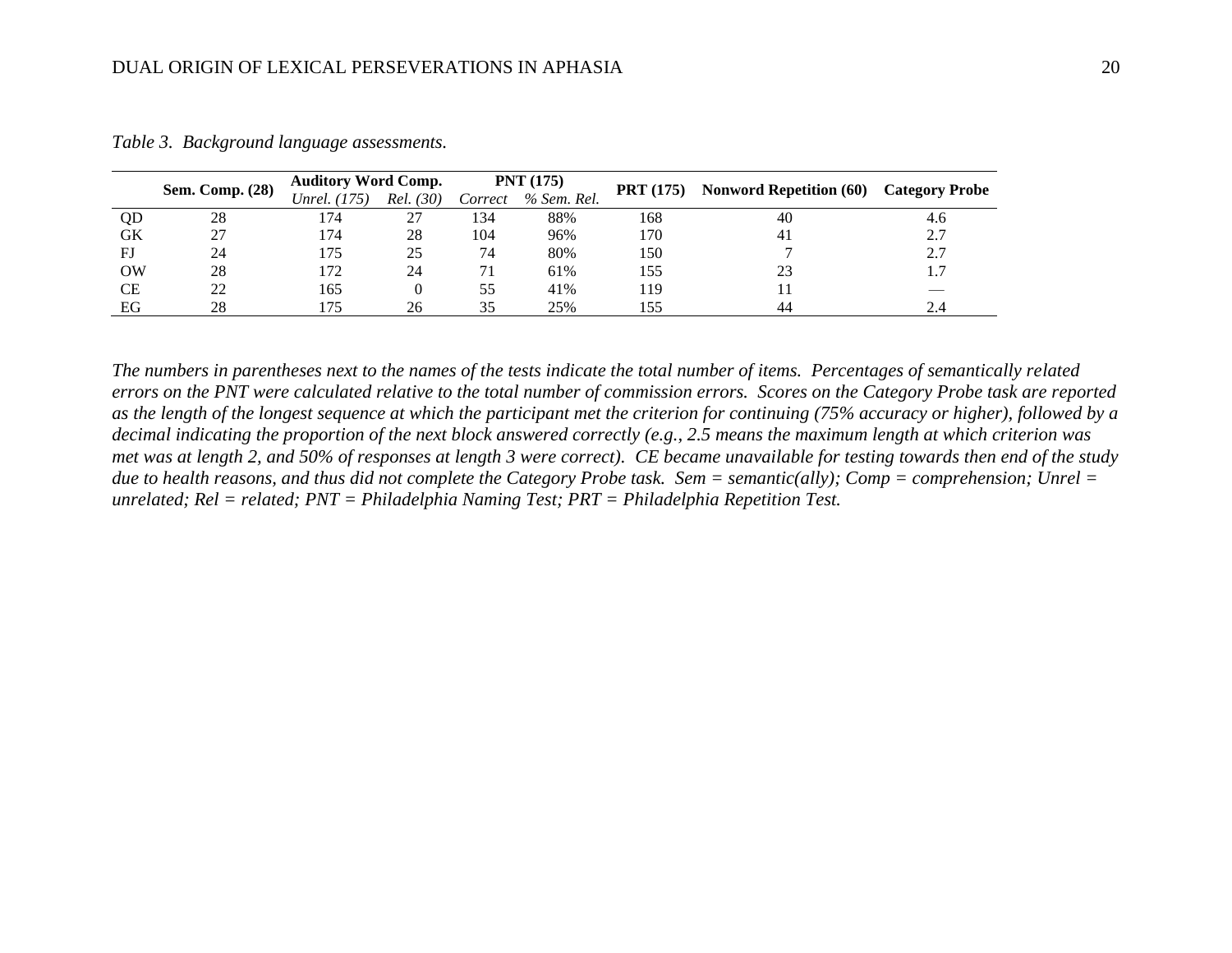*Table 3. Background language assessments.*

| | Sem. Comp. (28) | Auditory Word Comp. | | PNT (175) | | PRT (175) | Nonword Repetition (60) | Category Probe |
|---|---|---|---|---|---|---|---|---|
| | | *Unrel. (175)* | *Rel. (30)* | *Correct* | *% Sem. Rel.* | | | |
| QD | 28 | 174 | 27 | 134 | 88% | 168 | 40 | 4.6 |
| GK | 27 | 174 | 28 | 104 | 96% | 170 | 41 | 2.7 |
| FJ | 24 | 175 | 25 | 74 | 80% | 150 | 7 | 2.7 |
| OW | 28 | 172 | 24 | 71 | 61% | 155 | 23 | 1.7 |
| CE | 22 | 165 | 0 | 55 | 41% | 119 | 11 | — |
| EG | 28 | 175 | 26 | 35 | 25% | 155 | 44 | 2.4 |

*The numbers in parentheses next to the names of the tests indicate the total number of items. Percentages of semantically related errors on the PNT were calculated relative to the total number of commission errors. Scores on the Category Probe task are reported as the length of the longest sequence at which the participant met the criterion for continuing (75% accuracy or higher), followed by a decimal indicating the proportion of the next block answered correctly (e.g., 2.5 means the maximum length at which criterion was met was at length 2, and 50% of responses at length 3 were correct). CE became unavailable for testing towards then end of the study due to health reasons, and thus did not complete the Category Probe task. Sem = semantic(ally); Comp = comprehension; Unrel = unrelated; Rel = related; PNT = Philadelphia Naming Test; PRT = Philadelphia Repetition Test.*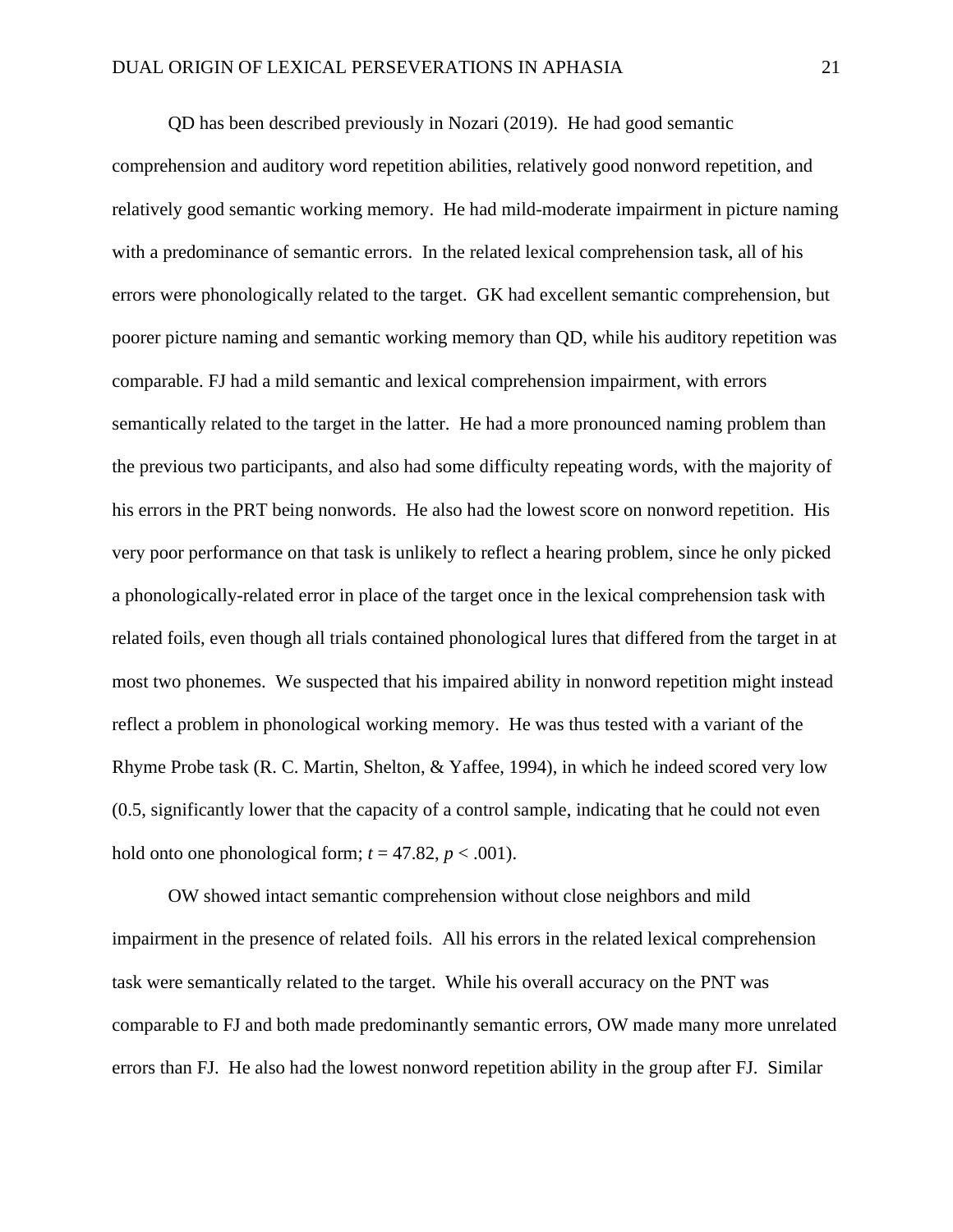QD has been described previously in Nozari (2019). He had good semantic comprehension and auditory word repetition abilities, relatively good nonword repetition, and relatively good semantic working memory. He had mild-moderate impairment in picture naming with a predominance of semantic errors. In the related lexical comprehension task, all of his errors were phonologically related to the target. GK had excellent semantic comprehension, but poorer picture naming and semantic working memory than QD, while his auditory repetition was comparable. FJ had a mild semantic and lexical comprehension impairment, with errors semantically related to the target in the latter. He had a more pronounced naming problem than the previous two participants, and also had some difficulty repeating words, with the majority of his errors in the PRT being nonwords. He also had the lowest score on nonword repetition. His very poor performance on that task is unlikely to reflect a hearing problem, since he only picked a phonologically-related error in place of the target once in the lexical comprehension task with related foils, even though all trials contained phonological lures that differed from the target in at most two phonemes. We suspected that his impaired ability in nonword repetition might instead reflect a problem in phonological working memory. He was thus tested with a variant of the Rhyme Probe task (R. C. Martin, Shelton, & Yaffee, 1994), in which he indeed scored very low (0.5, significantly lower that the capacity of a control sample, indicating that he could not even hold onto one phonological form; $t = 47.82$, $p < .001$).

OW showed intact semantic comprehension without close neighbors and mild impairment in the presence of related foils. All his errors in the related lexical comprehension task were semantically related to the target. While his overall accuracy on the PNT was comparable to FJ and both made predominantly semantic errors, OW made many more unrelated errors than FJ. He also had the lowest nonword repetition ability in the group after FJ. Similar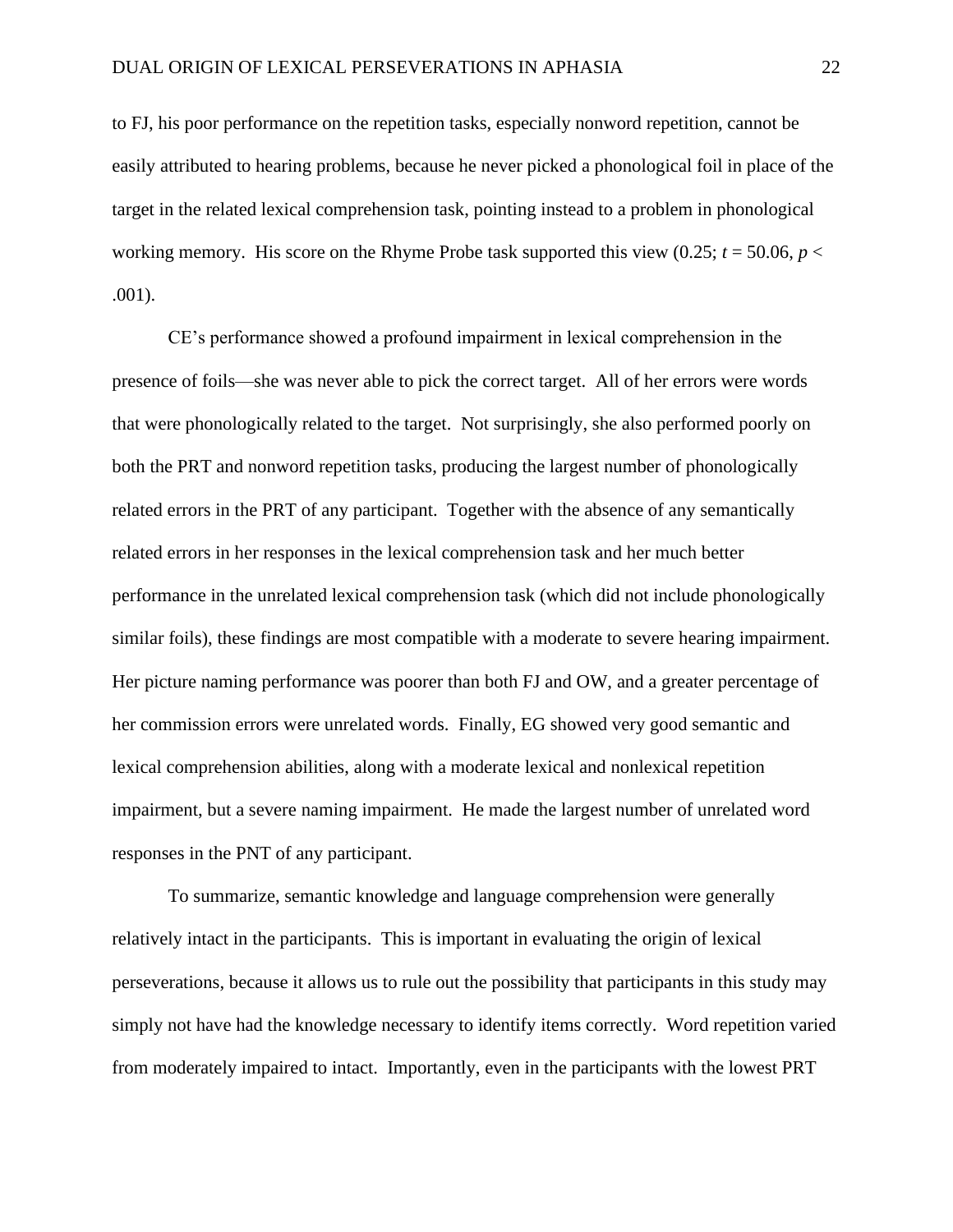to FJ, his poor performance on the repetition tasks, especially nonword repetition, cannot be easily attributed to hearing problems, because he never picked a phonological foil in place of the target in the related lexical comprehension task, pointing instead to a problem in phonological working memory. His score on the Rhyme Probe task supported this view (0.25; $t = 50.06$, $p < .001$).

CE's performance showed a profound impairment in lexical comprehension in the presence of foils—she was never able to pick the correct target. All of her errors were words that were phonologically related to the target. Not surprisingly, she also performed poorly on both the PRT and nonword repetition tasks, producing the largest number of phonologically related errors in the PRT of any participant. Together with the absence of any semantically related errors in her responses in the lexical comprehension task and her much better performance in the unrelated lexical comprehension task (which did not include phonologically similar foils), these findings are most compatible with a moderate to severe hearing impairment. Her picture naming performance was poorer than both FJ and OW, and a greater percentage of her commission errors were unrelated words. Finally, EG showed very good semantic and lexical comprehension abilities, along with a moderate lexical and nonlexical repetition impairment, but a severe naming impairment. He made the largest number of unrelated word responses in the PNT of any participant.

To summarize, semantic knowledge and language comprehension were generally relatively intact in the participants. This is important in evaluating the origin of lexical perseverations, because it allows us to rule out the possibility that participants in this study may simply not have had the knowledge necessary to identify items correctly. Word repetition varied from moderately impaired to intact. Importantly, even in the participants with the lowest PRT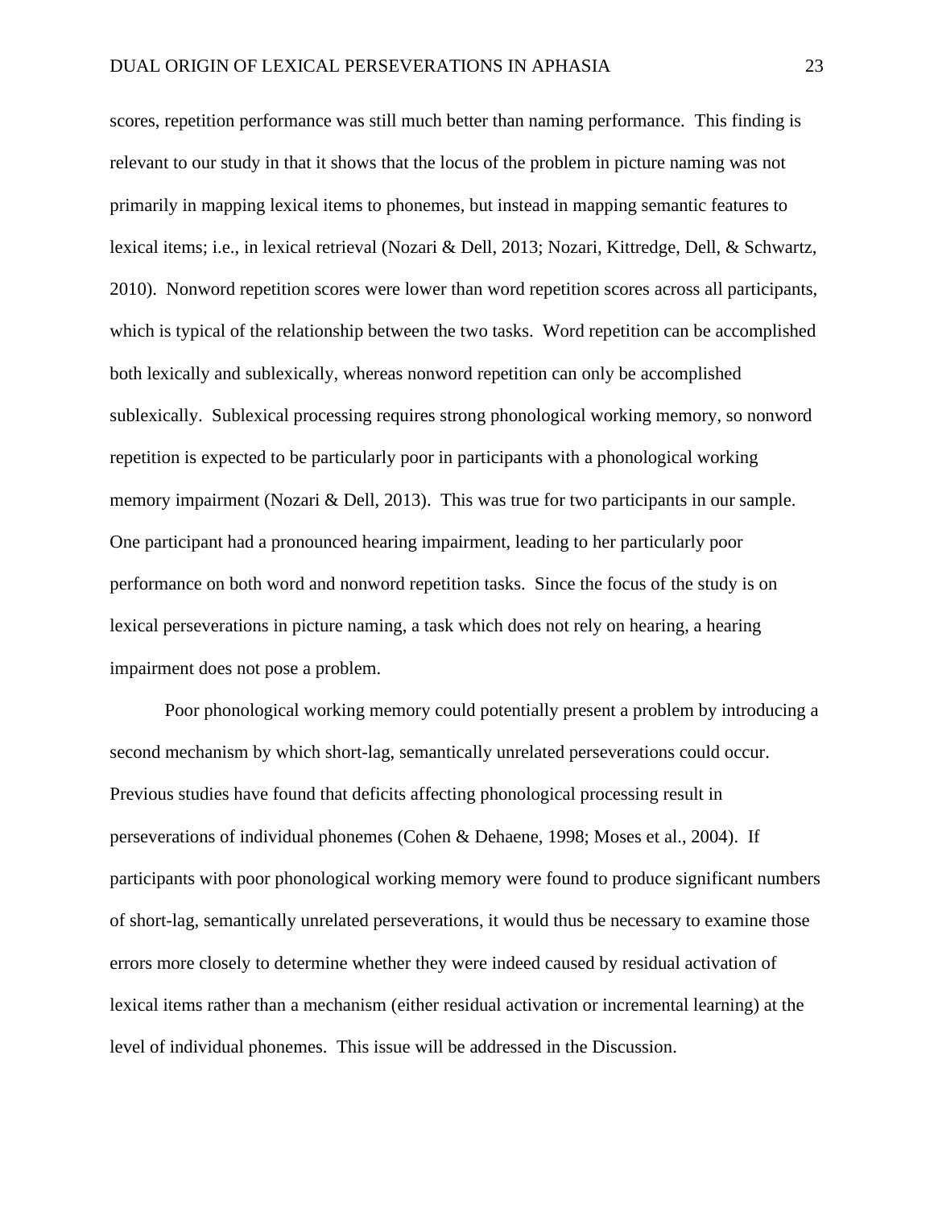scores, repetition performance was still much better than naming performance. This finding is relevant to our study in that it shows that the locus of the problem in picture naming was not primarily in mapping lexical items to phonemes, but instead in mapping semantic features to lexical items; i.e., in lexical retrieval (Nozari & Dell, 2013; Nozari, Kittredge, Dell, & Schwartz, 2010). Nonword repetition scores were lower than word repetition scores across all participants, which is typical of the relationship between the two tasks. Word repetition can be accomplished both lexically and sublexically, whereas nonword repetition can only be accomplished sublexically. Sublexical processing requires strong phonological working memory, so nonword repetition is expected to be particularly poor in participants with a phonological working memory impairment (Nozari & Dell, 2013). This was true for two participants in our sample. One participant had a pronounced hearing impairment, leading to her particularly poor performance on both word and nonword repetition tasks. Since the focus of the study is on lexical perseverations in picture naming, a task which does not rely on hearing, a hearing impairment does not pose a problem.

Poor phonological working memory could potentially present a problem by introducing a second mechanism by which short-lag, semantically unrelated perseverations could occur. Previous studies have found that deficits affecting phonological processing result in perseverations of individual phonemes (Cohen & Dehaene, 1998; Moses et al., 2004). If participants with poor phonological working memory were found to produce significant numbers of short-lag, semantically unrelated perseverations, it would thus be necessary to examine those errors more closely to determine whether they were indeed caused by residual activation of lexical items rather than a mechanism (either residual activation or incremental learning) at the level of individual phonemes. This issue will be addressed in the Discussion.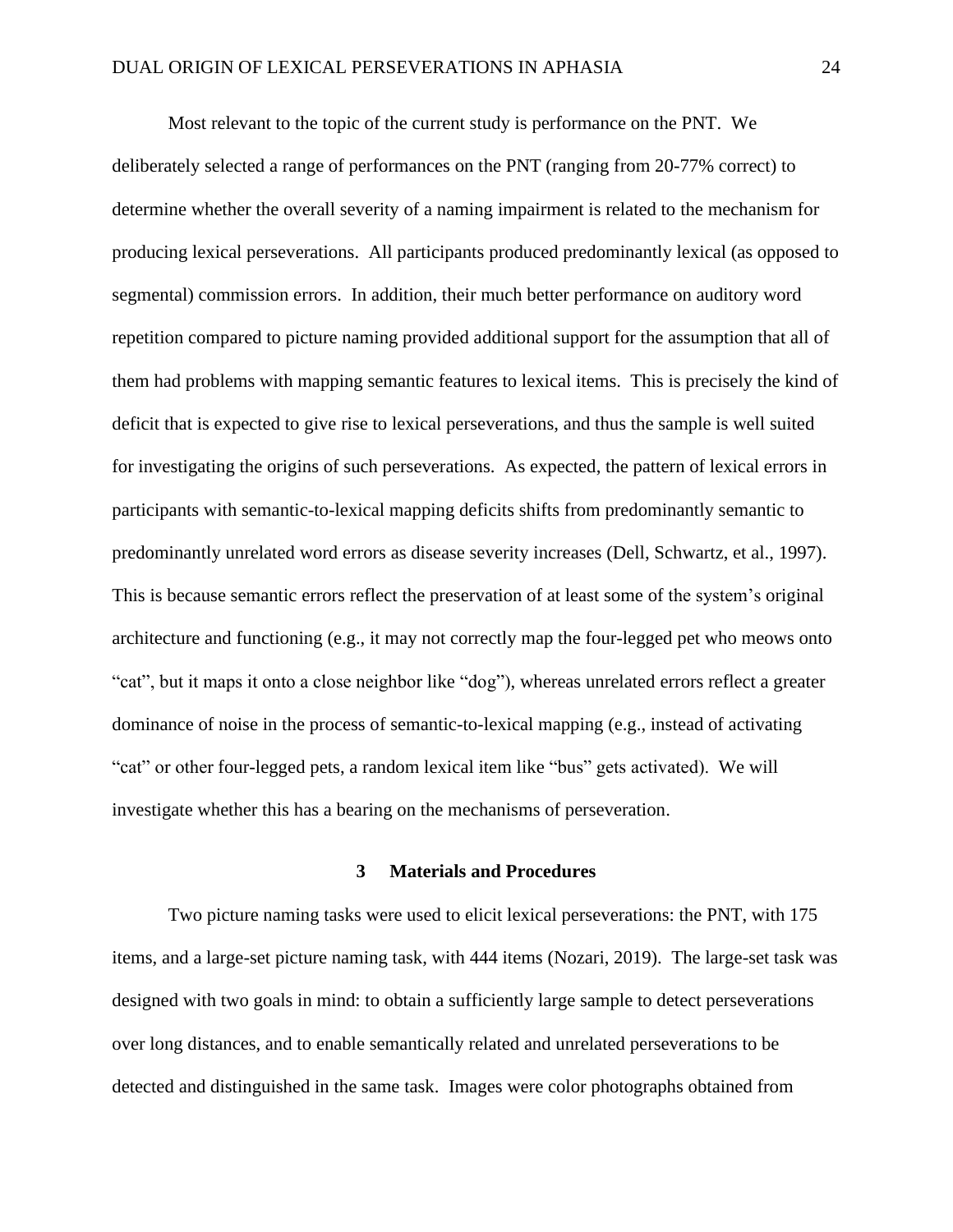Most relevant to the topic of the current study is performance on the PNT. We deliberately selected a range of performances on the PNT (ranging from 20-77% correct) to determine whether the overall severity of a naming impairment is related to the mechanism for producing lexical perseverations. All participants produced predominantly lexical (as opposed to segmental) commission errors. In addition, their much better performance on auditory word repetition compared to picture naming provided additional support for the assumption that all of them had problems with mapping semantic features to lexical items. This is precisely the kind of deficit that is expected to give rise to lexical perseverations, and thus the sample is well suited for investigating the origins of such perseverations. As expected, the pattern of lexical errors in participants with semantic-to-lexical mapping deficits shifts from predominantly semantic to predominantly unrelated word errors as disease severity increases (Dell, Schwartz, et al., 1997). This is because semantic errors reflect the preservation of at least some of the system's original architecture and functioning (e.g., it may not correctly map the four-legged pet who meows onto "cat", but it maps it onto a close neighbor like "dog"), whereas unrelated errors reflect a greater dominance of noise in the process of semantic-to-lexical mapping (e.g., instead of activating "cat" or other four-legged pets, a random lexical item like "bus" gets activated). We will investigate whether this has a bearing on the mechanisms of perseveration.

## 3 Materials and Procedures

Two picture naming tasks were used to elicit lexical perseverations: the PNT, with 175 items, and a large-set picture naming task, with 444 items (Nozari, 2019). The large-set task was designed with two goals in mind: to obtain a sufficiently large sample to detect perseverations over long distances, and to enable semantically related and unrelated perseverations to be detected and distinguished in the same task. Images were color photographs obtained from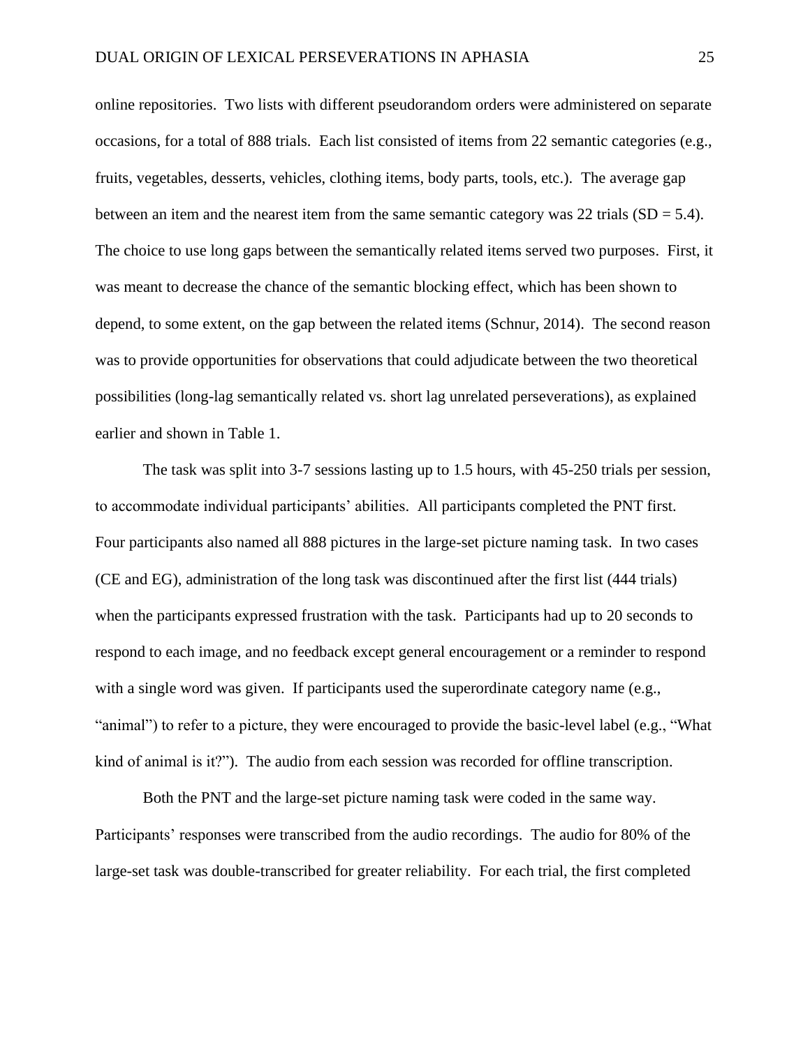online repositories. Two lists with different pseudorandom orders were administered on separate occasions, for a total of 888 trials. Each list consisted of items from 22 semantic categories (e.g., fruits, vegetables, desserts, vehicles, clothing items, body parts, tools, etc.). The average gap between an item and the nearest item from the same semantic category was 22 trials (SD = 5.4). The choice to use long gaps between the semantically related items served two purposes. First, it was meant to decrease the chance of the semantic blocking effect, which has been shown to depend, to some extent, on the gap between the related items (Schnur, 2014). The second reason was to provide opportunities for observations that could adjudicate between the two theoretical possibilities (long-lag semantically related vs. short lag unrelated perseverations), as explained earlier and shown in Table 1.

The task was split into 3-7 sessions lasting up to 1.5 hours, with 45-250 trials per session, to accommodate individual participants' abilities. All participants completed the PNT first. Four participants also named all 888 pictures in the large-set picture naming task. In two cases (CE and EG), administration of the long task was discontinued after the first list (444 trials) when the participants expressed frustration with the task. Participants had up to 20 seconds to respond to each image, and no feedback except general encouragement or a reminder to respond with a single word was given. If participants used the superordinate category name (e.g., "animal") to refer to a picture, they were encouraged to provide the basic-level label (e.g., "What kind of animal is it?"). The audio from each session was recorded for offline transcription.

Both the PNT and the large-set picture naming task were coded in the same way. Participants' responses were transcribed from the audio recordings. The audio for 80% of the large-set task was double-transcribed for greater reliability. For each trial, the first completed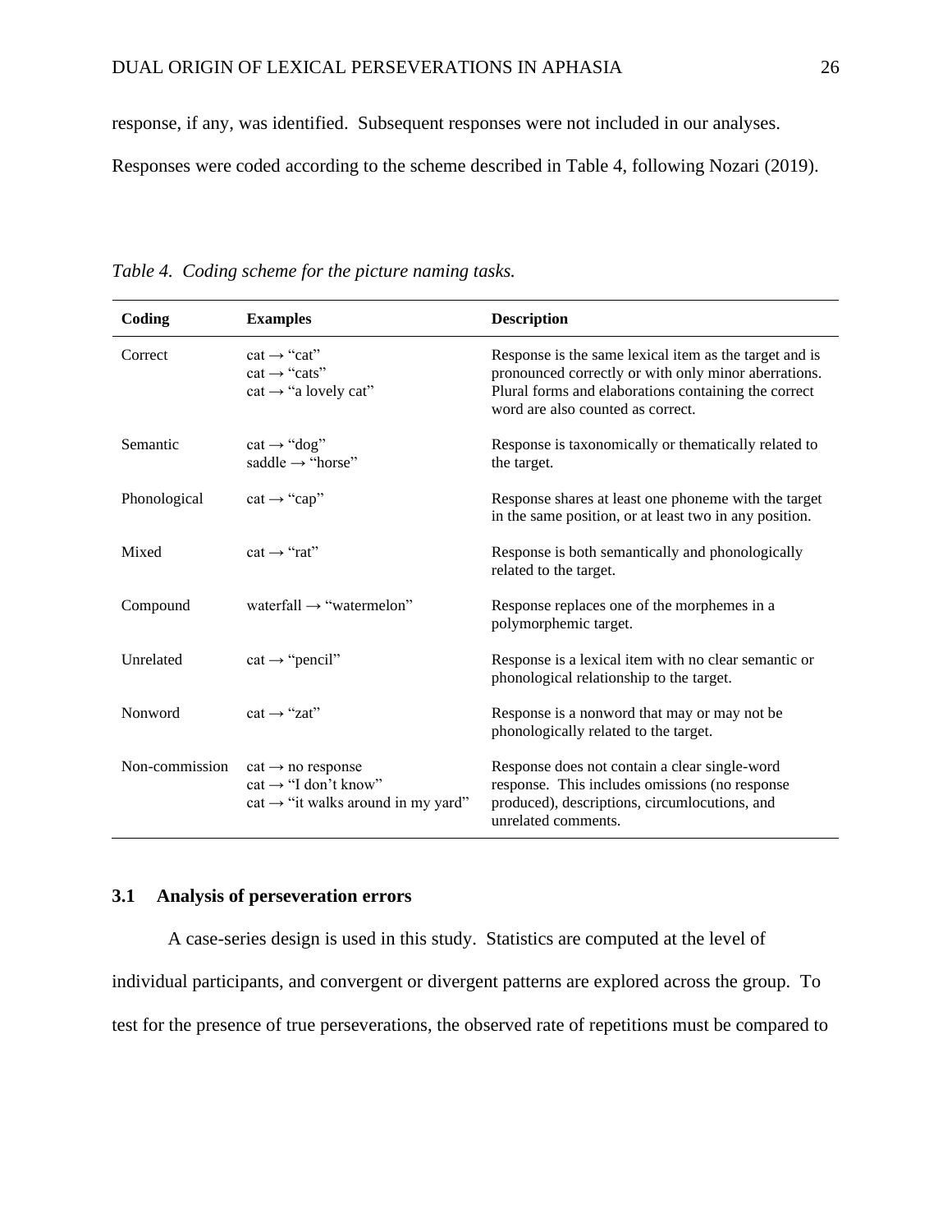response, if any, was identified. Subsequent responses were not included in our analyses. Responses were coded according to the scheme described in Table 4, following Nozari (2019).

*Table 4. Coding scheme for the picture naming tasks.*

| Coding | Examples | Description |
|---|---|---|
| Correct | cat → "cat"<br>cat → "cats"<br>cat → "a lovely cat" | Response is the same lexical item as the target and is pronounced correctly or with only minor aberrations. Plural forms and elaborations containing the correct word are also counted as correct. |
| Semantic | cat → "dog"<br>saddle → "horse" | Response is taxonomically or thematically related to the target. |
| Phonological | cat → "cap" | Response shares at least one phoneme with the target in the same position, or at least two in any position. |
| Mixed | cat → "rat" | Response is both semantically and phonologically related to the target. |
| Compound | waterfall → "watermelon" | Response replaces one of the morphemes in a polymorphemic target. |
| Unrelated | cat → "pencil" | Response is a lexical item with no clear semantic or phonological relationship to the target. |
| Nonword | cat → "zat" | Response is a nonword that may or may not be phonologically related to the target. |
| Non-commission | cat → no response<br>cat → "I don't know"<br>cat → "it walks around in my yard" | Response does not contain a clear single-word response. This includes omissions (no response produced), descriptions, circumlocutions, and unrelated comments. |

### 3.1 Analysis of perseveration errors

A case-series design is used in this study. Statistics are computed at the level of individual participants, and convergent or divergent patterns are explored across the group. To test for the presence of true perseverations, the observed rate of repetitions must be compared to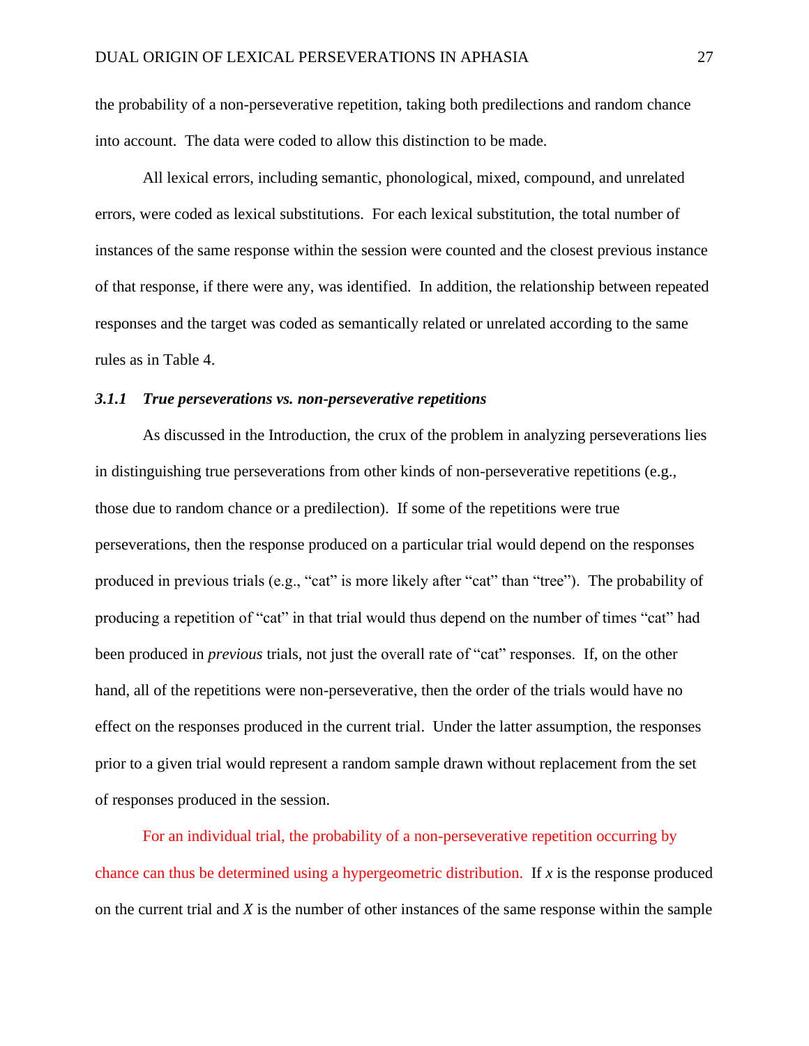the probability of a non-perseverative repetition, taking both predilections and random chance into account. The data were coded to allow this distinction to be made.

All lexical errors, including semantic, phonological, mixed, compound, and unrelated errors, were coded as lexical substitutions. For each lexical substitution, the total number of instances of the same response within the session were counted and the closest previous instance of that response, if there were any, was identified. In addition, the relationship between repeated responses and the target was coded as semantically related or unrelated according to the same rules as in Table 4.

#### ***3.1.1 True perseverations vs. non-perseverative repetitions***

As discussed in the Introduction, the crux of the problem in analyzing perseverations lies in distinguishing true perseverations from other kinds of non-perseverative repetitions (e.g., those due to random chance or a predilection). If some of the repetitions were true perseverations, then the response produced on a particular trial would depend on the responses produced in previous trials (e.g., "cat" is more likely after "cat" than "tree"). The probability of producing a repetition of "cat" in that trial would thus depend on the number of times "cat" had been produced in *previous* trials, not just the overall rate of "cat" responses. If, on the other hand, all of the repetitions were non-perseverative, then the order of the trials would have no effect on the responses produced in the current trial. Under the latter assumption, the responses prior to a given trial would represent a random sample drawn without replacement from the set of responses produced in the session.

For an individual trial, the probability of a non-perseverative repetition occurring by chance can thus be determined using a hypergeometric distribution. If $x$ is the response produced on the current trial and $X$ is the number of other instances of the same response within the sample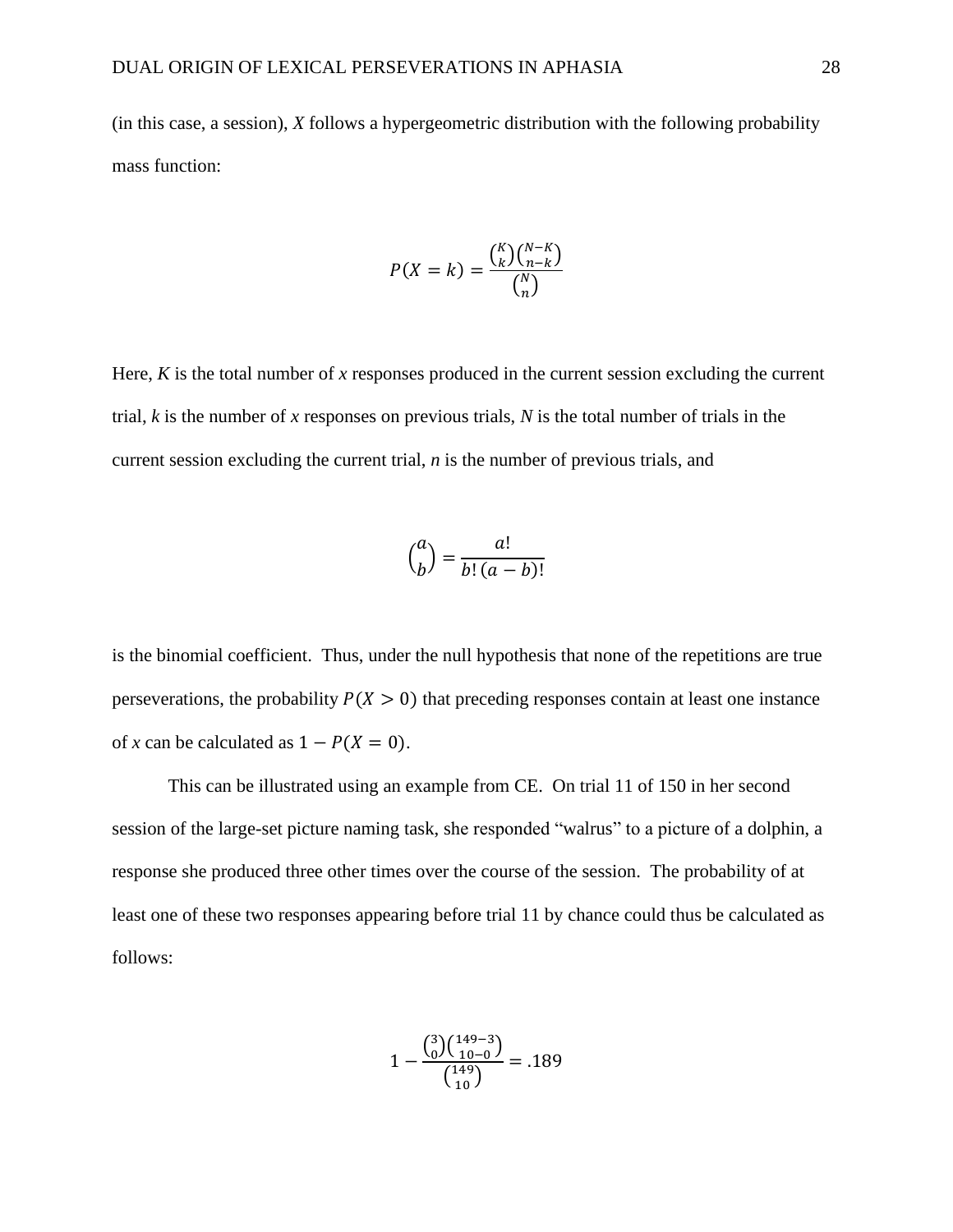(in this case, a session), *X* follows a hypergeometric distribution with the following probability mass function:

$$P(X = k) = \frac{\binom{K}{k}\binom{N-K}{n-k}}{\binom{N}{n}}$$

Here, *K* is the total number of *x* responses produced in the current session excluding the current trial, *k* is the number of *x* responses on previous trials, *N* is the total number of trials in the current session excluding the current trial, *n* is the number of previous trials, and

$$\binom{a}{b} = \frac{a!}{b!\,(a-b)!}$$

is the binomial coefficient. Thus, under the null hypothesis that none of the repetitions are true perseverations, the probability $P(X > 0)$ that preceding responses contain at least one instance of *x* can be calculated as $1 - P(X = 0)$.

This can be illustrated using an example from CE. On trial 11 of 150 in her second session of the large-set picture naming task, she responded "walrus" to a picture of a dolphin, a response she produced three other times over the course of the session. The probability of at least one of these two responses appearing before trial 11 by chance could thus be calculated as follows:

$$1 - \frac{\binom{3}{0}\binom{149-3}{10-0}}{\binom{149}{10}} = .189$$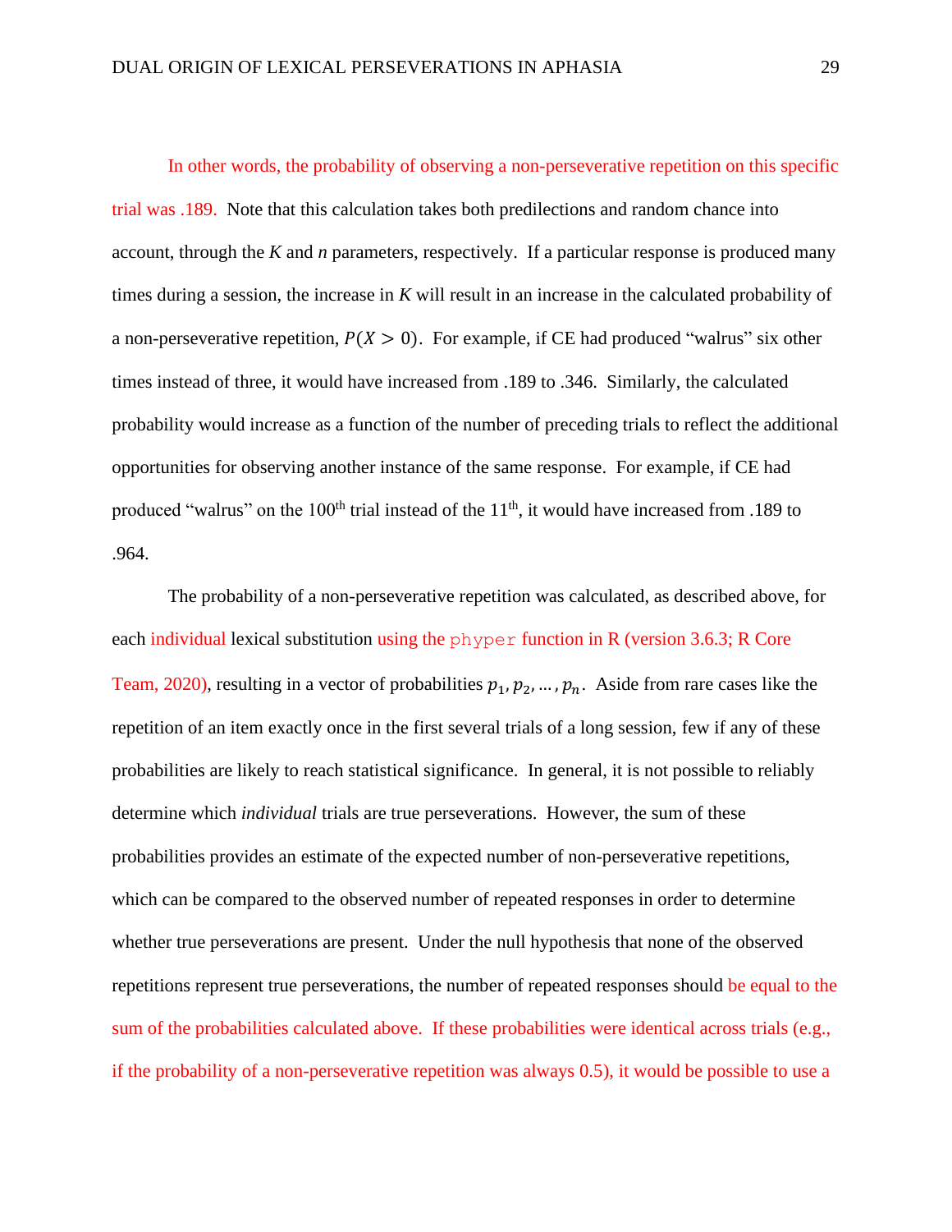In other words, the probability of observing a non-perseverative repetition on this specific trial was .189. Note that this calculation takes both predilections and random chance into account, through the *K* and *n* parameters, respectively. If a particular response is produced many times during a session, the increase in *K* will result in an increase in the calculated probability of a non-perseverative repetition, $P(X > 0)$. For example, if CE had produced "walrus" six other times instead of three, it would have increased from .189 to .346. Similarly, the calculated probability would increase as a function of the number of preceding trials to reflect the additional opportunities for observing another instance of the same response. For example, if CE had produced "walrus" on the 100th trial instead of the 11th, it would have increased from .189 to .964.

The probability of a non-perseverative repetition was calculated, as described above, for each individual lexical substitution using the `phyper` function in R (version 3.6.3; R Core Team, 2020), resulting in a vector of probabilities $p_1, p_2, \ldots, p_n$. Aside from rare cases like the repetition of an item exactly once in the first several trials of a long session, few if any of these probabilities are likely to reach statistical significance. In general, it is not possible to reliably determine which *individual* trials are true perseverations. However, the sum of these probabilities provides an estimate of the expected number of non-perseverative repetitions, which can be compared to the observed number of repeated responses in order to determine whether true perseverations are present. Under the null hypothesis that none of the observed repetitions represent true perseverations, the number of repeated responses should be equal to the sum of the probabilities calculated above. If these probabilities were identical across trials (e.g., if the probability of a non-perseverative repetition was always 0.5), it would be possible to use a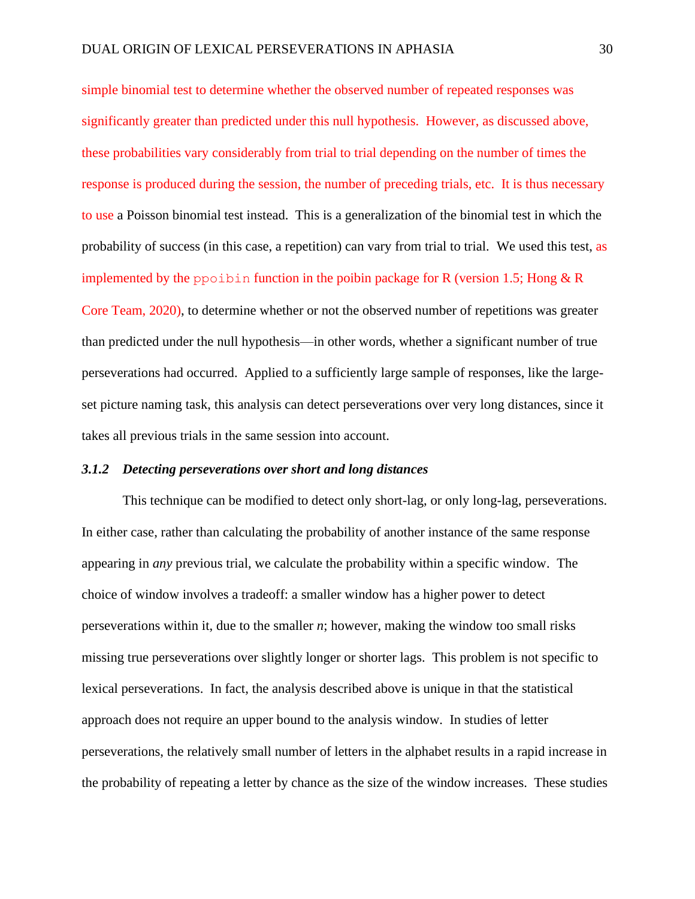simple binomial test to determine whether the observed number of repeated responses was significantly greater than predicted under this null hypothesis. However, as discussed above, these probabilities vary considerably from trial to trial depending on the number of times the response is produced during the session, the number of preceding trials, etc. It is thus necessary to use a Poisson binomial test instead. This is a generalization of the binomial test in which the probability of success (in this case, a repetition) can vary from trial to trial. We used this test, as implemented by the `ppoibin` function in the poibin package for R (version 1.5; Hong & R Core Team, 2020), to determine whether or not the observed number of repetitions was greater than predicted under the null hypothesis—in other words, whether a significant number of true perseverations had occurred. Applied to a sufficiently large sample of responses, like the large-set picture naming task, this analysis can detect perseverations over very long distances, since it takes all previous trials in the same session into account.

### *3.1.2 Detecting perseverations over short and long distances*

This technique can be modified to detect only short-lag, or only long-lag, perseverations. In either case, rather than calculating the probability of another instance of the same response appearing in *any* previous trial, we calculate the probability within a specific window. The choice of window involves a tradeoff: a smaller window has a higher power to detect perseverations within it, due to the smaller *n*; however, making the window too small risks missing true perseverations over slightly longer or shorter lags. This problem is not specific to lexical perseverations. In fact, the analysis described above is unique in that the statistical approach does not require an upper bound to the analysis window. In studies of letter perseverations, the relatively small number of letters in the alphabet results in a rapid increase in the probability of repeating a letter by chance as the size of the window increases. These studies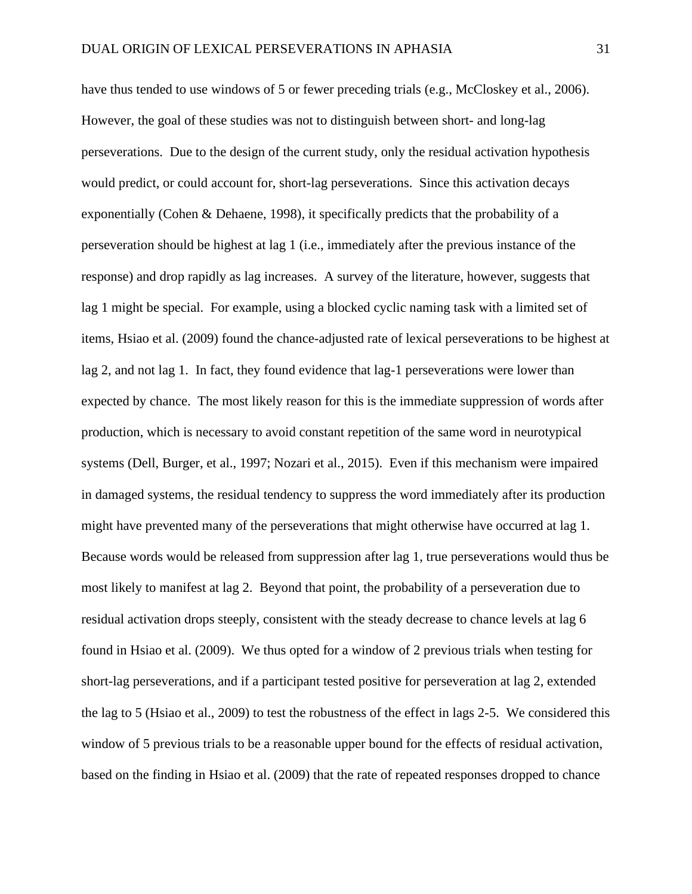have thus tended to use windows of 5 or fewer preceding trials (e.g., McCloskey et al., 2006). However, the goal of these studies was not to distinguish between short- and long-lag perseverations. Due to the design of the current study, only the residual activation hypothesis would predict, or could account for, short-lag perseverations. Since this activation decays exponentially (Cohen & Dehaene, 1998), it specifically predicts that the probability of a perseveration should be highest at lag 1 (i.e., immediately after the previous instance of the response) and drop rapidly as lag increases. A survey of the literature, however, suggests that lag 1 might be special. For example, using a blocked cyclic naming task with a limited set of items, Hsiao et al. (2009) found the chance-adjusted rate of lexical perseverations to be highest at lag 2, and not lag 1. In fact, they found evidence that lag-1 perseverations were lower than expected by chance. The most likely reason for this is the immediate suppression of words after production, which is necessary to avoid constant repetition of the same word in neurotypical systems (Dell, Burger, et al., 1997; Nozari et al., 2015). Even if this mechanism were impaired in damaged systems, the residual tendency to suppress the word immediately after its production might have prevented many of the perseverations that might otherwise have occurred at lag 1. Because words would be released from suppression after lag 1, true perseverations would thus be most likely to manifest at lag 2. Beyond that point, the probability of a perseveration due to residual activation drops steeply, consistent with the steady decrease to chance levels at lag 6 found in Hsiao et al. (2009). We thus opted for a window of 2 previous trials when testing for short-lag perseverations, and if a participant tested positive for perseveration at lag 2, extended the lag to 5 (Hsiao et al., 2009) to test the robustness of the effect in lags 2-5. We considered this window of 5 previous trials to be a reasonable upper bound for the effects of residual activation, based on the finding in Hsiao et al. (2009) that the rate of repeated responses dropped to chance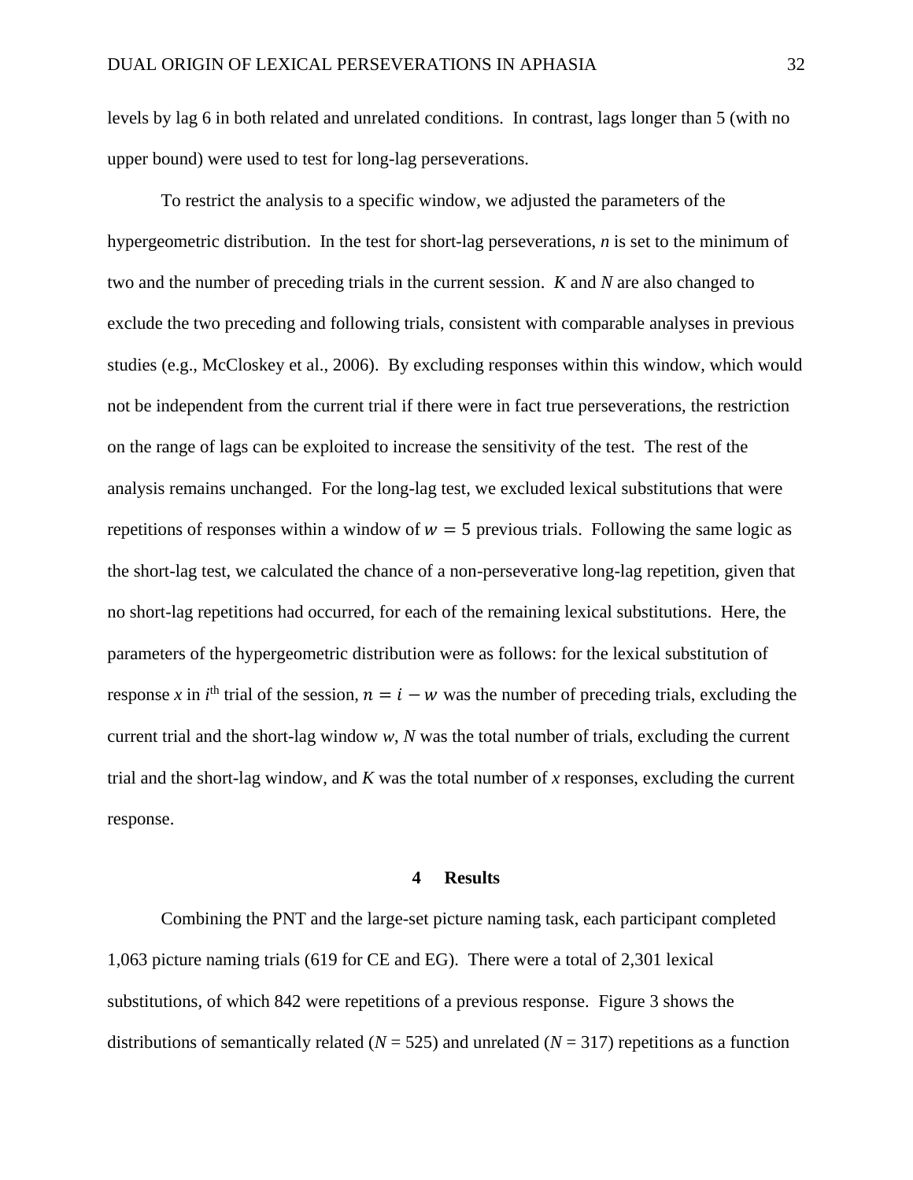levels by lag 6 in both related and unrelated conditions. In contrast, lags longer than 5 (with no upper bound) were used to test for long-lag perseverations.

To restrict the analysis to a specific window, we adjusted the parameters of the hypergeometric distribution. In the test for short-lag perseverations, $n$ is set to the minimum of two and the number of preceding trials in the current session. $K$ and $N$ are also changed to exclude the two preceding and following trials, consistent with comparable analyses in previous studies (e.g., McCloskey et al., 2006). By excluding responses within this window, which would not be independent from the current trial if there were in fact true perseverations, the restriction on the range of lags can be exploited to increase the sensitivity of the test. The rest of the analysis remains unchanged. For the long-lag test, we excluded lexical substitutions that were repetitions of responses within a window of $w = 5$ previous trials. Following the same logic as the short-lag test, we calculated the chance of a non-perseverative long-lag repetition, given that no short-lag repetitions had occurred, for each of the remaining lexical substitutions. Here, the parameters of the hypergeometric distribution were as follows: for the lexical substitution of response $x$ in $i^{\text{th}}$ trial of the session, $n = i - w$ was the number of preceding trials, excluding the current trial and the short-lag window $w$, $N$ was the total number of trials, excluding the current trial and the short-lag window, and $K$ was the total number of $x$ responses, excluding the current response.

# 4 Results

Combining the PNT and the large-set picture naming task, each participant completed 1,063 picture naming trials (619 for CE and EG). There were a total of 2,301 lexical substitutions, of which 842 were repetitions of a previous response. Figure 3 shows the distributions of semantically related ($N$ = 525) and unrelated ($N$ = 317) repetitions as a function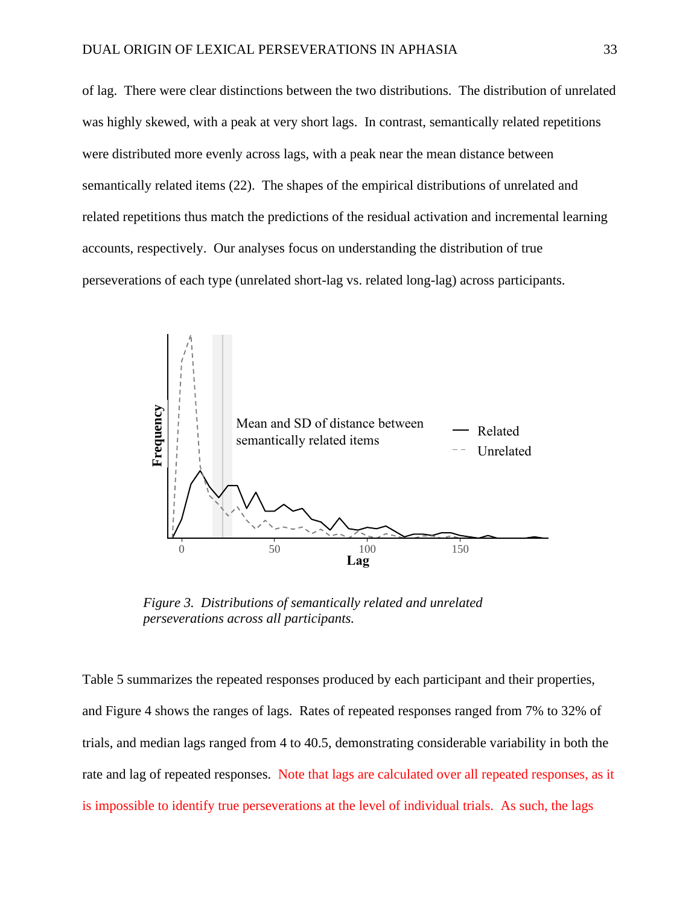of lag. There were clear distinctions between the two distributions. The distribution of unrelated was highly skewed, with a peak at very short lags. In contrast, semantically related repetitions were distributed more evenly across lags, with a peak near the mean distance between semantically related items (22). The shapes of the empirical distributions of unrelated and related repetitions thus match the predictions of the residual activation and incremental learning accounts, respectively. Our analyses focus on understanding the distribution of true perseverations of each type (unrelated short-lag vs. related long-lag) across participants.

*Figure 3. Distributions of semantically related and unrelated perseverations across all participants.*

Table 5 summarizes the repeated responses produced by each participant and their properties, and Figure 4 shows the ranges of lags. Rates of repeated responses ranged from 7% to 32% of trials, and median lags ranged from 4 to 40.5, demonstrating considerable variability in both the rate and lag of repeated responses. Note that lags are calculated over all repeated responses, as it is impossible to identify true perseverations at the level of individual trials. As such, the lags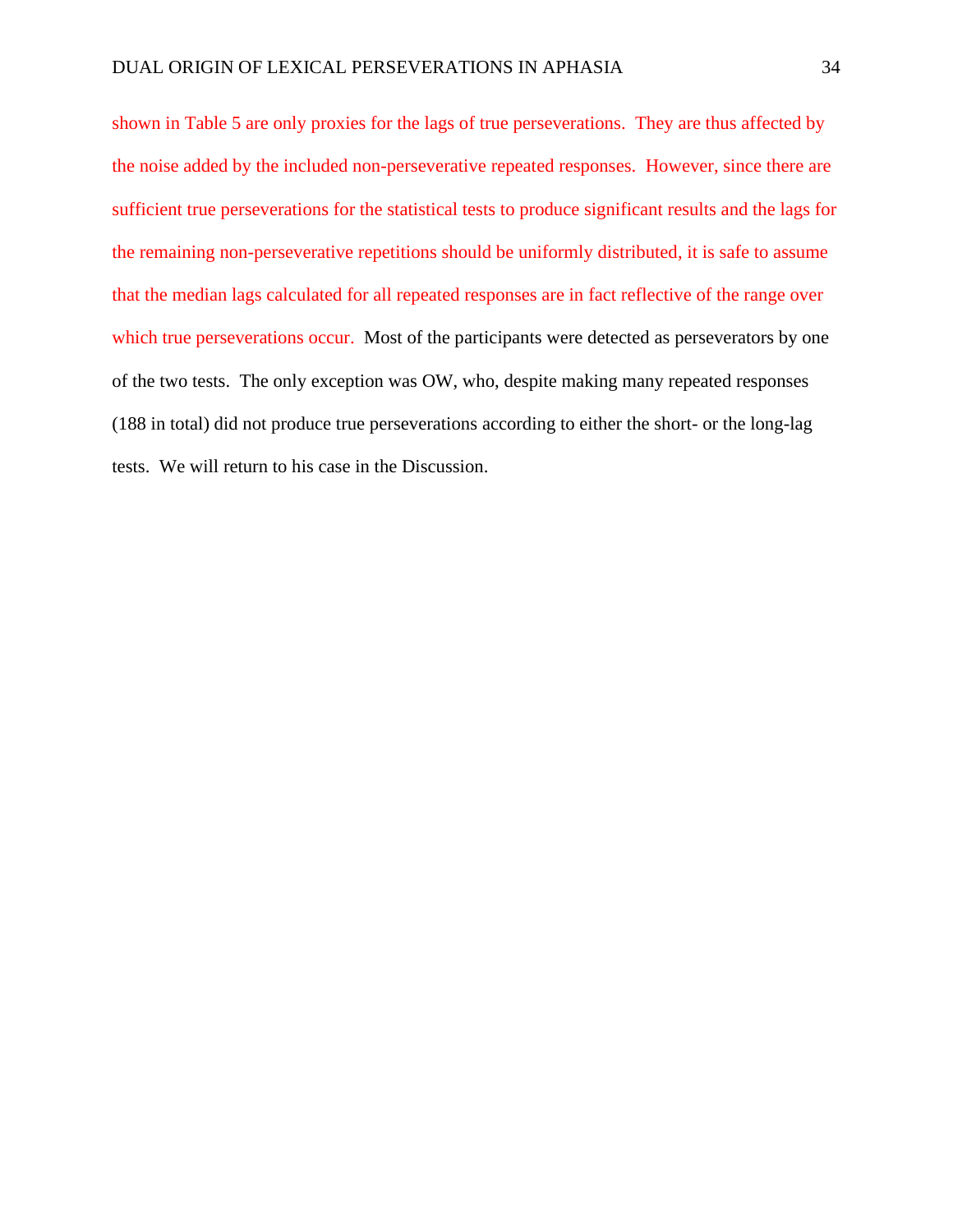shown in Table 5 are only proxies for the lags of true perseverations. They are thus affected by the noise added by the included non-perseverative repeated responses. However, since there are sufficient true perseverations for the statistical tests to produce significant results and the lags for the remaining non-perseverative repetitions should be uniformly distributed, it is safe to assume that the median lags calculated for all repeated responses are in fact reflective of the range over which true perseverations occur. Most of the participants were detected as perseverators by one of the two tests. The only exception was OW, who, despite making many repeated responses (188 in total) did not produce true perseverations according to either the short- or the long-lag tests. We will return to his case in the Discussion.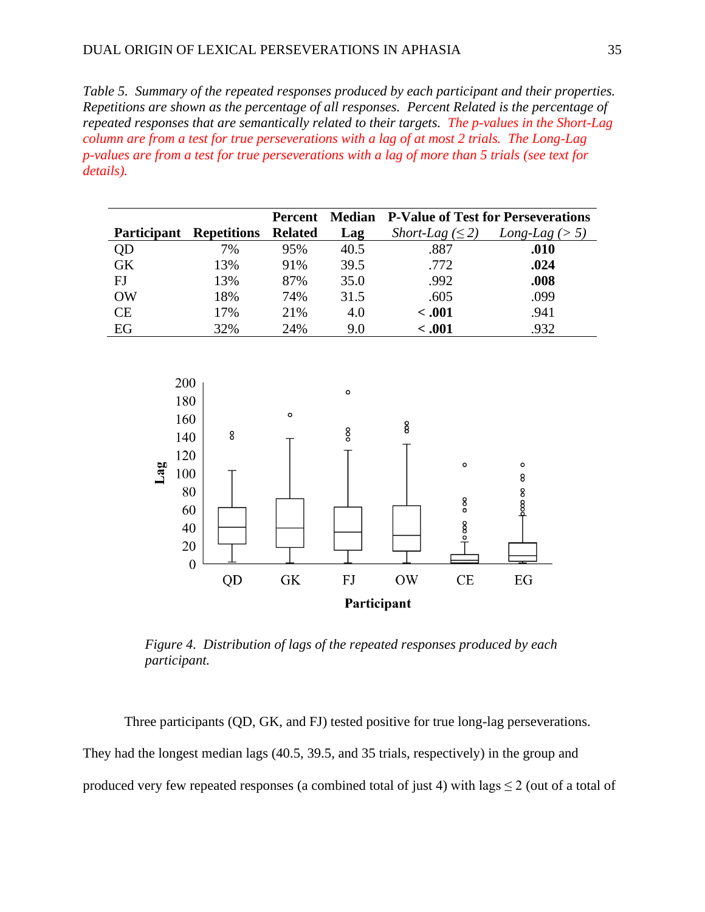*Table 5. Summary of the repeated responses produced by each participant and their properties. Repetitions are shown as the percentage of all responses. Percent Related is the percentage of repeated responses that are semantically related to their targets. The p-values in the Short-Lag column are from a test for true perseverations with a lag of at most 2 trials. The Long-Lag p-values are from a test for true perseverations with a lag of more than 5 trials (see text for details).*

| Participant | Repetitions | Percent Related | Median Lag | P-Value of Test for Perseverations | |
|---|---|---|---|---|---|
| | | | | *Short-Lag (≤ 2)* | *Long-Lag (> 5)* |
| QD | 7% | 95% | 40.5 | .887 | **.010** |
| GK | 13% | 91% | 39.5 | .772 | **.024** |
| FJ | 13% | 87% | 35.0 | .992 | **.008** |
| OW | 18% | 74% | 31.5 | .605 | .099 |
| CE | 17% | 21% | 4.0 | **< .001** | .941 |
| EG | 32% | 24% | 9.0 | **< .001** | .932 |

*Figure 4. Distribution of lags of the repeated responses produced by each participant.*

Three participants (QD, GK, and FJ) tested positive for true long-lag perseverations. They had the longest median lags (40.5, 39.5, and 35 trials, respectively) in the group and produced very few repeated responses (a combined total of just 4) with lags ≤ 2 (out of a total of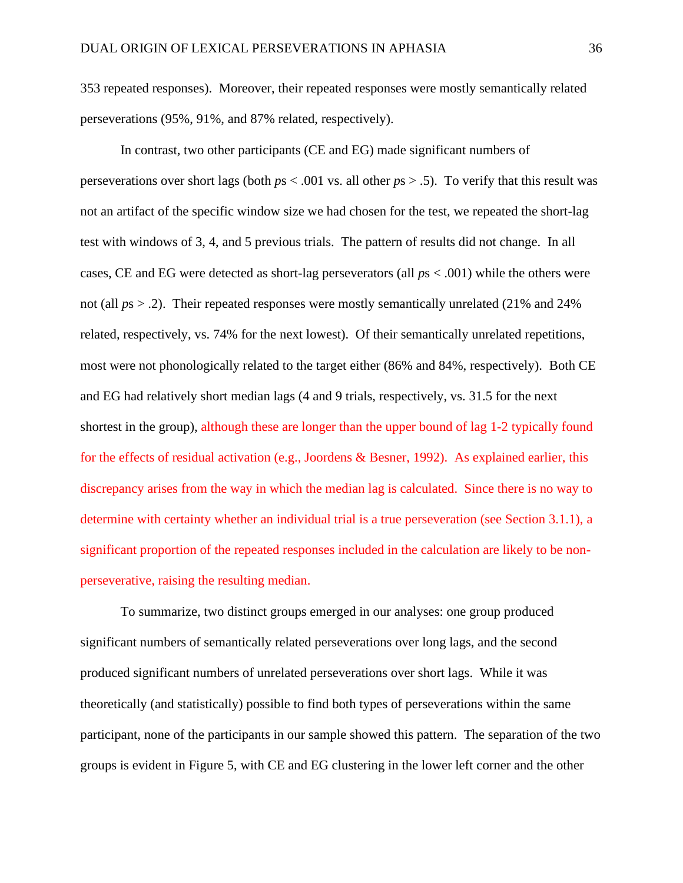353 repeated responses). Moreover, their repeated responses were mostly semantically related perseverations (95%, 91%, and 87% related, respectively).

In contrast, two other participants (CE and EG) made significant numbers of perseverations over short lags (both *p*s < .001 vs. all other *p*s > .5). To verify that this result was not an artifact of the specific window size we had chosen for the test, we repeated the short-lag test with windows of 3, 4, and 5 previous trials. The pattern of results did not change. In all cases, CE and EG were detected as short-lag perseverators (all *p*s < .001) while the others were not (all *p*s > .2). Their repeated responses were mostly semantically unrelated (21% and 24% related, respectively, vs. 74% for the next lowest). Of their semantically unrelated repetitions, most were not phonologically related to the target either (86% and 84%, respectively). Both CE and EG had relatively short median lags (4 and 9 trials, respectively, vs. 31.5 for the next shortest in the group), although these are longer than the upper bound of lag 1-2 typically found for the effects of residual activation (e.g., Joordens & Besner, 1992). As explained earlier, this discrepancy arises from the way in which the median lag is calculated. Since there is no way to determine with certainty whether an individual trial is a true perseveration (see Section 3.1.1), a significant proportion of the repeated responses included in the calculation are likely to be non-perseverative, raising the resulting median.

To summarize, two distinct groups emerged in our analyses: one group produced significant numbers of semantically related perseverations over long lags, and the second produced significant numbers of unrelated perseverations over short lags. While it was theoretically (and statistically) possible to find both types of perseverations within the same participant, none of the participants in our sample showed this pattern. The separation of the two groups is evident in Figure 5, with CE and EG clustering in the lower left corner and the other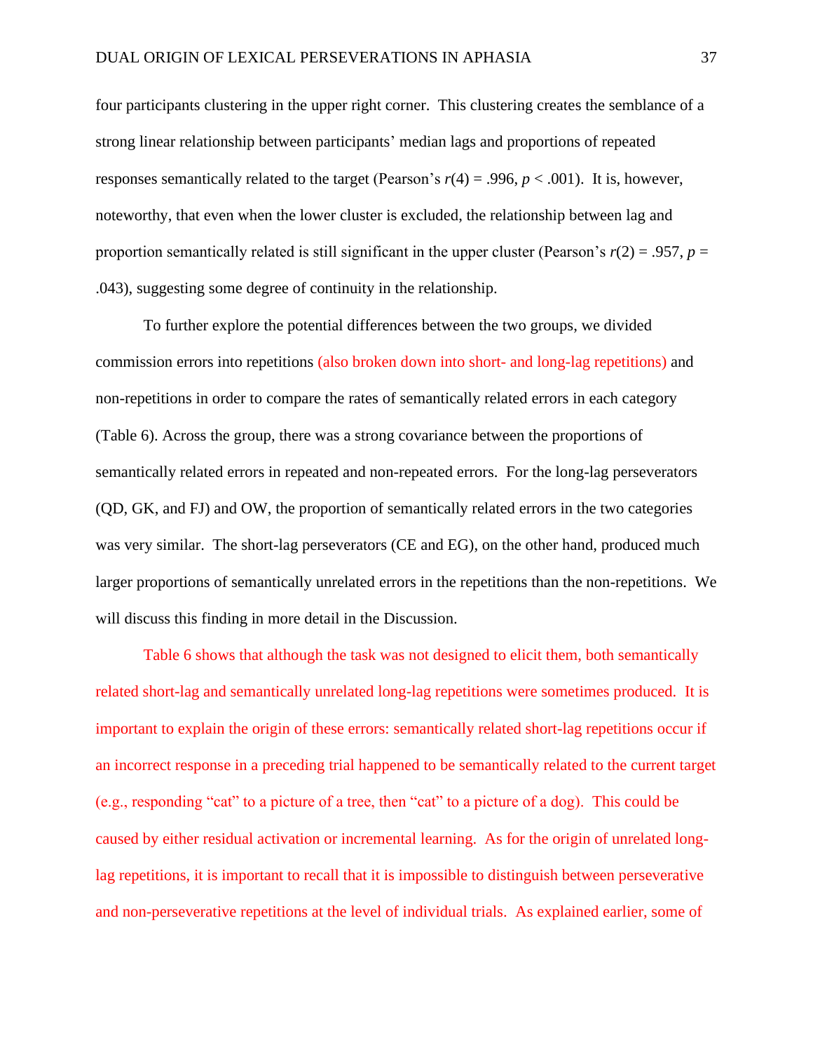four participants clustering in the upper right corner. This clustering creates the semblance of a strong linear relationship between participants' median lags and proportions of repeated responses semantically related to the target (Pearson's $r(4) = .996$, $p < .001$). It is, however, noteworthy, that even when the lower cluster is excluded, the relationship between lag and proportion semantically related is still significant in the upper cluster (Pearson's $r(2) = .957$, $p = .043$), suggesting some degree of continuity in the relationship.

To further explore the potential differences between the two groups, we divided commission errors into repetitions (also broken down into short- and long-lag repetitions) and non-repetitions in order to compare the rates of semantically related errors in each category (Table 6). Across the group, there was a strong covariance between the proportions of semantically related errors in repeated and non-repeated errors. For the long-lag perseverators (QD, GK, and FJ) and OW, the proportion of semantically related errors in the two categories was very similar. The short-lag perseverators (CE and EG), on the other hand, produced much larger proportions of semantically unrelated errors in the repetitions than the non-repetitions. We will discuss this finding in more detail in the Discussion.

Table 6 shows that although the task was not designed to elicit them, both semantically related short-lag and semantically unrelated long-lag repetitions were sometimes produced. It is important to explain the origin of these errors: semantically related short-lag repetitions occur if an incorrect response in a preceding trial happened to be semantically related to the current target (e.g., responding "cat" to a picture of a tree, then "cat" to a picture of a dog). This could be caused by either residual activation or incremental learning. As for the origin of unrelated long-lag repetitions, it is important to recall that it is impossible to distinguish between perseverative and non-perseverative repetitions at the level of individual trials. As explained earlier, some of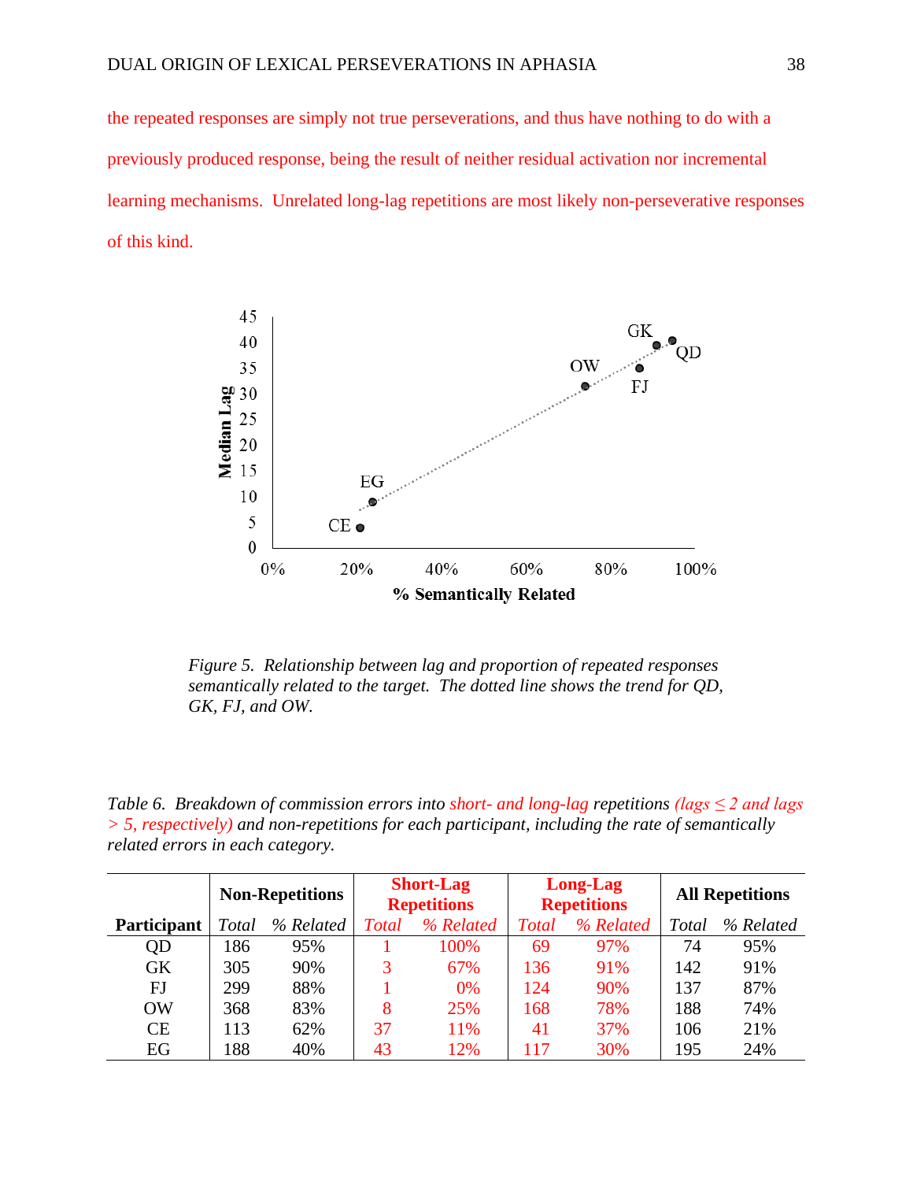the repeated responses are simply not true perseverations, and thus have nothing to do with a previously produced response, being the result of neither residual activation nor incremental learning mechanisms. Unrelated long-lag repetitions are most likely non-perseverative responses of this kind.

*Figure 5.* *Relationship between lag and proportion of repeated responses semantically related to the target. The dotted line shows the trend for QD, GK, FJ, and OW.*

*Table 6.* *Breakdown of commission errors into short- and long-lag repetitions (lags ≤ 2 and lags > 5, respectively) and non-repetitions for each participant, including the rate of semantically related errors in each category.*

| | **Non-Repetitions** | | **Short-Lag Repetitions** | | **Long-Lag Repetitions** | | **All Repetitions** | |
|---|---|---|---|---|---|---|---|---|
| **Participant** | *Total* | *% Related* | *Total* | *% Related* | *Total* | *% Related* | *Total* | *% Related* |
| QD | 186 | 95% | 1 | 100% | 69 | 97% | 74 | 95% |
| GK | 305 | 90% | 3 | 67% | 136 | 91% | 142 | 91% |
| FJ | 299 | 88% | 1 | 0% | 124 | 90% | 137 | 87% |
| OW | 368 | 83% | 8 | 25% | 168 | 78% | 188 | 74% |
| CE | 113 | 62% | 37 | 11% | 41 | 37% | 106 | 21% |
| EG | 188 | 40% | 43 | 12% | 117 | 30% | 195 | 24% |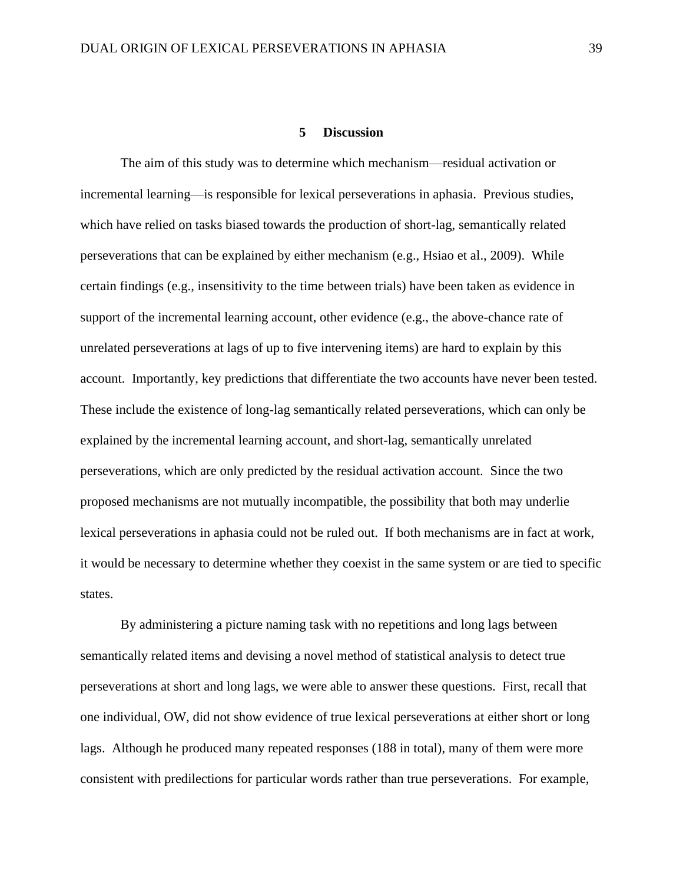# 5 Discussion

The aim of this study was to determine which mechanism—residual activation or incremental learning—is responsible for lexical perseverations in aphasia. Previous studies, which have relied on tasks biased towards the production of short-lag, semantically related perseverations that can be explained by either mechanism (e.g., Hsiao et al., 2009). While certain findings (e.g., insensitivity to the time between trials) have been taken as evidence in support of the incremental learning account, other evidence (e.g., the above-chance rate of unrelated perseverations at lags of up to five intervening items) are hard to explain by this account. Importantly, key predictions that differentiate the two accounts have never been tested. These include the existence of long-lag semantically related perseverations, which can only be explained by the incremental learning account, and short-lag, semantically unrelated perseverations, which are only predicted by the residual activation account. Since the two proposed mechanisms are not mutually incompatible, the possibility that both may underlie lexical perseverations in aphasia could not be ruled out. If both mechanisms are in fact at work, it would be necessary to determine whether they coexist in the same system or are tied to specific states.

By administering a picture naming task with no repetitions and long lags between semantically related items and devising a novel method of statistical analysis to detect true perseverations at short and long lags, we were able to answer these questions. First, recall that one individual, OW, did not show evidence of true lexical perseverations at either short or long lags. Although he produced many repeated responses (188 in total), many of them were more consistent with predilections for particular words rather than true perseverations. For example,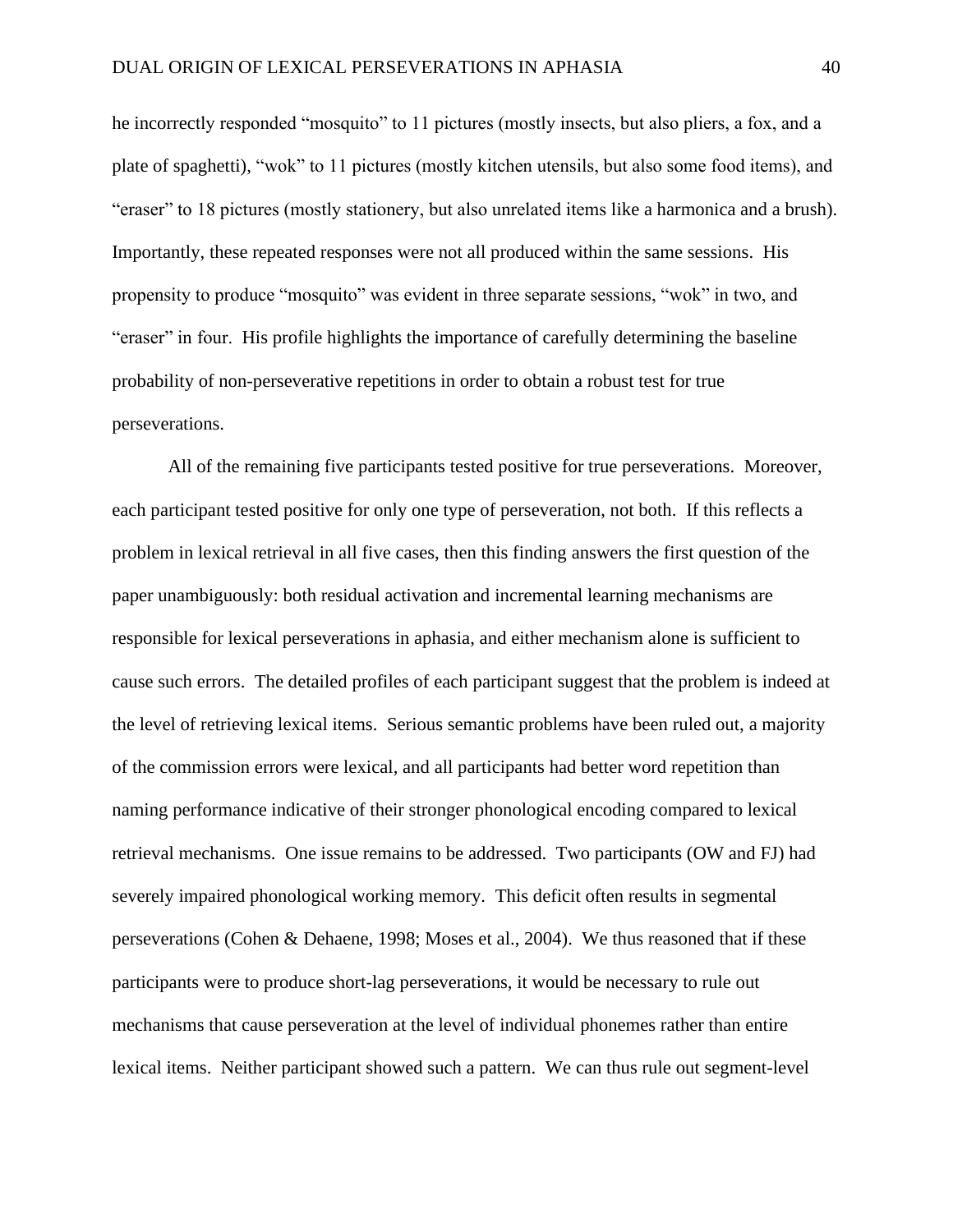he incorrectly responded "mosquito" to 11 pictures (mostly insects, but also pliers, a fox, and a plate of spaghetti), "wok" to 11 pictures (mostly kitchen utensils, but also some food items), and "eraser" to 18 pictures (mostly stationery, but also unrelated items like a harmonica and a brush). Importantly, these repeated responses were not all produced within the same sessions. His propensity to produce "mosquito" was evident in three separate sessions, "wok" in two, and "eraser" in four. His profile highlights the importance of carefully determining the baseline probability of non-perseverative repetitions in order to obtain a robust test for true perseverations.

All of the remaining five participants tested positive for true perseverations. Moreover, each participant tested positive for only one type of perseveration, not both. If this reflects a problem in lexical retrieval in all five cases, then this finding answers the first question of the paper unambiguously: both residual activation and incremental learning mechanisms are responsible for lexical perseverations in aphasia, and either mechanism alone is sufficient to cause such errors. The detailed profiles of each participant suggest that the problem is indeed at the level of retrieving lexical items. Serious semantic problems have been ruled out, a majority of the commission errors were lexical, and all participants had better word repetition than naming performance indicative of their stronger phonological encoding compared to lexical retrieval mechanisms. One issue remains to be addressed. Two participants (OW and FJ) had severely impaired phonological working memory. This deficit often results in segmental perseverations (Cohen & Dehaene, 1998; Moses et al., 2004). We thus reasoned that if these participants were to produce short-lag perseverations, it would be necessary to rule out mechanisms that cause perseveration at the level of individual phonemes rather than entire lexical items. Neither participant showed such a pattern. We can thus rule out segment-level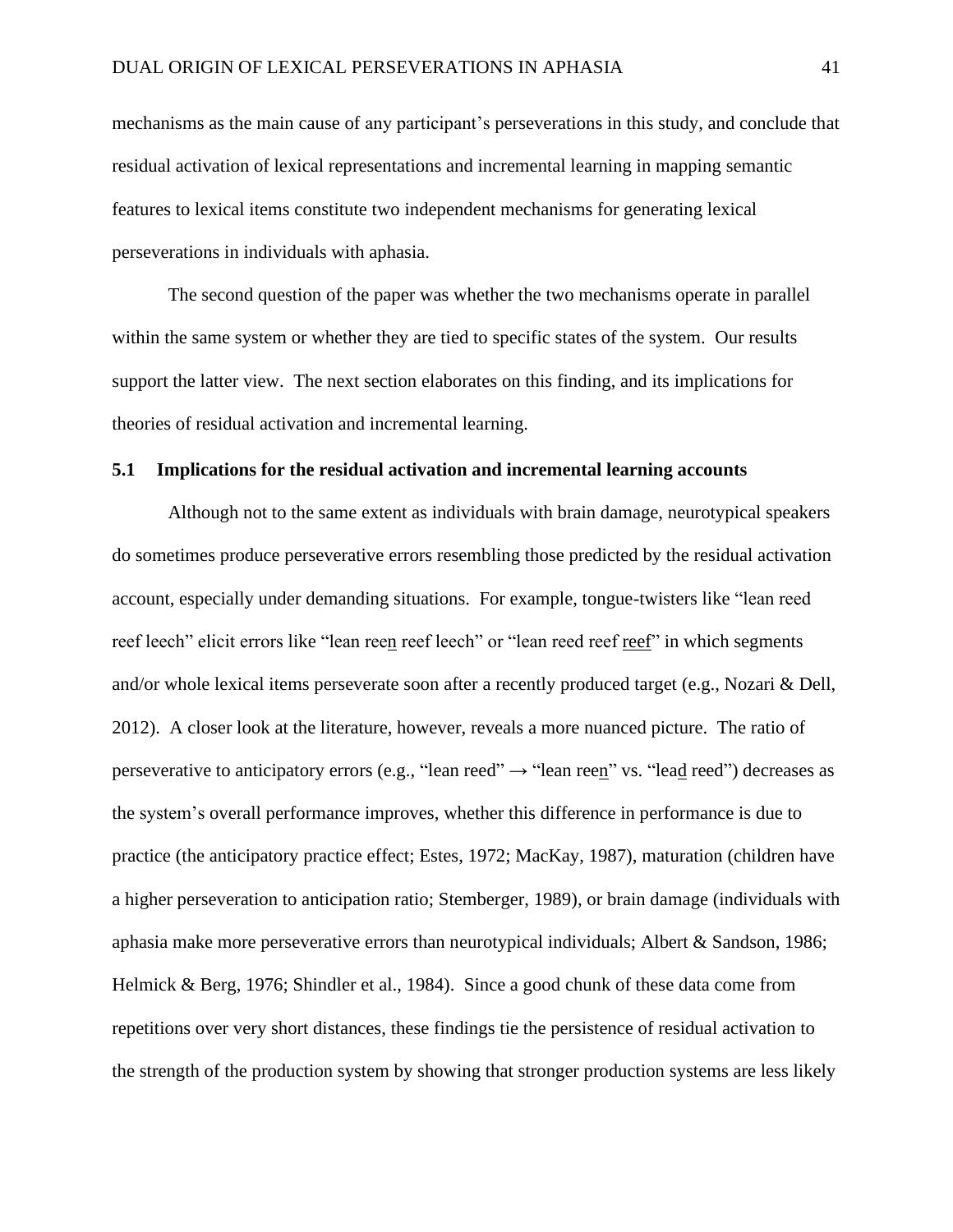mechanisms as the main cause of any participant's perseverations in this study, and conclude that residual activation of lexical representations and incremental learning in mapping semantic features to lexical items constitute two independent mechanisms for generating lexical perseverations in individuals with aphasia.

The second question of the paper was whether the two mechanisms operate in parallel within the same system or whether they are tied to specific states of the system. Our results support the latter view. The next section elaborates on this finding, and its implications for theories of residual activation and incremental learning.

## 5.1 Implications for the residual activation and incremental learning accounts

Although not to the same extent as individuals with brain damage, neurotypical speakers do sometimes produce perseverative errors resembling those predicted by the residual activation account, especially under demanding situations. For example, tongue-twisters like "lean reed reef leech" elicit errors like "lean ree<u>n</u> reef leech" or "lean reed reef <u>reef</u>" in which segments and/or whole lexical items perseverate soon after a recently produced target (e.g., Nozari & Dell, 2012). A closer look at the literature, however, reveals a more nuanced picture. The ratio of perseverative to anticipatory errors (e.g., "lean reed" → "lean ree<u>n</u>" vs. "lea<u>d</u> reed") decreases as the system's overall performance improves, whether this difference in performance is due to practice (the anticipatory practice effect; Estes, 1972; MacKay, 1987), maturation (children have a higher perseveration to anticipation ratio; Stemberger, 1989), or brain damage (individuals with aphasia make more perseverative errors than neurotypical individuals; Albert & Sandson, 1986; Helmick & Berg, 1976; Shindler et al., 1984). Since a good chunk of these data come from repetitions over very short distances, these findings tie the persistence of residual activation to the strength of the production system by showing that stronger production systems are less likely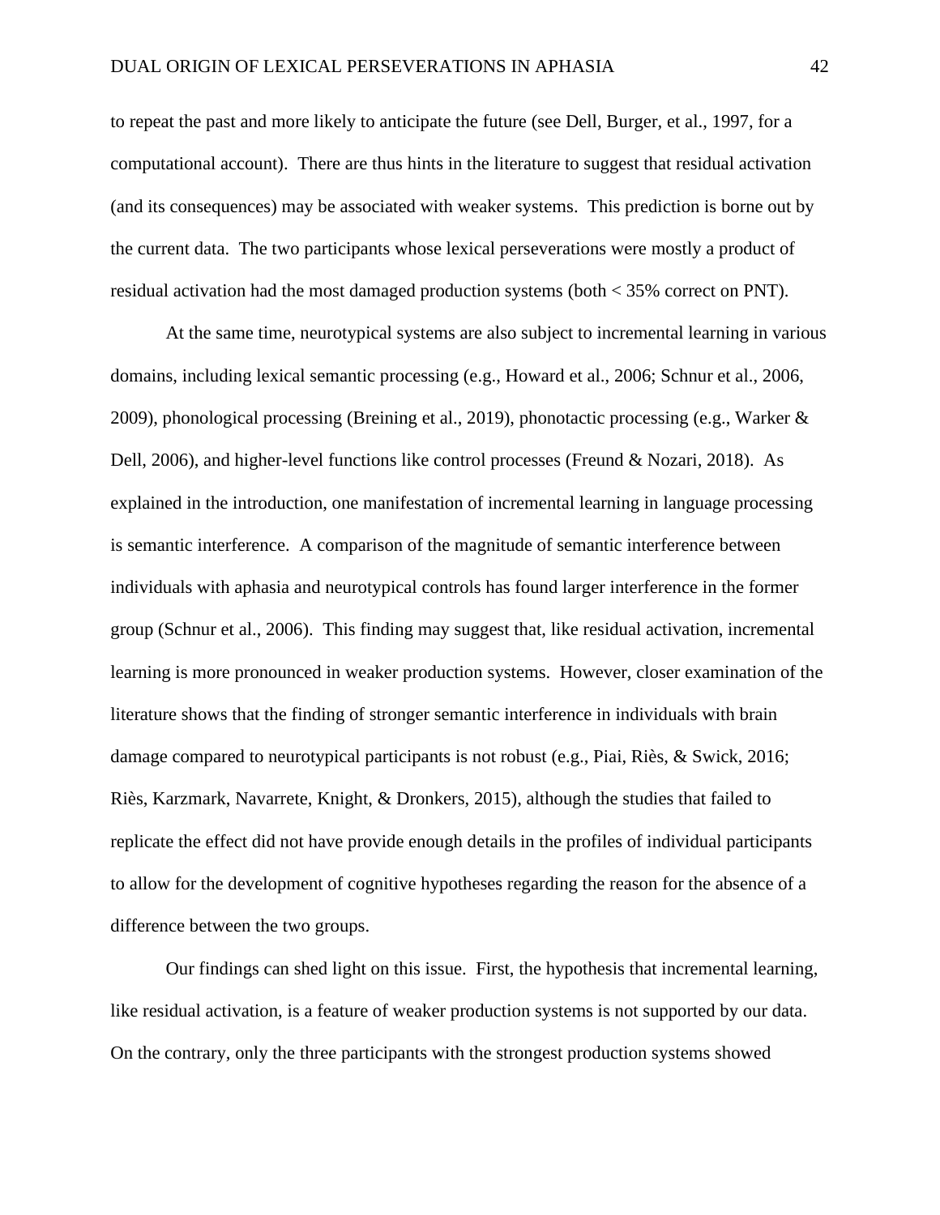to repeat the past and more likely to anticipate the future (see Dell, Burger, et al., 1997, for a computational account). There are thus hints in the literature to suggest that residual activation (and its consequences) may be associated with weaker systems. This prediction is borne out by the current data. The two participants whose lexical perseverations were mostly a product of residual activation had the most damaged production systems (both < 35% correct on PNT).

At the same time, neurotypical systems are also subject to incremental learning in various domains, including lexical semantic processing (e.g., Howard et al., 2006; Schnur et al., 2006, 2009), phonological processing (Breining et al., 2019), phonotactic processing (e.g., Warker & Dell, 2006), and higher-level functions like control processes (Freund & Nozari, 2018). As explained in the introduction, one manifestation of incremental learning in language processing is semantic interference. A comparison of the magnitude of semantic interference between individuals with aphasia and neurotypical controls has found larger interference in the former group (Schnur et al., 2006). This finding may suggest that, like residual activation, incremental learning is more pronounced in weaker production systems. However, closer examination of the literature shows that the finding of stronger semantic interference in individuals with brain damage compared to neurotypical participants is not robust (e.g., Piai, Riès, & Swick, 2016; Riès, Karzmark, Navarrete, Knight, & Dronkers, 2015), although the studies that failed to replicate the effect did not have provide enough details in the profiles of individual participants to allow for the development of cognitive hypotheses regarding the reason for the absence of a difference between the two groups.

Our findings can shed light on this issue. First, the hypothesis that incremental learning, like residual activation, is a feature of weaker production systems is not supported by our data. On the contrary, only the three participants with the strongest production systems showed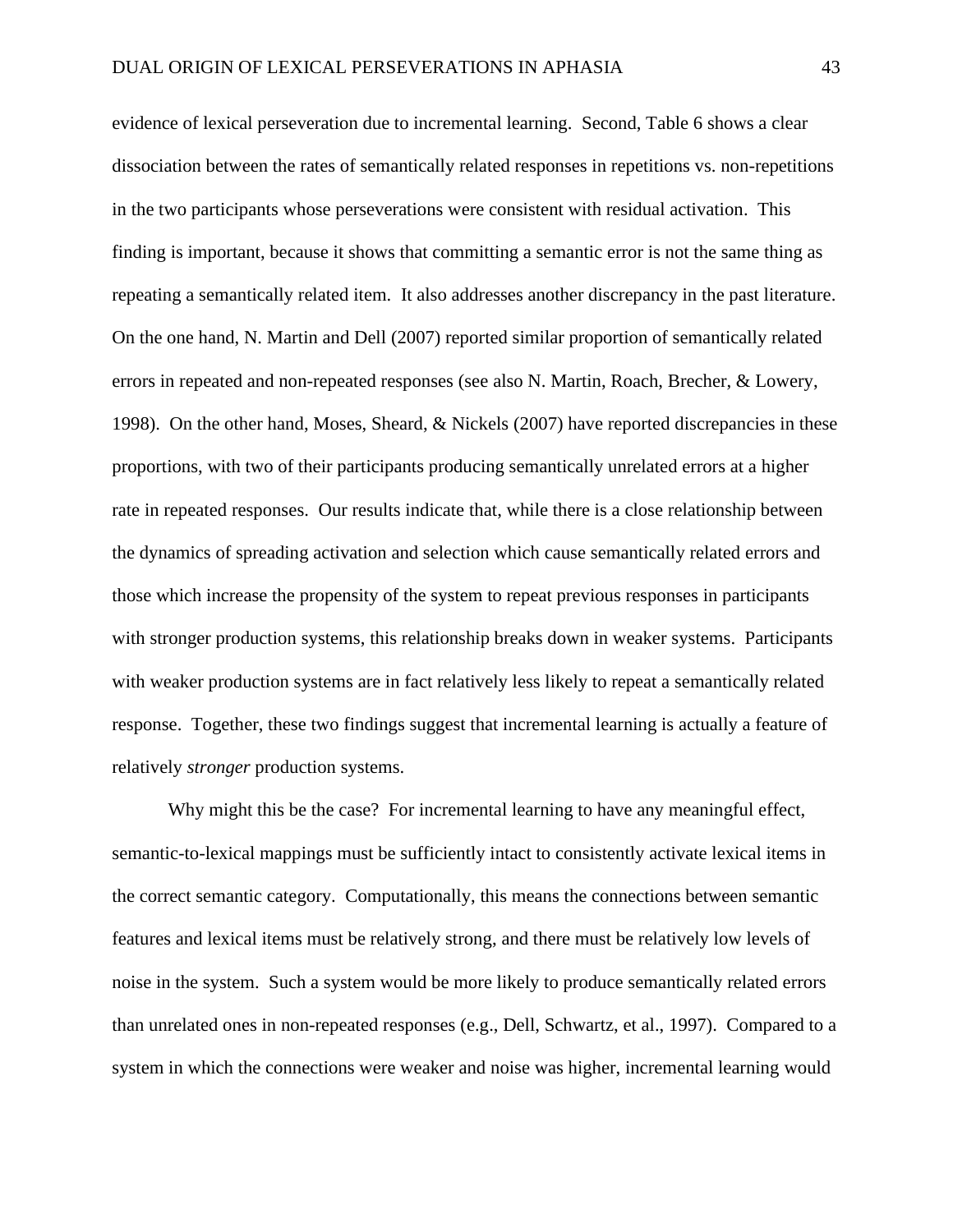evidence of lexical perseveration due to incremental learning. Second, Table 6 shows a clear dissociation between the rates of semantically related responses in repetitions vs. non-repetitions in the two participants whose perseverations were consistent with residual activation. This finding is important, because it shows that committing a semantic error is not the same thing as repeating a semantically related item. It also addresses another discrepancy in the past literature. On the one hand, N. Martin and Dell (2007) reported similar proportion of semantically related errors in repeated and non-repeated responses (see also N. Martin, Roach, Brecher, & Lowery, 1998). On the other hand, Moses, Sheard, & Nickels (2007) have reported discrepancies in these proportions, with two of their participants producing semantically unrelated errors at a higher rate in repeated responses. Our results indicate that, while there is a close relationship between the dynamics of spreading activation and selection which cause semantically related errors and those which increase the propensity of the system to repeat previous responses in participants with stronger production systems, this relationship breaks down in weaker systems. Participants with weaker production systems are in fact relatively less likely to repeat a semantically related response. Together, these two findings suggest that incremental learning is actually a feature of relatively *stronger* production systems.

Why might this be the case? For incremental learning to have any meaningful effect, semantic-to-lexical mappings must be sufficiently intact to consistently activate lexical items in the correct semantic category. Computationally, this means the connections between semantic features and lexical items must be relatively strong, and there must be relatively low levels of noise in the system. Such a system would be more likely to produce semantically related errors than unrelated ones in non-repeated responses (e.g., Dell, Schwartz, et al., 1997). Compared to a system in which the connections were weaker and noise was higher, incremental learning would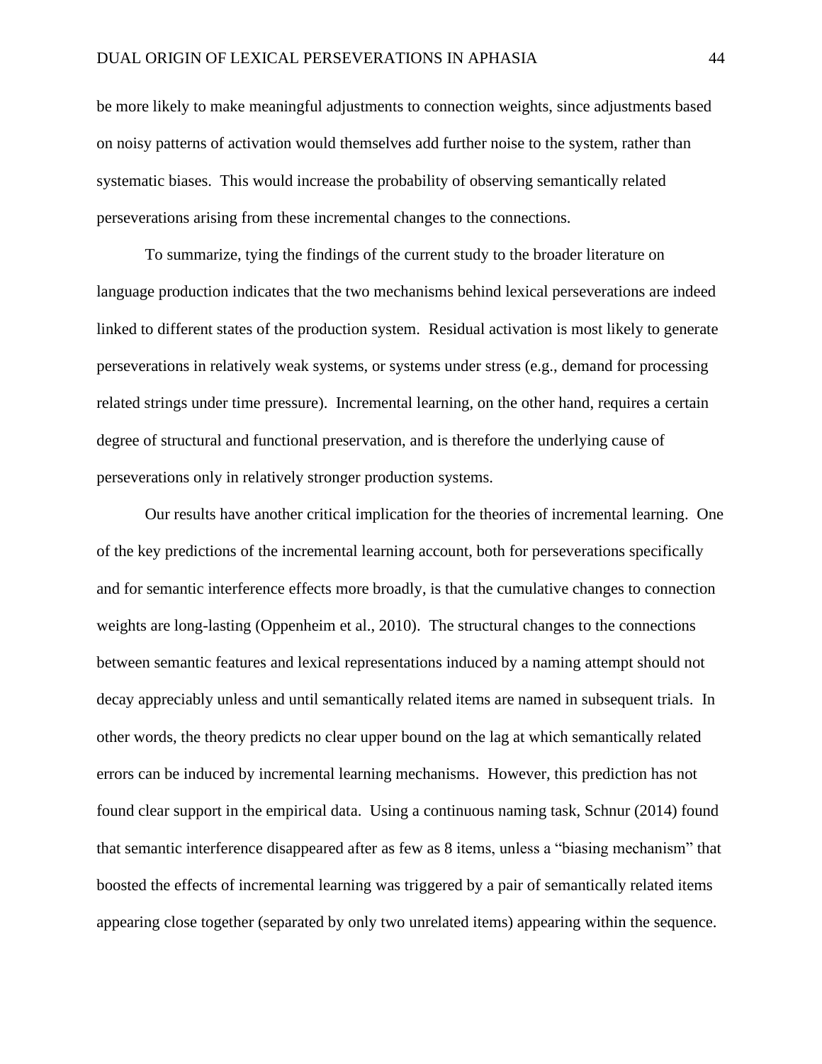be more likely to make meaningful adjustments to connection weights, since adjustments based on noisy patterns of activation would themselves add further noise to the system, rather than systematic biases. This would increase the probability of observing semantically related perseverations arising from these incremental changes to the connections.

To summarize, tying the findings of the current study to the broader literature on language production indicates that the two mechanisms behind lexical perseverations are indeed linked to different states of the production system. Residual activation is most likely to generate perseverations in relatively weak systems, or systems under stress (e.g., demand for processing related strings under time pressure). Incremental learning, on the other hand, requires a certain degree of structural and functional preservation, and is therefore the underlying cause of perseverations only in relatively stronger production systems.

Our results have another critical implication for the theories of incremental learning. One of the key predictions of the incremental learning account, both for perseverations specifically and for semantic interference effects more broadly, is that the cumulative changes to connection weights are long-lasting (Oppenheim et al., 2010). The structural changes to the connections between semantic features and lexical representations induced by a naming attempt should not decay appreciably unless and until semantically related items are named in subsequent trials. In other words, the theory predicts no clear upper bound on the lag at which semantically related errors can be induced by incremental learning mechanisms. However, this prediction has not found clear support in the empirical data. Using a continuous naming task, Schnur (2014) found that semantic interference disappeared after as few as 8 items, unless a "biasing mechanism" that boosted the effects of incremental learning was triggered by a pair of semantically related items appearing close together (separated by only two unrelated items) appearing within the sequence.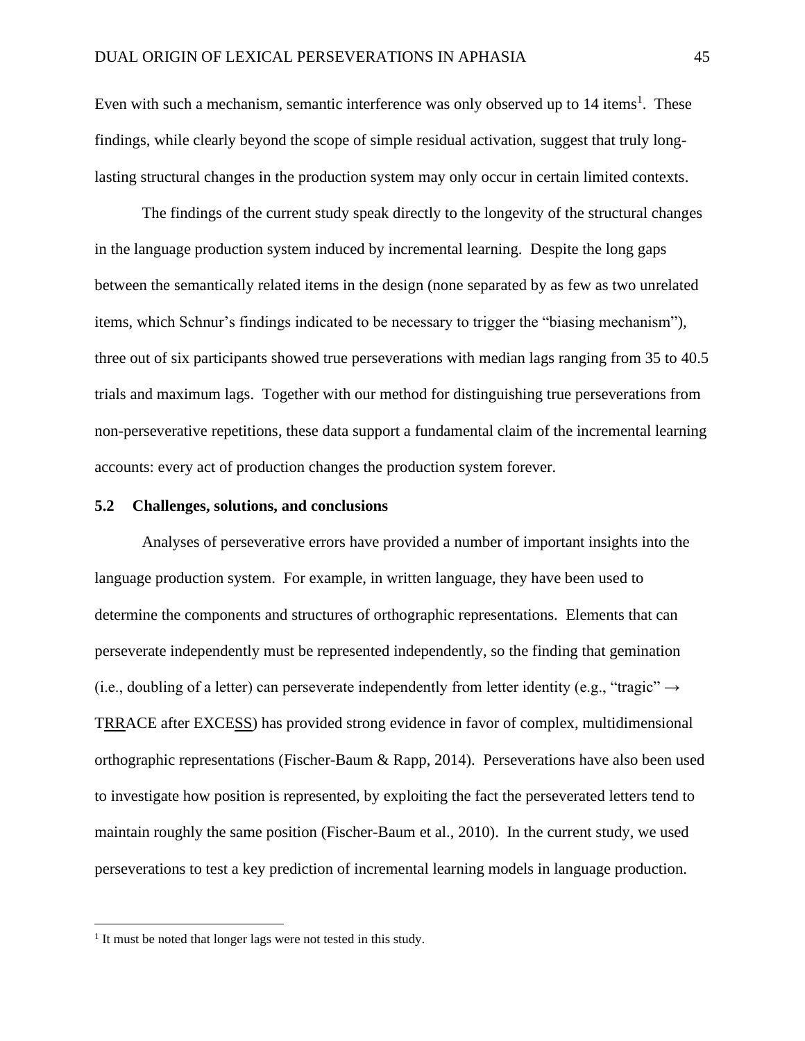Even with such a mechanism, semantic interference was only observed up to 14 items[1]. These findings, while clearly beyond the scope of simple residual activation, suggest that truly long-lasting structural changes in the production system may only occur in certain limited contexts.

The findings of the current study speak directly to the longevity of the structural changes in the language production system induced by incremental learning. Despite the long gaps between the semantically related items in the design (none separated by as few as two unrelated items, which Schnur's findings indicated to be necessary to trigger the "biasing mechanism"), three out of six participants showed true perseverations with median lags ranging from 35 to 40.5 trials and maximum lags. Together with our method for distinguishing true perseverations from non-perseverative repetitions, these data support a fundamental claim of the incremental learning accounts: every act of production changes the production system forever.

### 5.2 Challenges, solutions, and conclusions

Analyses of perseverative errors have provided a number of important insights into the language production system. For example, in written language, they have been used to determine the components and structures of orthographic representations. Elements that can perseverate independently must be represented independently, so the finding that gemination (i.e., doubling of a letter) can perseverate independently from letter identity (e.g., "tragic" → T<u>RR</u>ACE after EXCE<u>SS</u>) has provided strong evidence in favor of complex, multidimensional orthographic representations (Fischer-Baum & Rapp, 2014). Perseverations have also been used to investigate how position is represented, by exploiting the fact the perseverated letters tend to maintain roughly the same position (Fischer-Baum et al., 2010). In the current study, we used perseverations to test a key prediction of incremental learning models in language production.

[1] It must be noted that longer lags were not tested in this study.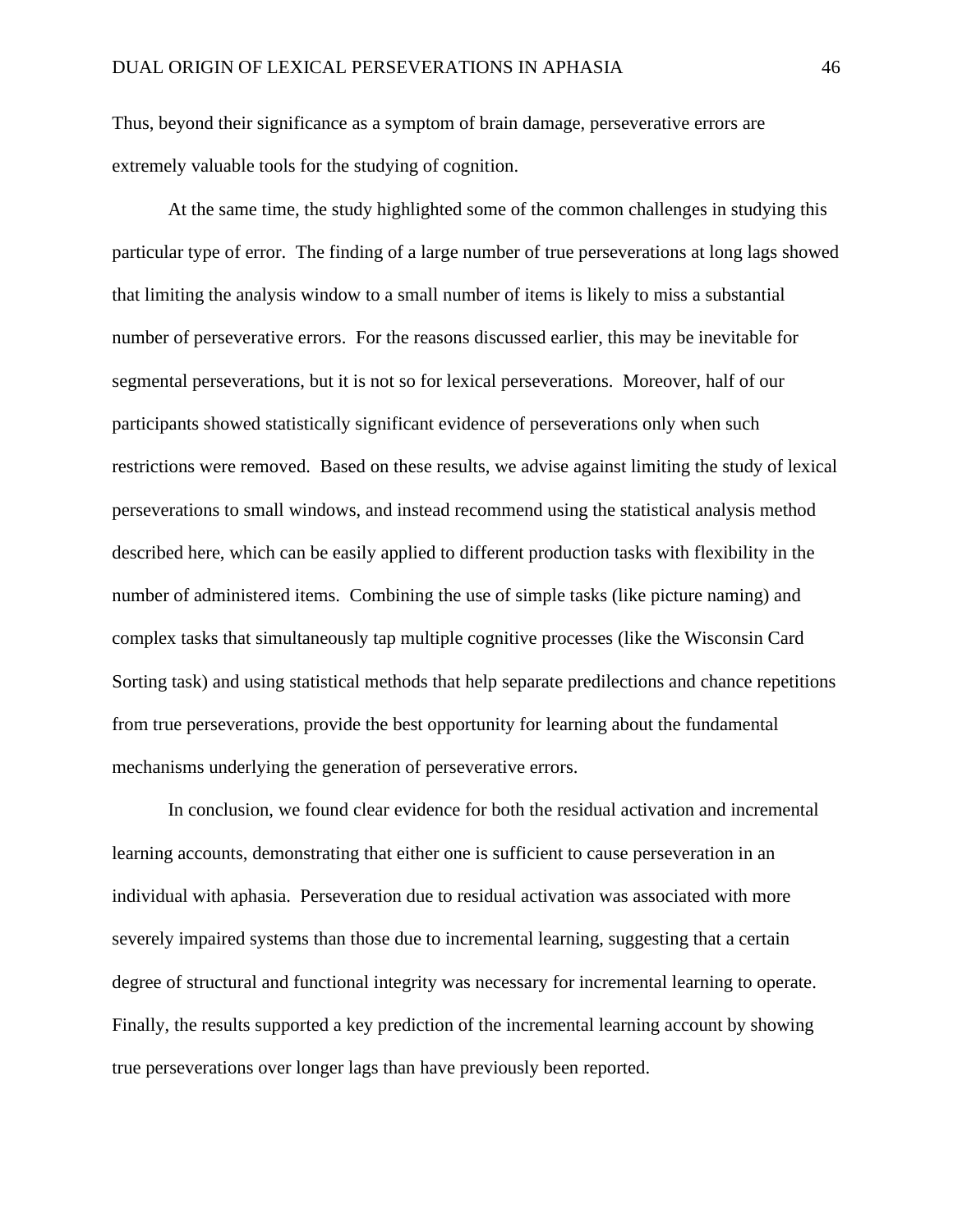Thus, beyond their significance as a symptom of brain damage, perseverative errors are extremely valuable tools for the studying of cognition.

At the same time, the study highlighted some of the common challenges in studying this particular type of error. The finding of a large number of true perseverations at long lags showed that limiting the analysis window to a small number of items is likely to miss a substantial number of perseverative errors. For the reasons discussed earlier, this may be inevitable for segmental perseverations, but it is not so for lexical perseverations. Moreover, half of our participants showed statistically significant evidence of perseverations only when such restrictions were removed. Based on these results, we advise against limiting the study of lexical perseverations to small windows, and instead recommend using the statistical analysis method described here, which can be easily applied to different production tasks with flexibility in the number of administered items. Combining the use of simple tasks (like picture naming) and complex tasks that simultaneously tap multiple cognitive processes (like the Wisconsin Card Sorting task) and using statistical methods that help separate predilections and chance repetitions from true perseverations, provide the best opportunity for learning about the fundamental mechanisms underlying the generation of perseverative errors.

In conclusion, we found clear evidence for both the residual activation and incremental learning accounts, demonstrating that either one is sufficient to cause perseveration in an individual with aphasia. Perseveration due to residual activation was associated with more severely impaired systems than those due to incremental learning, suggesting that a certain degree of structural and functional integrity was necessary for incremental learning to operate. Finally, the results supported a key prediction of the incremental learning account by showing true perseverations over longer lags than have previously been reported.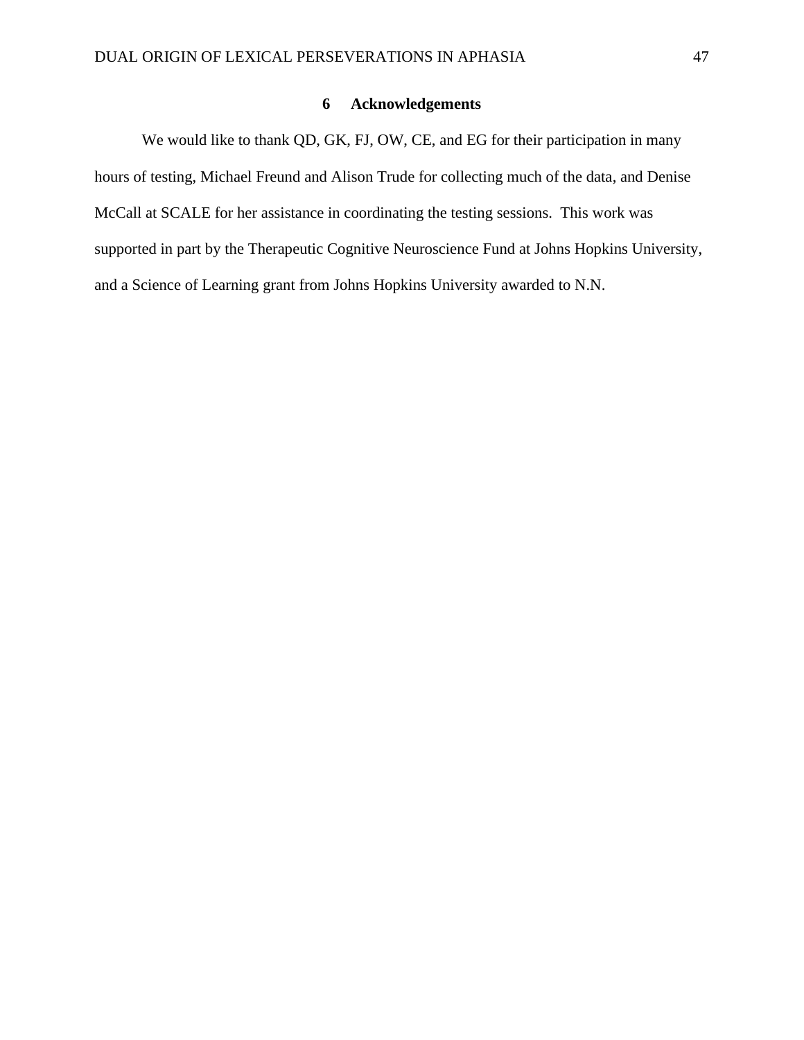## 6 Acknowledgements

We would like to thank QD, GK, FJ, OW, CE, and EG for their participation in many hours of testing, Michael Freund and Alison Trude for collecting much of the data, and Denise McCall at SCALE for her assistance in coordinating the testing sessions. This work was supported in part by the Therapeutic Cognitive Neuroscience Fund at Johns Hopkins University, and a Science of Learning grant from Johns Hopkins University awarded to N.N.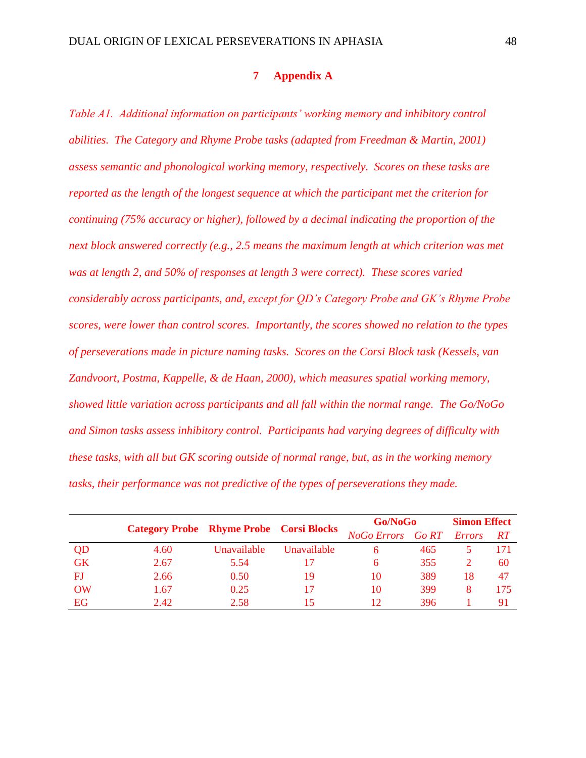# 7 Appendix A

*Table A1. Additional information on participants' working memory and inhibitory control abilities. The Category and Rhyme Probe tasks (adapted from Freedman & Martin, 2001) assess semantic and phonological working memory, respectively. Scores on these tasks are reported as the length of the longest sequence at which the participant met the criterion for continuing (75% accuracy or higher), followed by a decimal indicating the proportion of the next block answered correctly (e.g., 2.5 means the maximum length at which criterion was met was at length 2, and 50% of responses at length 3 were correct). These scores varied considerably across participants, and, except for QD's Category Probe and GK's Rhyme Probe scores, were lower than control scores. Importantly, the scores showed no relation to the types of perseverations made in picture naming tasks. Scores on the Corsi Block task (Kessels, van Zandvoort, Postma, Kappelle, & de Haan, 2000), which measures spatial working memory, showed little variation across participants and all fall within the normal range. The Go/NoGo and Simon tasks assess inhibitory control. Participants had varying degrees of difficulty with these tasks, with all but GK scoring outside of normal range, but, as in the working memory tasks, their performance was not predictive of the types of perseverations they made.*

| | **Category Probe** | **Rhyme Probe** | **Corsi Blocks** | **Go/NoGo** | | **Simon Effect** | |
|---|---|---|---|---|---|---|---|
| | | | | *NoGo Errors* | *Go RT* | *Errors* | *RT* |
| QD | 4.60 | Unavailable | Unavailable | 6 | 465 | 5 | 171 |
| GK | 2.67 | 5.54 | 17 | 6 | 355 | 2 | 60 |
| FJ | 2.66 | 0.50 | 19 | 10 | 389 | 18 | 47 |
| OW | 1.67 | 0.25 | 17 | 10 | 399 | 8 | 175 |
| EG | 2.42 | 2.58 | 15 | 12 | 396 | 1 | 91 |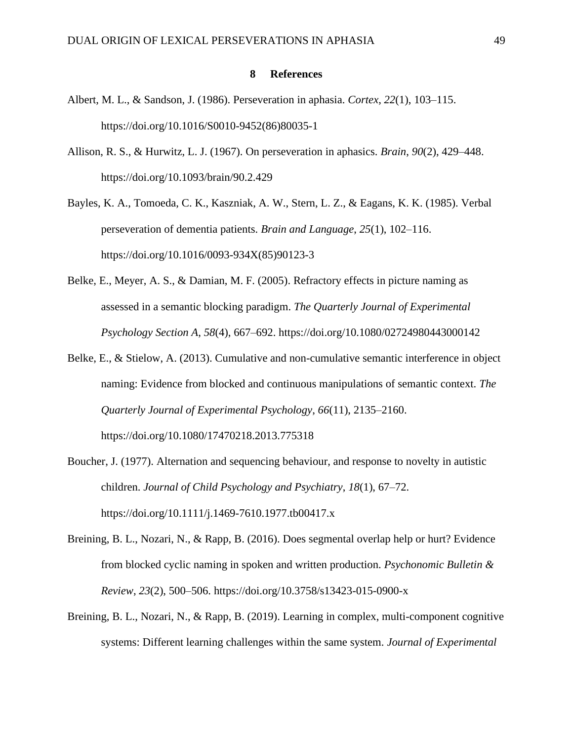# 8 References

Albert, M. L., & Sandson, J. (1986). Perseveration in aphasia. *Cortex*, *22*(1), 103–115. https://doi.org/10.1016/S0010-9452(86)80035-1

Allison, R. S., & Hurwitz, L. J. (1967). On perseveration in aphasics. *Brain*, *90*(2), 429–448. https://doi.org/10.1093/brain/90.2.429

Bayles, K. A., Tomoeda, C. K., Kaszniak, A. W., Stern, L. Z., & Eagans, K. K. (1985). Verbal perseveration of dementia patients. *Brain and Language*, *25*(1), 102–116. https://doi.org/10.1016/0093-934X(85)90123-3

Belke, E., Meyer, A. S., & Damian, M. F. (2005). Refractory effects in picture naming as assessed in a semantic blocking paradigm. *The Quarterly Journal of Experimental Psychology Section A*, *58*(4), 667–692. https://doi.org/10.1080/02724980443000142

Belke, E., & Stielow, A. (2013). Cumulative and non-cumulative semantic interference in object naming: Evidence from blocked and continuous manipulations of semantic context. *The Quarterly Journal of Experimental Psychology*, *66*(11), 2135–2160. https://doi.org/10.1080/17470218.2013.775318

Boucher, J. (1977). Alternation and sequencing behaviour, and response to novelty in autistic children. *Journal of Child Psychology and Psychiatry*, *18*(1), 67–72. https://doi.org/10.1111/j.1469-7610.1977.tb00417.x

Breining, B. L., Nozari, N., & Rapp, B. (2016). Does segmental overlap help or hurt? Evidence from blocked cyclic naming in spoken and written production. *Psychonomic Bulletin & Review*, *23*(2), 500–506. https://doi.org/10.3758/s13423-015-0900-x

Breining, B. L., Nozari, N., & Rapp, B. (2019). Learning in complex, multi-component cognitive systems: Different learning challenges within the same system. *Journal of Experimental*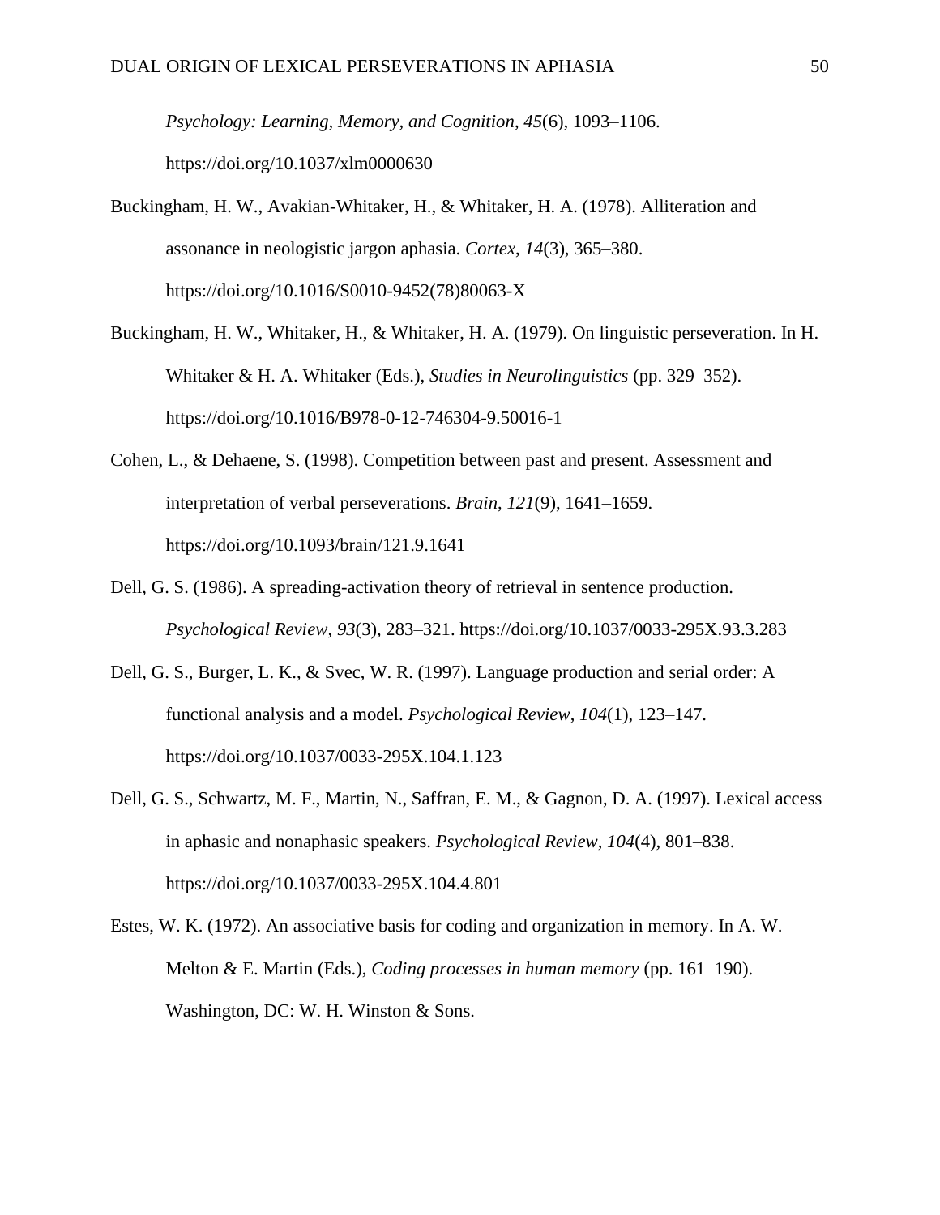*Psychology: Learning, Memory, and Cognition*, *45*(6), 1093–1106. https://doi.org/10.1037/xlm0000630

Buckingham, H. W., Avakian-Whitaker, H., & Whitaker, H. A. (1978). Alliteration and assonance in neologistic jargon aphasia. *Cortex*, *14*(3), 365–380. https://doi.org/10.1016/S0010-9452(78)80063-X

Buckingham, H. W., Whitaker, H., & Whitaker, H. A. (1979). On linguistic perseveration. In H. Whitaker & H. A. Whitaker (Eds.), *Studies in Neurolinguistics* (pp. 329–352). https://doi.org/10.1016/B978-0-12-746304-9.50016-1

Cohen, L., & Dehaene, S. (1998). Competition between past and present. Assessment and interpretation of verbal perseverations. *Brain*, *121*(9), 1641–1659. https://doi.org/10.1093/brain/121.9.1641

Dell, G. S. (1986). A spreading-activation theory of retrieval in sentence production. *Psychological Review*, *93*(3), 283–321. https://doi.org/10.1037/0033-295X.93.3.283

Dell, G. S., Burger, L. K., & Svec, W. R. (1997). Language production and serial order: A functional analysis and a model. *Psychological Review*, *104*(1), 123–147. https://doi.org/10.1037/0033-295X.104.1.123

Dell, G. S., Schwartz, M. F., Martin, N., Saffran, E. M., & Gagnon, D. A. (1997). Lexical access in aphasic and nonaphasic speakers. *Psychological Review*, *104*(4), 801–838. https://doi.org/10.1037/0033-295X.104.4.801

Estes, W. K. (1972). An associative basis for coding and organization in memory. In A. W. Melton & E. Martin (Eds.), *Coding processes in human memory* (pp. 161–190). Washington, DC: W. H. Winston & Sons.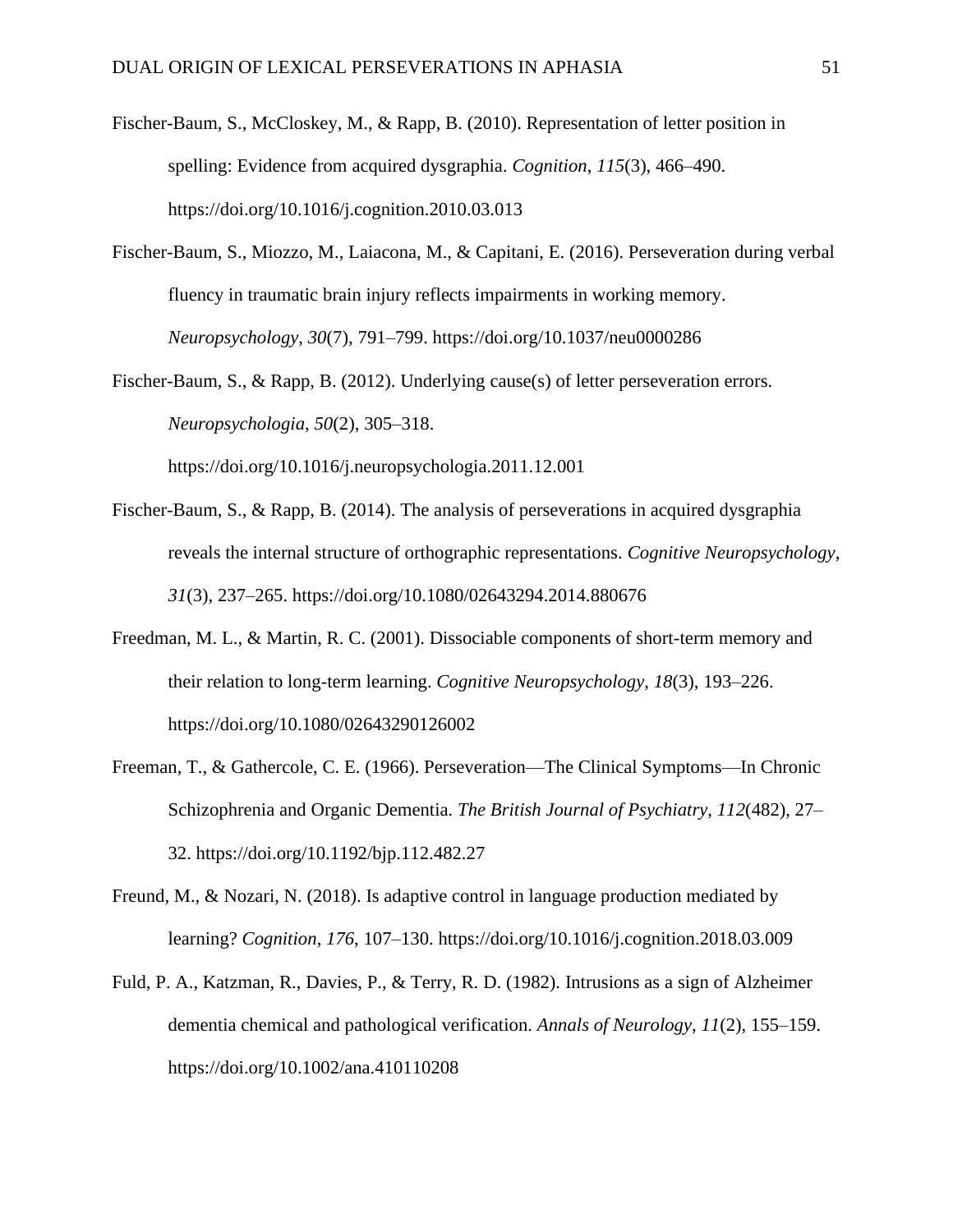Fischer-Baum, S., McCloskey, M., & Rapp, B. (2010). Representation of letter position in spelling: Evidence from acquired dysgraphia. *Cognition*, *115*(3), 466–490. https://doi.org/10.1016/j.cognition.2010.03.013

Fischer-Baum, S., Miozzo, M., Laiacona, M., & Capitani, E. (2016). Perseveration during verbal fluency in traumatic brain injury reflects impairments in working memory. *Neuropsychology*, *30*(7), 791–799. https://doi.org/10.1037/neu0000286

Fischer-Baum, S., & Rapp, B. (2012). Underlying cause(s) of letter perseveration errors. *Neuropsychologia*, *50*(2), 305–318. https://doi.org/10.1016/j.neuropsychologia.2011.12.001

Fischer-Baum, S., & Rapp, B. (2014). The analysis of perseverations in acquired dysgraphia reveals the internal structure of orthographic representations. *Cognitive Neuropsychology*, *31*(3), 237–265. https://doi.org/10.1080/02643294.2014.880676

Freedman, M. L., & Martin, R. C. (2001). Dissociable components of short-term memory and their relation to long-term learning. *Cognitive Neuropsychology*, *18*(3), 193–226. https://doi.org/10.1080/02643290126002

Freeman, T., & Gathercole, C. E. (1966). Perseveration—The Clinical Symptoms—In Chronic Schizophrenia and Organic Dementia. *The British Journal of Psychiatry*, *112*(482), 27–32. https://doi.org/10.1192/bjp.112.482.27

Freund, M., & Nozari, N. (2018). Is adaptive control in language production mediated by learning? *Cognition*, *176*, 107–130. https://doi.org/10.1016/j.cognition.2018.03.009

Fuld, P. A., Katzman, R., Davies, P., & Terry, R. D. (1982). Intrusions as a sign of Alzheimer dementia chemical and pathological verification. *Annals of Neurology*, *11*(2), 155–159. https://doi.org/10.1002/ana.410110208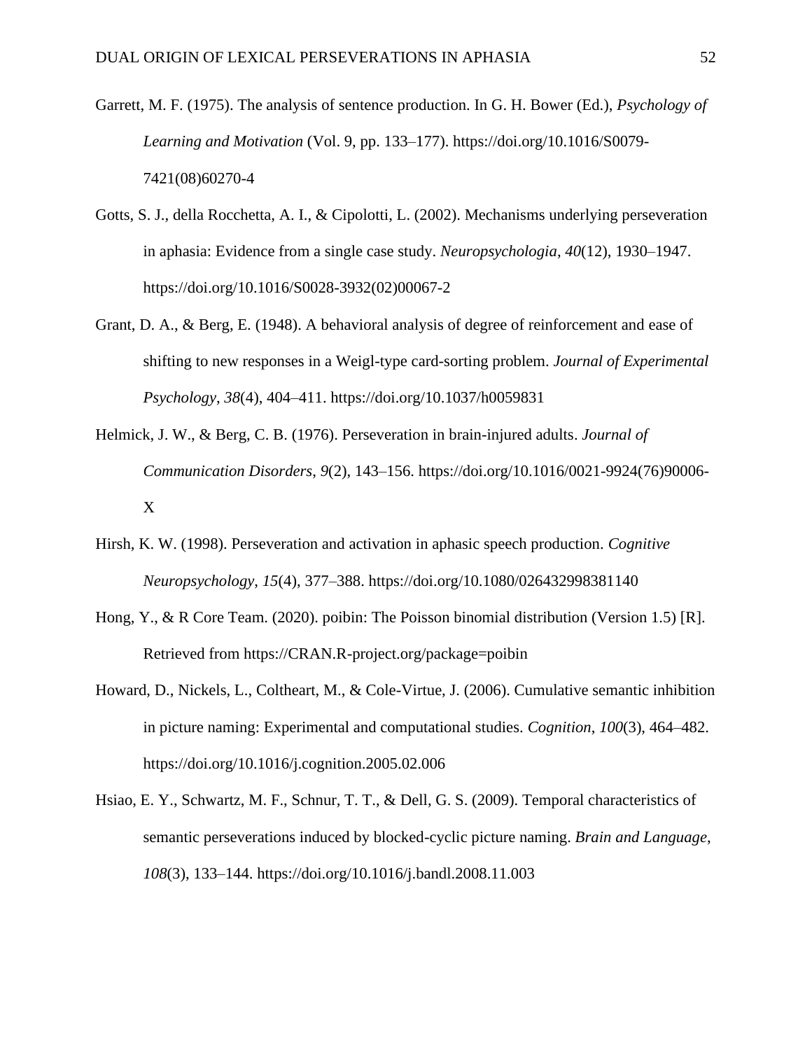Garrett, M. F. (1975). The analysis of sentence production. In G. H. Bower (Ed.), *Psychology of Learning and Motivation* (Vol. 9, pp. 133–177). https://doi.org/10.1016/S0079-7421(08)60270-4

Gotts, S. J., della Rocchetta, A. I., & Cipolotti, L. (2002). Mechanisms underlying perseveration in aphasia: Evidence from a single case study. *Neuropsychologia*, *40*(12), 1930–1947. https://doi.org/10.1016/S0028-3932(02)00067-2

Grant, D. A., & Berg, E. (1948). A behavioral analysis of degree of reinforcement and ease of shifting to new responses in a Weigl-type card-sorting problem. *Journal of Experimental Psychology*, *38*(4), 404–411. https://doi.org/10.1037/h0059831

Helmick, J. W., & Berg, C. B. (1976). Perseveration in brain-injured adults. *Journal of Communication Disorders*, *9*(2), 143–156. https://doi.org/10.1016/0021-9924(76)90006-X

Hirsh, K. W. (1998). Perseveration and activation in aphasic speech production. *Cognitive Neuropsychology*, *15*(4), 377–388. https://doi.org/10.1080/026432998381140

Hong, Y., & R Core Team. (2020). poibin: The Poisson binomial distribution (Version 1.5) [R]. Retrieved from https://CRAN.R-project.org/package=poibin

Howard, D., Nickels, L., Coltheart, M., & Cole-Virtue, J. (2006). Cumulative semantic inhibition in picture naming: Experimental and computational studies. *Cognition*, *100*(3), 464–482. https://doi.org/10.1016/j.cognition.2005.02.006

Hsiao, E. Y., Schwartz, M. F., Schnur, T. T., & Dell, G. S. (2009). Temporal characteristics of semantic perseverations induced by blocked-cyclic picture naming. *Brain and Language*, *108*(3), 133–144. https://doi.org/10.1016/j.bandl.2008.11.003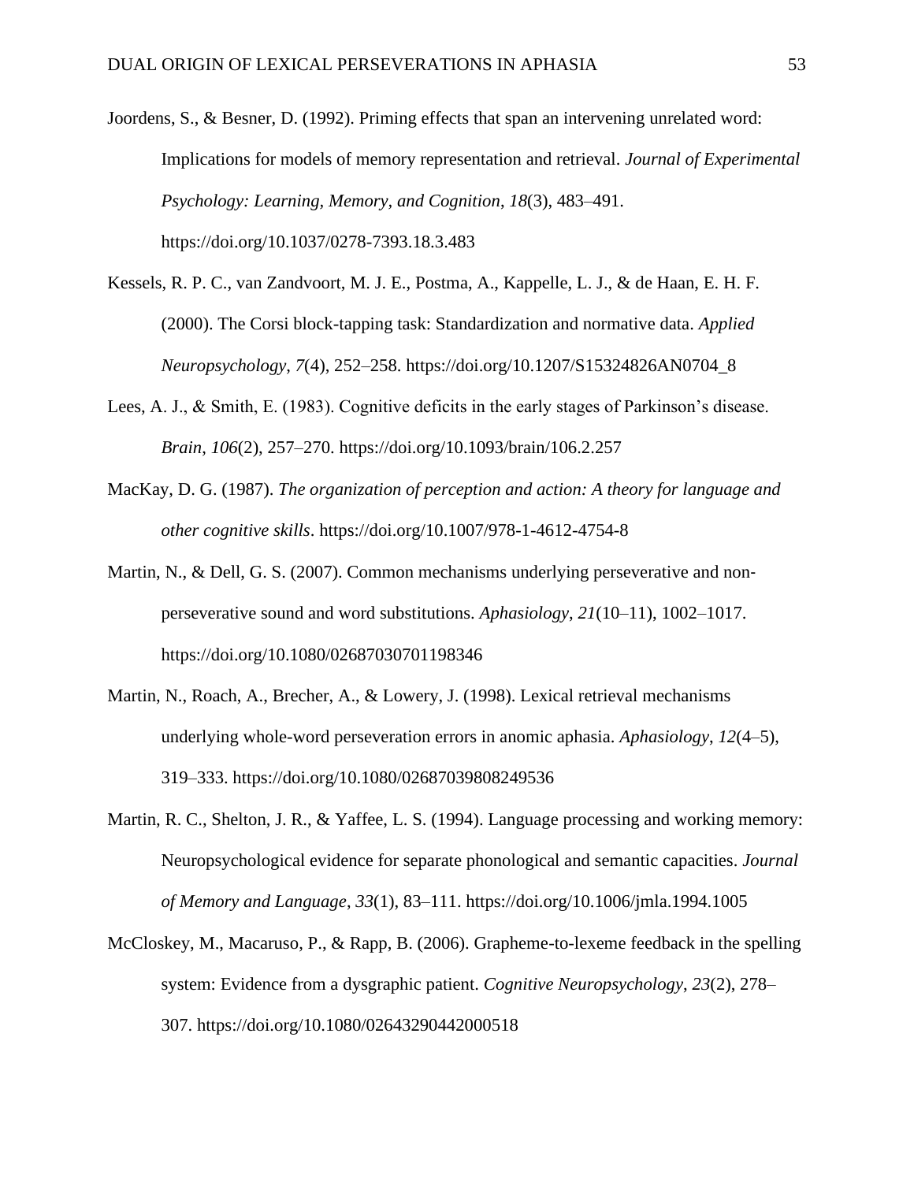Joordens, S., & Besner, D. (1992). Priming effects that span an intervening unrelated word: Implications for models of memory representation and retrieval. *Journal of Experimental Psychology: Learning, Memory, and Cognition*, *18*(3), 483–491. https://doi.org/10.1037/0278-7393.18.3.483

Kessels, R. P. C., van Zandvoort, M. J. E., Postma, A., Kappelle, L. J., & de Haan, E. H. F. (2000). The Corsi block-tapping task: Standardization and normative data. *Applied Neuropsychology*, *7*(4), 252–258. https://doi.org/10.1207/S15324826AN0704_8

Lees, A. J., & Smith, E. (1983). Cognitive deficits in the early stages of Parkinson's disease. *Brain*, *106*(2), 257–270. https://doi.org/10.1093/brain/106.2.257

MacKay, D. G. (1987). *The organization of perception and action: A theory for language and other cognitive skills*. https://doi.org/10.1007/978-1-4612-4754-8

Martin, N., & Dell, G. S. (2007). Common mechanisms underlying perseverative and non-perseverative sound and word substitutions. *Aphasiology*, *21*(10–11), 1002–1017. https://doi.org/10.1080/02687030701198346

Martin, N., Roach, A., Brecher, A., & Lowery, J. (1998). Lexical retrieval mechanisms underlying whole-word perseveration errors in anomic aphasia. *Aphasiology*, *12*(4–5), 319–333. https://doi.org/10.1080/02687039808249536

Martin, R. C., Shelton, J. R., & Yaffee, L. S. (1994). Language processing and working memory: Neuropsychological evidence for separate phonological and semantic capacities. *Journal of Memory and Language*, *33*(1), 83–111. https://doi.org/10.1006/jmla.1994.1005

McCloskey, M., Macaruso, P., & Rapp, B. (2006). Grapheme-to-lexeme feedback in the spelling system: Evidence from a dysgraphic patient. *Cognitive Neuropsychology*, *23*(2), 278–307. https://doi.org/10.1080/02643290442000518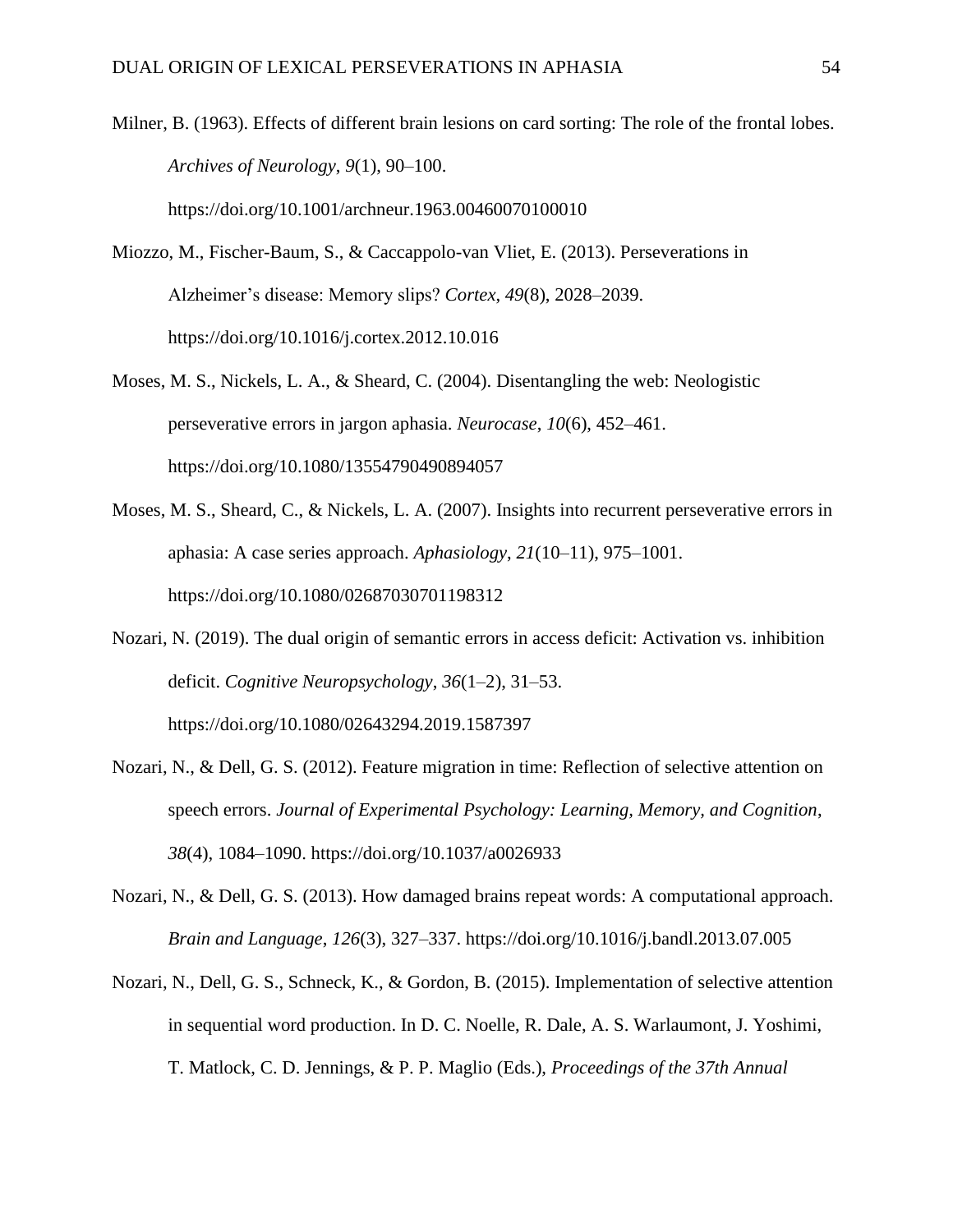Milner, B. (1963). Effects of different brain lesions on card sorting: The role of the frontal lobes. *Archives of Neurology*, *9*(1), 90–100. https://doi.org/10.1001/archneur.1963.00460070100010

Miozzo, M., Fischer-Baum, S., & Caccappolo-van Vliet, E. (2013). Perseverations in Alzheimer's disease: Memory slips? *Cortex*, *49*(8), 2028–2039. https://doi.org/10.1016/j.cortex.2012.10.016

Moses, M. S., Nickels, L. A., & Sheard, C. (2004). Disentangling the web: Neologistic perseverative errors in jargon aphasia. *Neurocase*, *10*(6), 452–461. https://doi.org/10.1080/13554790490894057

Moses, M. S., Sheard, C., & Nickels, L. A. (2007). Insights into recurrent perseverative errors in aphasia: A case series approach. *Aphasiology*, *21*(10–11), 975–1001. https://doi.org/10.1080/02687030701198312

Nozari, N. (2019). The dual origin of semantic errors in access deficit: Activation vs. inhibition deficit. *Cognitive Neuropsychology*, *36*(1–2), 31–53. https://doi.org/10.1080/02643294.2019.1587397

Nozari, N., & Dell, G. S. (2012). Feature migration in time: Reflection of selective attention on speech errors. *Journal of Experimental Psychology: Learning, Memory, and Cognition*, *38*(4), 1084–1090. https://doi.org/10.1037/a0026933

Nozari, N., & Dell, G. S. (2013). How damaged brains repeat words: A computational approach. *Brain and Language*, *126*(3), 327–337. https://doi.org/10.1016/j.bandl.2013.07.005

Nozari, N., Dell, G. S., Schneck, K., & Gordon, B. (2015). Implementation of selective attention in sequential word production. In D. C. Noelle, R. Dale, A. S. Warlaumont, J. Yoshimi, T. Matlock, C. D. Jennings, & P. P. Maglio (Eds.), *Proceedings of the 37th Annual*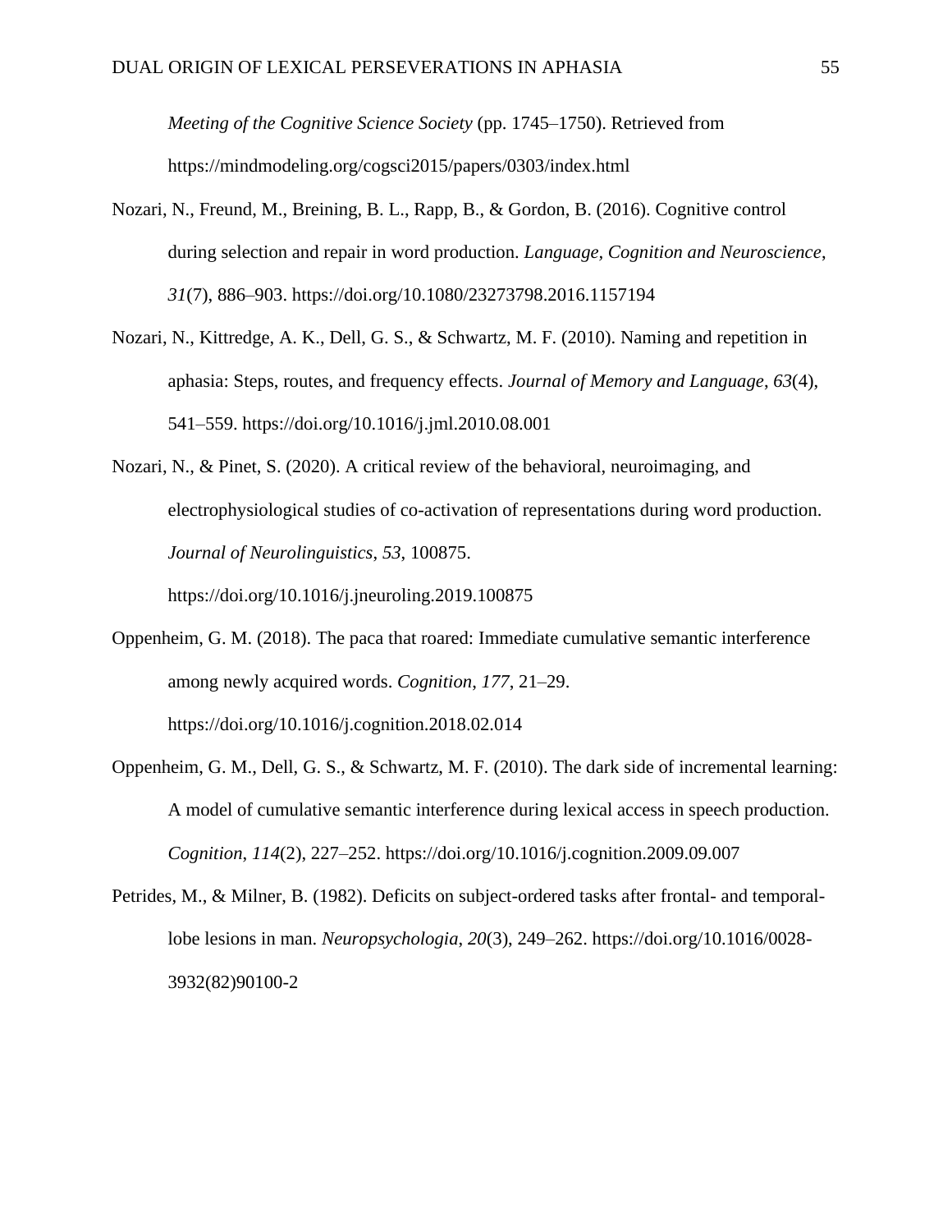*Meeting of the Cognitive Science Society* (pp. 1745–1750). Retrieved from https://mindmodeling.org/cogsci2015/papers/0303/index.html

Nozari, N., Freund, M., Breining, B. L., Rapp, B., & Gordon, B. (2016). Cognitive control during selection and repair in word production. *Language, Cognition and Neuroscience*, *31*(7), 886–903. https://doi.org/10.1080/23273798.2016.1157194

Nozari, N., Kittredge, A. K., Dell, G. S., & Schwartz, M. F. (2010). Naming and repetition in aphasia: Steps, routes, and frequency effects. *Journal of Memory and Language*, *63*(4), 541–559. https://doi.org/10.1016/j.jml.2010.08.001

Nozari, N., & Pinet, S. (2020). A critical review of the behavioral, neuroimaging, and electrophysiological studies of co-activation of representations during word production. *Journal of Neurolinguistics*, *53*, 100875. https://doi.org/10.1016/j.jneuroling.2019.100875

Oppenheim, G. M. (2018). The paca that roared: Immediate cumulative semantic interference among newly acquired words. *Cognition*, *177*, 21–29. https://doi.org/10.1016/j.cognition.2018.02.014

Oppenheim, G. M., Dell, G. S., & Schwartz, M. F. (2010). The dark side of incremental learning: A model of cumulative semantic interference during lexical access in speech production. *Cognition*, *114*(2), 227–252. https://doi.org/10.1016/j.cognition.2009.09.007

Petrides, M., & Milner, B. (1982). Deficits on subject-ordered tasks after frontal- and temporal-lobe lesions in man. *Neuropsychologia*, *20*(3), 249–262. https://doi.org/10.1016/0028-3932(82)90100-2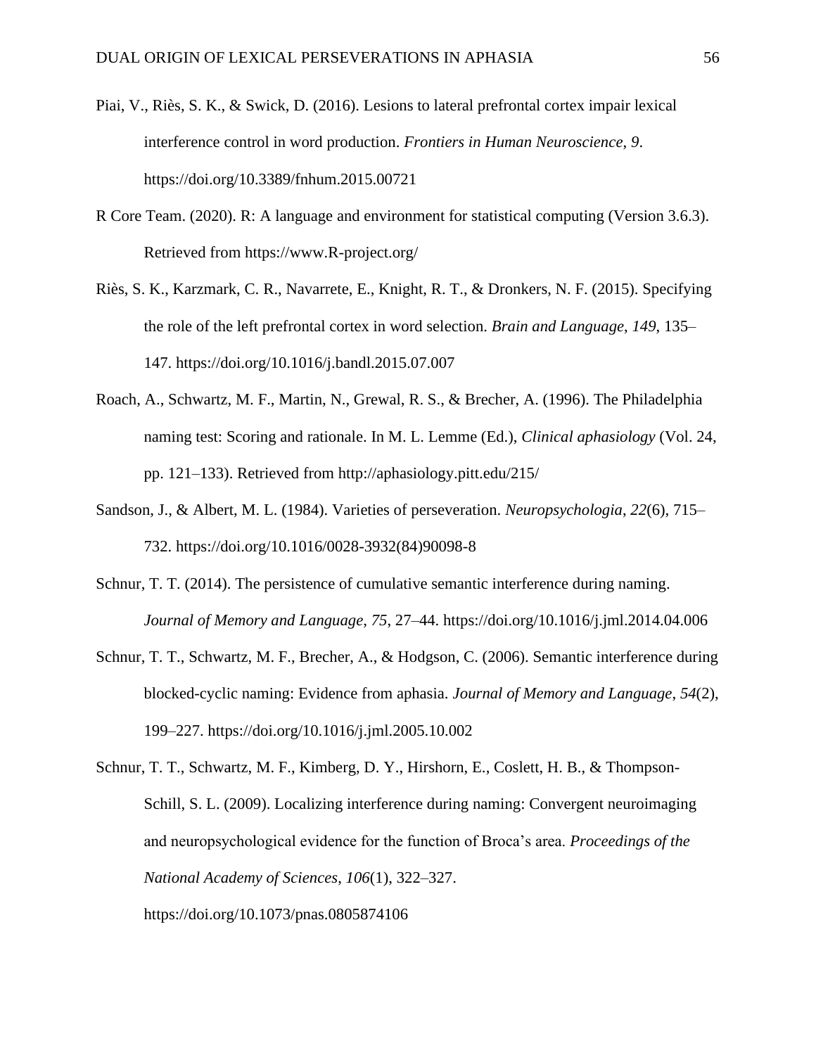Piai, V., Riès, S. K., & Swick, D. (2016). Lesions to lateral prefrontal cortex impair lexical interference control in word production. *Frontiers in Human Neuroscience*, *9*. https://doi.org/10.3389/fnhum.2015.00721

R Core Team. (2020). R: A language and environment for statistical computing (Version 3.6.3). Retrieved from https://www.R-project.org/

Riès, S. K., Karzmark, C. R., Navarrete, E., Knight, R. T., & Dronkers, N. F. (2015). Specifying the role of the left prefrontal cortex in word selection. *Brain and Language*, *149*, 135–147. https://doi.org/10.1016/j.bandl.2015.07.007

Roach, A., Schwartz, M. F., Martin, N., Grewal, R. S., & Brecher, A. (1996). The Philadelphia naming test: Scoring and rationale. In M. L. Lemme (Ed.), *Clinical aphasiology* (Vol. 24, pp. 121–133). Retrieved from http://aphasiology.pitt.edu/215/

Sandson, J., & Albert, M. L. (1984). Varieties of perseveration. *Neuropsychologia*, *22*(6), 715–732. https://doi.org/10.1016/0028-3932(84)90098-8

Schnur, T. T. (2014). The persistence of cumulative semantic interference during naming. *Journal of Memory and Language*, *75*, 27–44. https://doi.org/10.1016/j.jml.2014.04.006

Schnur, T. T., Schwartz, M. F., Brecher, A., & Hodgson, C. (2006). Semantic interference during blocked-cyclic naming: Evidence from aphasia. *Journal of Memory and Language*, *54*(2), 199–227. https://doi.org/10.1016/j.jml.2005.10.002

Schnur, T. T., Schwartz, M. F., Kimberg, D. Y., Hirshorn, E., Coslett, H. B., & Thompson-Schill, S. L. (2009). Localizing interference during naming: Convergent neuroimaging and neuropsychological evidence for the function of Broca's area. *Proceedings of the National Academy of Sciences*, *106*(1), 322–327. https://doi.org/10.1073/pnas.0805874106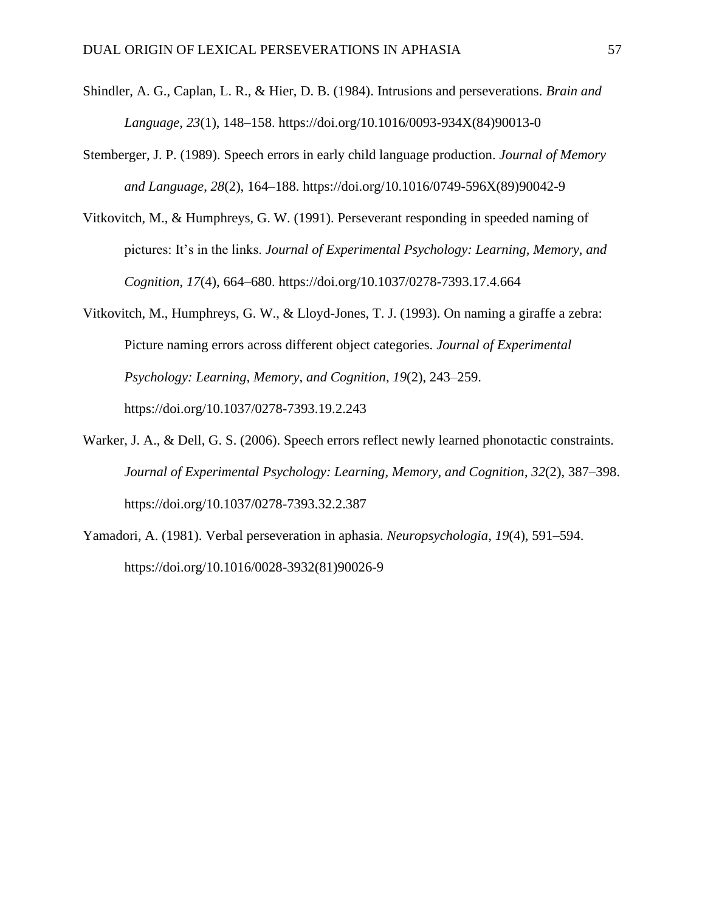Shindler, A. G., Caplan, L. R., & Hier, D. B. (1984). Intrusions and perseverations. *Brain and Language*, *23*(1), 148–158. https://doi.org/10.1016/0093-934X(84)90013-0

Stemberger, J. P. (1989). Speech errors in early child language production. *Journal of Memory and Language*, *28*(2), 164–188. https://doi.org/10.1016/0749-596X(89)90042-9

Vitkovitch, M., & Humphreys, G. W. (1991). Perseverant responding in speeded naming of pictures: It's in the links. *Journal of Experimental Psychology: Learning, Memory, and Cognition*, *17*(4), 664–680. https://doi.org/10.1037/0278-7393.17.4.664

Vitkovitch, M., Humphreys, G. W., & Lloyd-Jones, T. J. (1993). On naming a giraffe a zebra: Picture naming errors across different object categories. *Journal of Experimental Psychology: Learning, Memory, and Cognition*, *19*(2), 243–259. https://doi.org/10.1037/0278-7393.19.2.243

Warker, J. A., & Dell, G. S. (2006). Speech errors reflect newly learned phonotactic constraints. *Journal of Experimental Psychology: Learning, Memory, and Cognition*, *32*(2), 387–398. https://doi.org/10.1037/0278-7393.32.2.387

Yamadori, A. (1981). Verbal perseveration in aphasia. *Neuropsychologia*, *19*(4), 591–594. https://doi.org/10.1016/0028-3932(81)90026-9